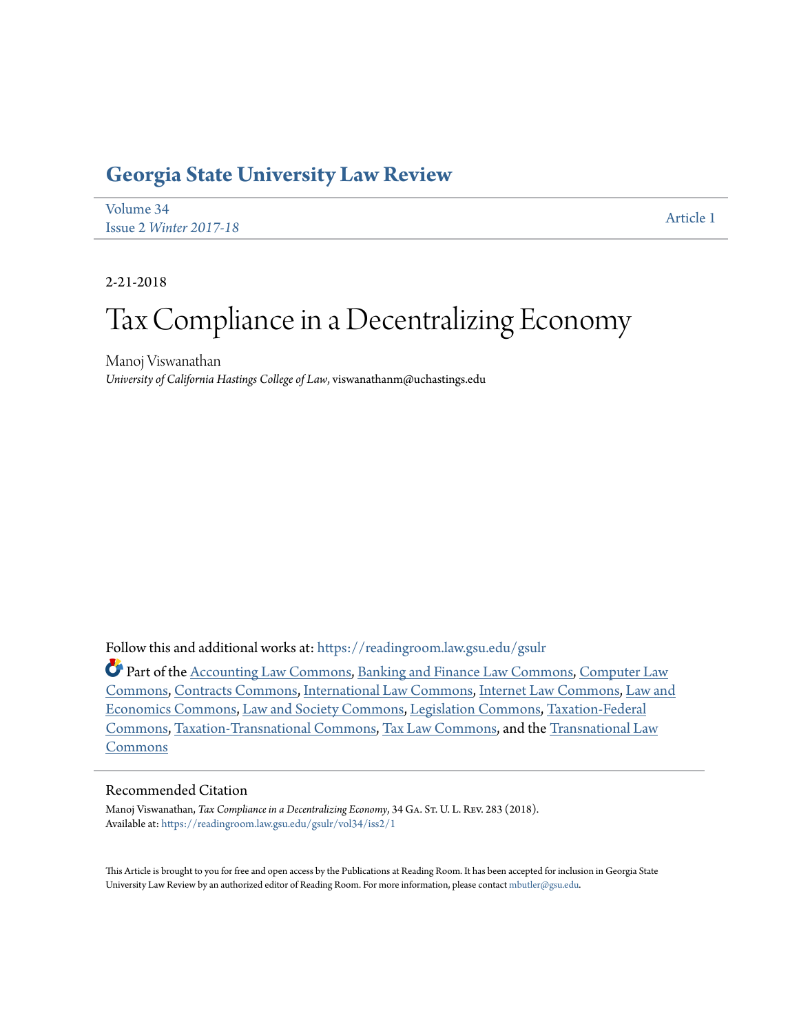# Georgia State University Law Review

Volume 34
Issue 2 *Winter 2017-18*

Article 1

2-21-2018

# Tax Compliance in a Decentralizing Economy

Manoj Viswanathan
*University of California Hastings College of Law*, viswanathanm@uchastings.edu

Follow this and additional works at: https://readingroom.law.gsu.edu/gsulr

Part of the Accounting Law Commons, Banking and Finance Law Commons, Computer Law Commons, Contracts Commons, International Law Commons, Internet Law Commons, Law and Economics Commons, Law and Society Commons, Legislation Commons, Taxation-Federal Commons, Taxation-Transnational Commons, Tax Law Commons, and the Transnational Law Commons

## Recommended Citation

Manoj Viswanathan, *Tax Compliance in a Decentralizing Economy*, 34 Ga. St. U. L. Rev. 283 (2018).
Available at: https://readingroom.law.gsu.edu/gsulr/vol34/iss2/1

This Article is brought to you for free and open access by the Publications at Reading Room. It has been accepted for inclusion in Georgia State University Law Review by an authorized editor of Reading Room. For more information, please contact mbutler@gsu.edu.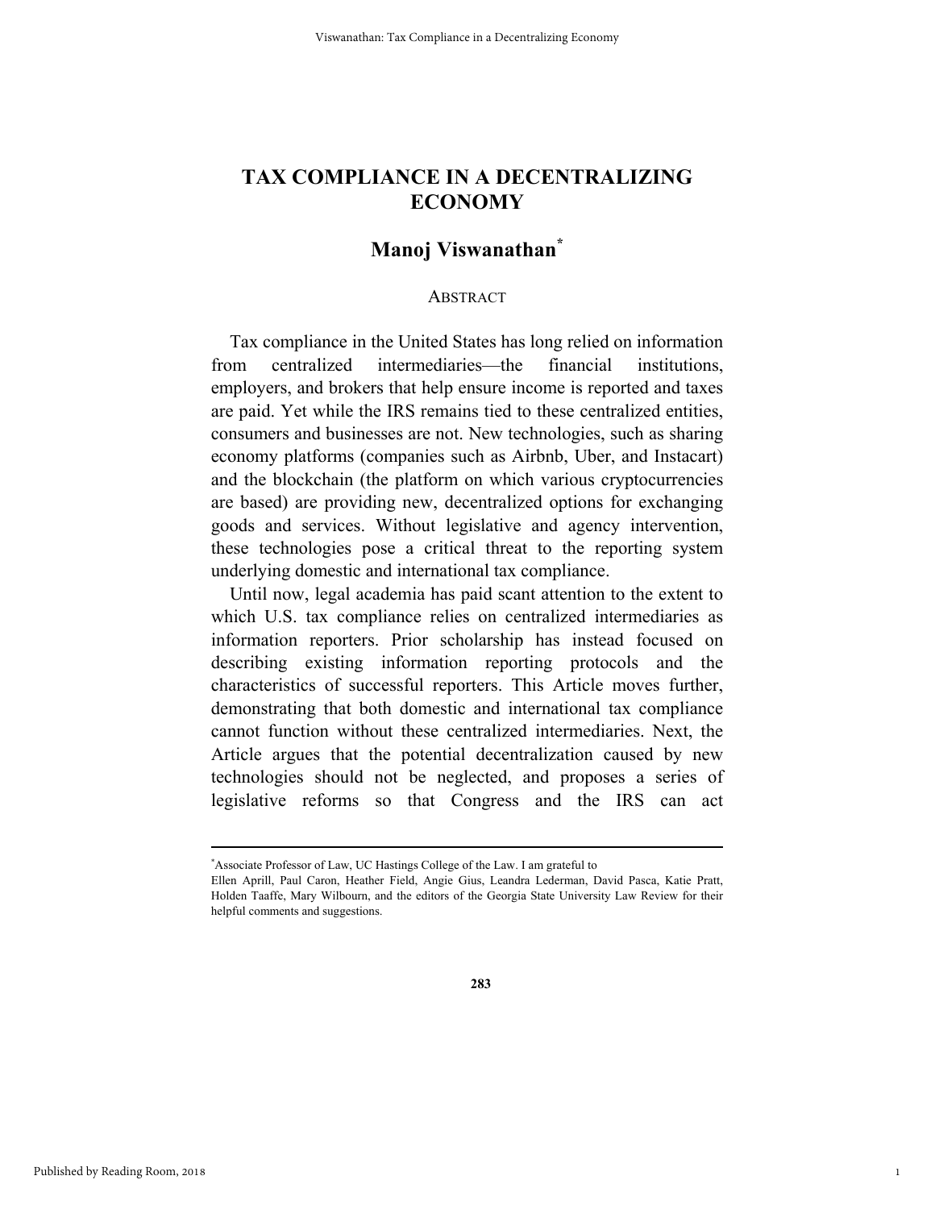# TAX COMPLIANCE IN A DECENTRALIZING ECONOMY

## Manoj Viswanathan*

### ABSTRACT

Tax compliance in the United States has long relied on information from centralized intermediaries—the financial institutions, employers, and brokers that help ensure income is reported and taxes are paid. Yet while the IRS remains tied to these centralized entities, consumers and businesses are not. New technologies, such as sharing economy platforms (companies such as Airbnb, Uber, and Instacart) and the blockchain (the platform on which various cryptocurrencies are based) are providing new, decentralized options for exchanging goods and services. Without legislative and agency intervention, these technologies pose a critical threat to the reporting system underlying domestic and international tax compliance.

Until now, legal academia has paid scant attention to the extent to which U.S. tax compliance relies on centralized intermediaries as information reporters. Prior scholarship has instead focused on describing existing information reporting protocols and the characteristics of successful reporters. This Article moves further, demonstrating that both domestic and international tax compliance cannot function without these centralized intermediaries. Next, the Article argues that the potential decentralization caused by new technologies should not be neglected, and proposes a series of legislative reforms so that Congress and the IRS can act

---

*Associate Professor of Law, UC Hastings College of the Law. I am grateful to Ellen Aprill, Paul Caron, Heather Field, Angie Gius, Leandra Lederman, David Pasca, Katie Pratt, Holden Taaffe, Mary Wilbourn, and the editors of the Georgia State University Law Review for their helpful comments and suggestions.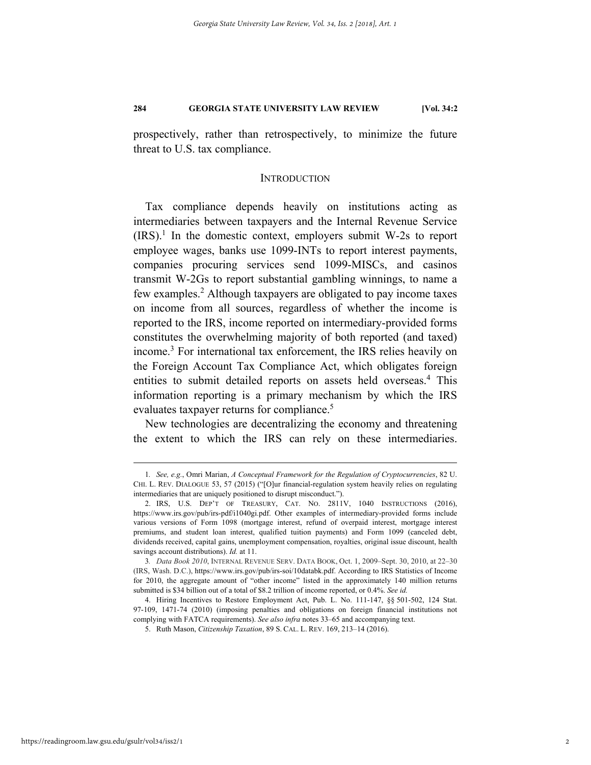prospectively, rather than retrospectively, to minimize the future threat to U.S. tax compliance.

## INTRODUCTION

Tax compliance depends heavily on institutions acting as intermediaries between taxpayers and the Internal Revenue Service (IRS).[1] In the domestic context, employers submit W-2s to report employee wages, banks use 1099-INTs to report interest payments, companies procuring services send 1099-MISCs, and casinos transmit W-2Gs to report substantial gambling winnings, to name a few examples.[2] Although taxpayers are obligated to pay income taxes on income from all sources, regardless of whether the income is reported to the IRS, income reported on intermediary-provided forms constitutes the overwhelming majority of both reported (and taxed) income.[3] For international tax enforcement, the IRS relies heavily on the Foreign Account Tax Compliance Act, which obligates foreign entities to submit detailed reports on assets held overseas.[4] This information reporting is a primary mechanism by which the IRS evaluates taxpayer returns for compliance.[5]

New technologies are decentralizing the economy and threatening the extent to which the IRS can rely on these intermediaries.

---

1. *See, e.g.*, Omri Marian, *A Conceptual Framework for the Regulation of Cryptocurrencies*, 82 U. CHI. L. REV. DIALOGUE 53, 57 (2015) ("[O]ur financial-regulation system heavily relies on regulating intermediaries that are uniquely positioned to disrupt misconduct.").

2. IRS, U.S. DEP'T OF TREASURY, CAT. NO. 2811V, 1040 INSTRUCTIONS (2016), https://www.irs.gov/pub/irs-pdf/i1040gi.pdf. Other examples of intermediary-provided forms include various versions of Form 1098 (mortgage interest, refund of overpaid interest, mortgage interest premiums, and student loan interest, qualified tuition payments) and Form 1099 (canceled debt, dividends received, capital gains, unemployment compensation, royalties, original issue discount, health savings account distributions). *Id.* at 11.

3. *Data Book 2010*, INTERNAL REVENUE SERV. DATA BOOK, Oct. 1, 2009–Sept. 30, 2010, at 22–30 (IRS, Wash. D.C.), https://www.irs.gov/pub/irs-soi/10databk.pdf. According to IRS Statistics of Income for 2010, the aggregate amount of "other income" listed in the approximately 140 million returns submitted is $34 billion out of a total of $8.2 trillion of income reported, or 0.4%. *See id.*

4. Hiring Incentives to Restore Employment Act, Pub. L. No. 111-147, §§ 501-502, 124 Stat. 97-109, 1471-74 (2010) (imposing penalties and obligations on foreign financial institutions not complying with FATCA requirements). *See also infra* notes 33–65 and accompanying text.

5. Ruth Mason, *Citizenship Taxation*, 89 S. CAL. L. REV. 169, 213–14 (2016).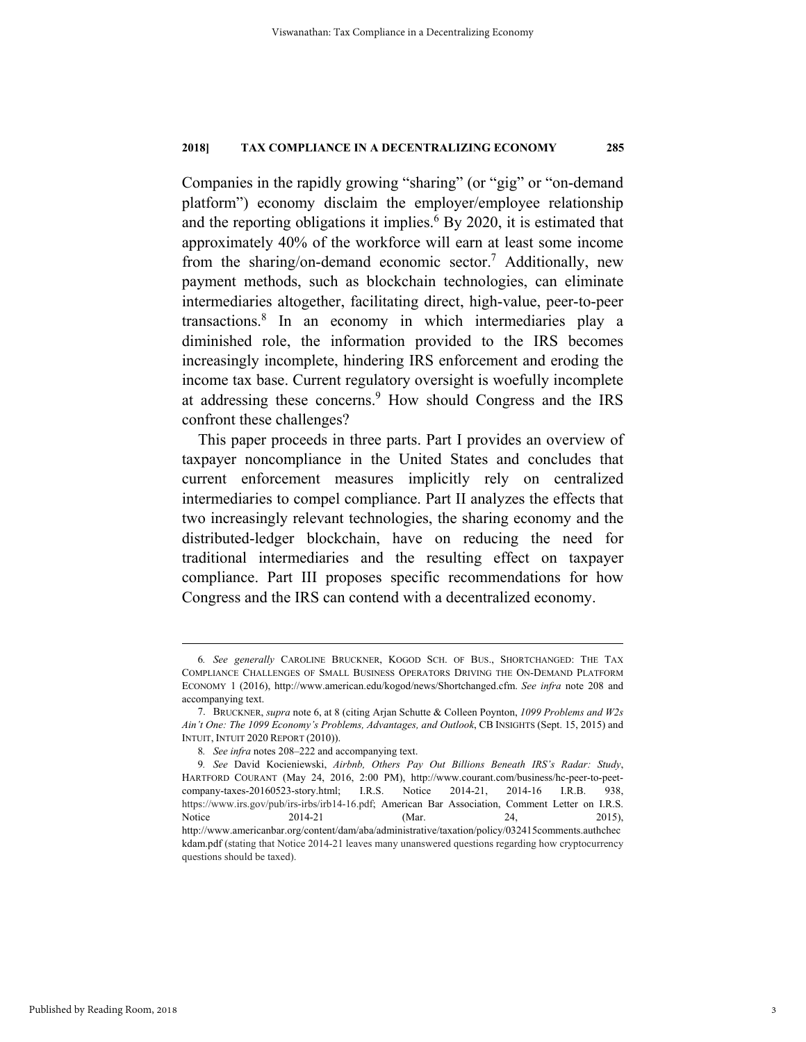Companies in the rapidly growing "sharing" (or "gig" or "on-demand platform") economy disclaim the employer/employee relationship and the reporting obligations it implies.[6] By 2020, it is estimated that approximately 40% of the workforce will earn at least some income from the sharing/on-demand economic sector.[7] Additionally, new payment methods, such as blockchain technologies, can eliminate intermediaries altogether, facilitating direct, high-value, peer-to-peer transactions.[8] In an economy in which intermediaries play a diminished role, the information provided to the IRS becomes increasingly incomplete, hindering IRS enforcement and eroding the income tax base. Current regulatory oversight is woefully incomplete at addressing these concerns.[9] How should Congress and the IRS confront these challenges?

This paper proceeds in three parts. Part I provides an overview of taxpayer noncompliance in the United States and concludes that current enforcement measures implicitly rely on centralized intermediaries to compel compliance. Part II analyzes the effects that two increasingly relevant technologies, the sharing economy and the distributed-ledger blockchain, have on reducing the need for traditional intermediaries and the resulting effect on taxpayer compliance. Part III proposes specific recommendations for how Congress and the IRS can contend with a decentralized economy.

---

6. *See generally* CAROLINE BRUCKNER, KOGOD SCH. OF BUS., SHORTCHANGED: THE TAX COMPLIANCE CHALLENGES OF SMALL BUSINESS OPERATORS DRIVING THE ON-DEMAND PLATFORM ECONOMY 1 (2016), http://www.american.edu/kogod/news/Shortchanged.cfm. *See infra* note 208 and accompanying text.

7. BRUCKNER, *supra* note 6, at 8 (citing Arjan Schutte & Colleen Poynton, *1099 Problems and W2s Ain't One: The 1099 Economy's Problems, Advantages, and Outlook*, CB INSIGHTS (Sept. 15, 2015) and INTUIT, INTUIT 2020 REPORT (2010)).

8. *See infra* notes 208–222 and accompanying text.

9. *See* David Kocieniewski, *Airbnb, Others Pay Out Billions Beneath IRS's Radar: Study*, HARTFORD COURANT (May 24, 2016, 2:00 PM), http://www.courant.com/business/hc-peer-to-peet-company-taxes-20160523-story.html; I.R.S. Notice 2014-21, 2014-16 I.R.B. 938, https://www.irs.gov/pub/irs-irbs/irb14-16.pdf; American Bar Association, Comment Letter on I.R.S. Notice 2014-21 (Mar. 24, 2015), http://www.americanbar.org/content/dam/aba/administrative/taxation/policy/032415comments.authcheckdam.pdf (stating that Notice 2014-21 leaves many unanswered questions regarding how cryptocurrency questions should be taxed).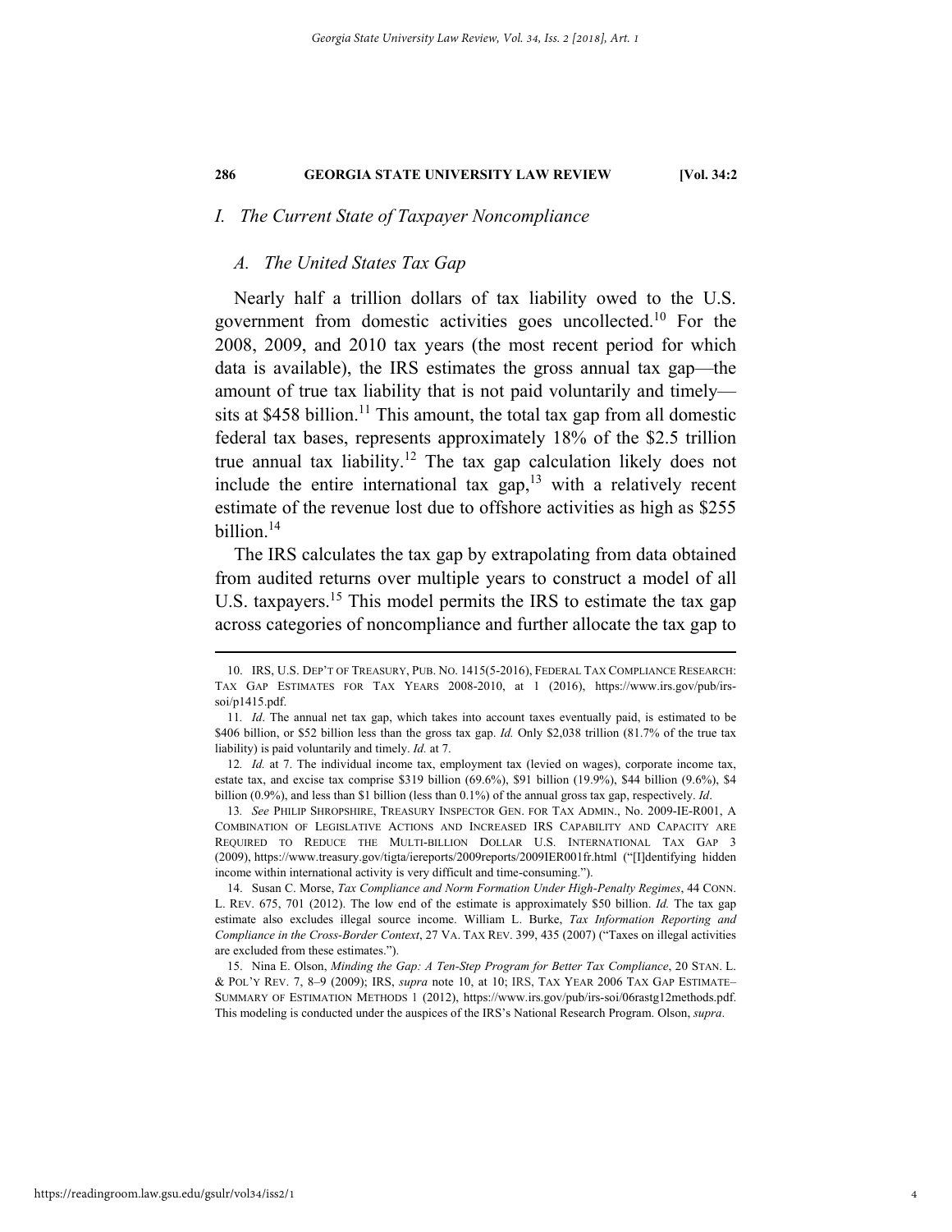## I. The Current State of Taxpayer Noncompliance

### A. The United States Tax Gap

Nearly half a trillion dollars of tax liability owed to the U.S. government from domestic activities goes uncollected.[10] For the 2008, 2009, and 2010 tax years (the most recent period for which data is available), the IRS estimates the gross annual tax gap—the amount of true tax liability that is not paid voluntarily and timely—sits at $458 billion.[11] This amount, the total tax gap from all domestic federal tax bases, represents approximately 18% of the $2.5 trillion true annual tax liability.[12] The tax gap calculation likely does not include the entire international tax gap,[13] with a relatively recent estimate of the revenue lost due to offshore activities as high as $255 billion.[14]

The IRS calculates the tax gap by extrapolating from data obtained from audited returns over multiple years to construct a model of all U.S. taxpayers.[15] This model permits the IRS to estimate the tax gap across categories of noncompliance and further allocate the tax gap to

---

10. IRS, U.S. DEP'T OF TREASURY, PUB. NO. 1415(5-2016), FEDERAL TAX COMPLIANCE RESEARCH: TAX GAP ESTIMATES FOR TAX YEARS 2008-2010, at 1 (2016), https://www.irs.gov/pub/irs-soi/p1415.pdf.

11. *Id*. The annual net tax gap, which takes into account taxes eventually paid, is estimated to be $406 billion, or $52 billion less than the gross tax gap. *Id.* Only $2,038 trillion (81.7% of the true tax liability) is paid voluntarily and timely. *Id.* at 7.

12. *Id.* at 7. The individual income tax, employment tax (levied on wages), corporate income tax, estate tax, and excise tax comprise $319 billion (69.6%), $91 billion (19.9%), $44 billion (9.6%), $4 billion (0.9%), and less than $1 billion (less than 0.1%) of the annual gross tax gap, respectively. *Id*.

13. *See* PHILIP SHROPSHIRE, TREASURY INSPECTOR GEN. FOR TAX ADMIN., No. 2009-IE-R001, A COMBINATION OF LEGISLATIVE ACTIONS AND INCREASED IRS CAPABILITY AND CAPACITY ARE REQUIRED TO REDUCE THE MULTI-BILLION DOLLAR U.S. INTERNATIONAL TAX GAP 3 (2009), https://www.treasury.gov/tigta/iereports/2009reports/2009IER001fr.html ("[I]dentifying hidden income within international activity is very difficult and time-consuming.").

14. Susan C. Morse, *Tax Compliance and Norm Formation Under High-Penalty Regimes*, 44 CONN. L. REV. 675, 701 (2012). The low end of the estimate is approximately $50 billion. *Id.* The tax gap estimate also excludes illegal source income. William L. Burke, *Tax Information Reporting and Compliance in the Cross-Border Context*, 27 VA. TAX REV. 399, 435 (2007) ("Taxes on illegal activities are excluded from these estimates.").

15. Nina E. Olson, *Minding the Gap: A Ten-Step Program for Better Tax Compliance*, 20 STAN. L. & POL'Y REV. 7, 8–9 (2009); IRS, *supra* note 10, at 10; IRS, TAX YEAR 2006 TAX GAP ESTIMATE–SUMMARY OF ESTIMATION METHODS 1 (2012), https://www.irs.gov/pub/irs-soi/06rastg12methods.pdf. This modeling is conducted under the auspices of the IRS's National Research Program. Olson, *supra*.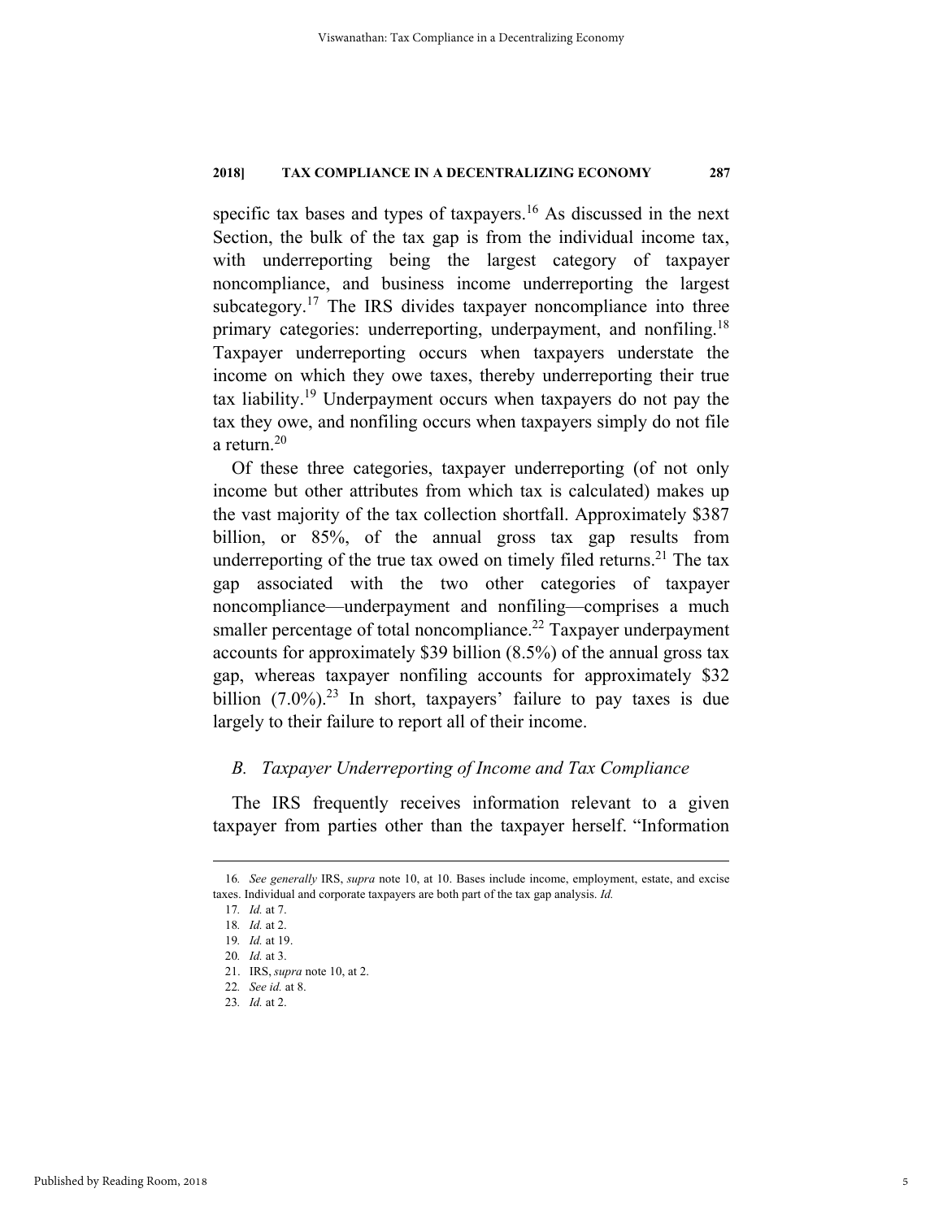specific tax bases and types of taxpayers.[16] As discussed in the next Section, the bulk of the tax gap is from the individual income tax, with underreporting being the largest category of taxpayer noncompliance, and business income underreporting the largest subcategory.[17] The IRS divides taxpayer noncompliance into three primary categories: underreporting, underpayment, and nonfiling.[18] Taxpayer underreporting occurs when taxpayers understate the income on which they owe taxes, thereby underreporting their true tax liability.[19] Underpayment occurs when taxpayers do not pay the tax they owe, and nonfiling occurs when taxpayers simply do not file a return.[20]

Of these three categories, taxpayer underreporting (of not only income but other attributes from which tax is calculated) makes up the vast majority of the tax collection shortfall. Approximately $387 billion, or 85%, of the annual gross tax gap results from underreporting of the true tax owed on timely filed returns.[21] The tax gap associated with the two other categories of taxpayer noncompliance—underpayment and nonfiling—comprises a much smaller percentage of total noncompliance.[22] Taxpayer underpayment accounts for approximately $39 billion (8.5%) of the annual gross tax gap, whereas taxpayer nonfiling accounts for approximately $32 billion (7.0%).[23] In short, taxpayers' failure to pay taxes is due largely to their failure to report all of their income.

### *B. Taxpayer Underreporting of Income and Tax Compliance*

The IRS frequently receives information relevant to a given taxpayer from parties other than the taxpayer herself. "Information

---

16. *See generally* IRS, *supra* note 10, at 10. Bases include income, employment, estate, and excise taxes. Individual and corporate taxpayers are both part of the tax gap analysis. *Id.*

17. *Id.* at 7.

18. *Id.* at 2.

19. *Id.* at 19.

20. *Id.* at 3.

21. IRS, *supra* note 10, at 2.

22. *See id.* at 8.

23. *Id.* at 2.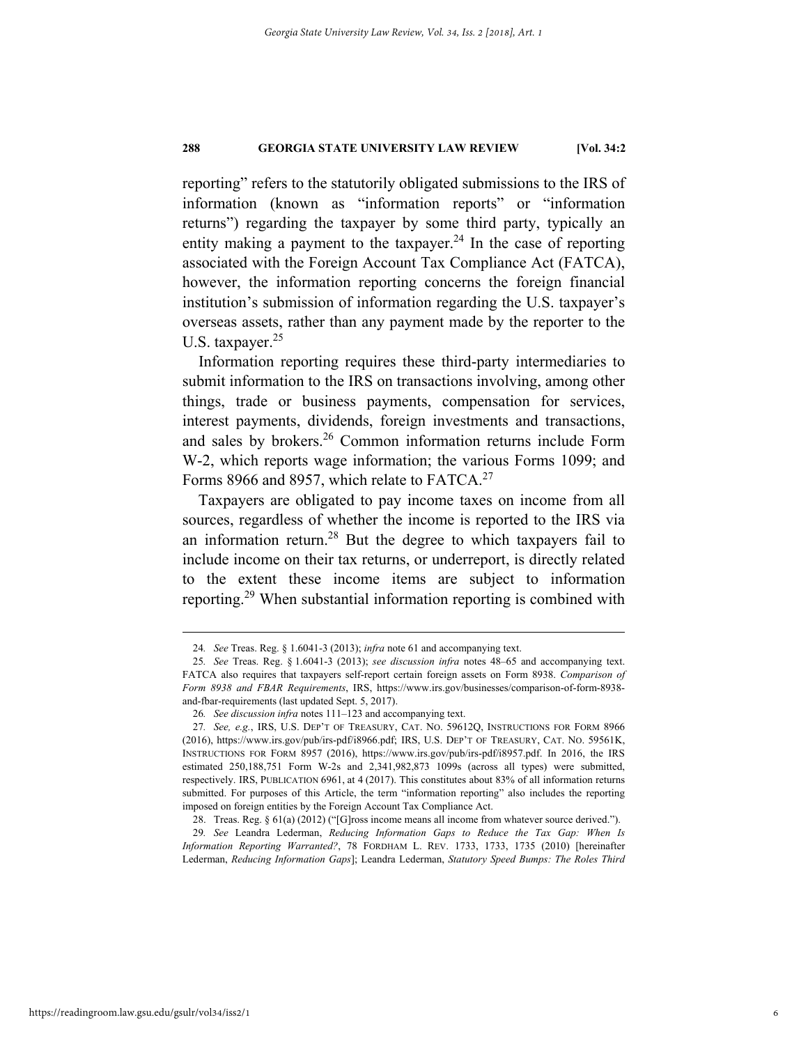reporting" refers to the statutorily obligated submissions to the IRS of information (known as "information reports" or "information returns") regarding the taxpayer by some third party, typically an entity making a payment to the taxpayer.[24] In the case of reporting associated with the Foreign Account Tax Compliance Act (FATCA), however, the information reporting concerns the foreign financial institution's submission of information regarding the U.S. taxpayer's overseas assets, rather than any payment made by the reporter to the U.S. taxpayer.[25]

Information reporting requires these third-party intermediaries to submit information to the IRS on transactions involving, among other things, trade or business payments, compensation for services, interest payments, dividends, foreign investments and transactions, and sales by brokers.[26] Common information returns include Form W-2, which reports wage information; the various Forms 1099; and Forms 8966 and 8957, which relate to FATCA.[27]

Taxpayers are obligated to pay income taxes on income from all sources, regardless of whether the income is reported to the IRS via an information return.[28] But the degree to which taxpayers fail to include income on their tax returns, or underreport, is directly related to the extent these income items are subject to information reporting.[29] When substantial information reporting is combined with

---

24. *See* Treas. Reg. § 1.6041-3 (2013); *infra* note 61 and accompanying text.

25. *See* Treas. Reg. § 1.6041-3 (2013); *see discussion infra* notes 48–65 and accompanying text. FATCA also requires that taxpayers self-report certain foreign assets on Form 8938. *Comparison of Form 8938 and FBAR Requirements*, IRS, https://www.irs.gov/businesses/comparison-of-form-8938-and-fbar-requirements (last updated Sept. 5, 2017).

26. *See discussion infra* notes 111–123 and accompanying text.

27. *See, e.g.*, IRS, U.S. DEP'T OF TREASURY, CAT. NO. 59612Q, INSTRUCTIONS FOR FORM 8966 (2016), https://www.irs.gov/pub/irs-pdf/i8966.pdf; IRS, U.S. DEP'T OF TREASURY, CAT. NO. 59561K, INSTRUCTIONS FOR FORM 8957 (2016), https://www.irs.gov/pub/irs-pdf/i8957.pdf. In 2016, the IRS estimated 250,188,751 Form W-2s and 2,341,982,873 1099s (across all types) were submitted, respectively. IRS, PUBLICATION 6961, at 4 (2017). This constitutes about 83% of all information returns submitted. For purposes of this Article, the term "information reporting" also includes the reporting imposed on foreign entities by the Foreign Account Tax Compliance Act.

28. Treas. Reg. § 61(a) (2012) ("[G]ross income means all income from whatever source derived.").

29. *See* Leandra Lederman, *Reducing Information Gaps to Reduce the Tax Gap: When Is Information Reporting Warranted?*, 78 FORDHAM L. REV. 1733, 1733, 1735 (2010) [hereinafter Lederman, *Reducing Information Gaps*]; Leandra Lederman, *Statutory Speed Bumps: The Roles Third*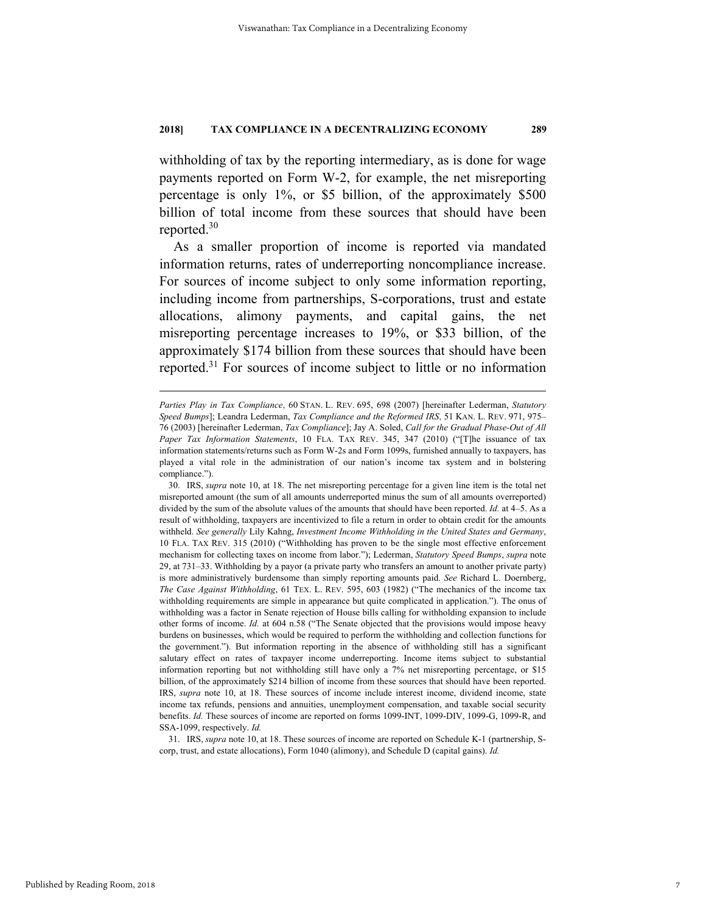withholding of tax by the reporting intermediary, as is done for wage payments reported on Form W-2, for example, the net misreporting percentage is only 1%, or $5 billion, of the approximately $500 billion of total income from these sources that should have been reported.[30]

As a smaller proportion of income is reported via mandated information returns, rates of underreporting noncompliance increase. For sources of income subject to only some information reporting, including income from partnerships, S-corporations, trust and estate allocations, alimony payments, and capital gains, the net misreporting percentage increases to 19%, or $33 billion, of the approximately $174 billion from these sources that should have been reported.[31] For sources of income subject to little or no information

---

*Parties Play in Tax Compliance*, 60 STAN. L. REV. 695, 698 (2007) [hereinafter Lederman, *Statutory Speed Bumps*]; Leandra Lederman, *Tax Compliance and the Reformed IRS*, 51 KAN. L. REV. 971, 975–76 (2003) [hereinafter Lederman, *Tax Compliance*]; Jay A. Soled, *Call for the Gradual Phase-Out of All Paper Tax Information Statements*, 10 FLA. TAX REV. 345, 347 (2010) ("[T]he issuance of tax information statements/returns such as Form W-2s and Form 1099s, furnished annually to taxpayers, has played a vital role in the administration of our nation's income tax system and in bolstering compliance.").

30. IRS, *supra* note 10, at 18. The net misreporting percentage for a given line item is the total net misreported amount (the sum of all amounts underreported minus the sum of all amounts overreported) divided by the sum of the absolute values of the amounts that should have been reported. *Id.* at 4–5. As a result of withholding, taxpayers are incentivized to file a return in order to obtain credit for the amounts withheld. *See generally* Lily Kahng, *Investment Income Withholding in the United States and Germany*, 10 FLA. TAX REV. 315 (2010) ("Withholding has proven to be the single most effective enforcement mechanism for collecting taxes on income from labor."); Lederman, *Statutory Speed Bumps*, *supra* note 29, at 731–33. Withholding by a payor (a private party who transfers an amount to another private party) is more administratively burdensome than simply reporting amounts paid. *See* Richard L. Doernberg, *The Case Against Withholding*, 61 TEX. L. REV. 595, 603 (1982) ("The mechanics of the income tax withholding requirements are simple in appearance but quite complicated in application."). The onus of withholding was a factor in Senate rejection of House bills calling for withholding expansion to include other forms of income. *Id.* at 604 n.58 ("The Senate objected that the provisions would impose heavy burdens on businesses, which would be required to perform the withholding and collection functions for the government."). But information reporting in the absence of withholding still has a significant salutary effect on rates of taxpayer income underreporting. Income items subject to substantial information reporting but not withholding still have only a 7% net misreporting percentage, or $15 billion, of the approximately $214 billion of income from these sources that should have been reported. IRS, *supra* note 10, at 18. These sources of income include interest income, dividend income, state income tax refunds, pensions and annuities, unemployment compensation, and taxable social security benefits. *Id.* These sources of income are reported on forms 1099-INT, 1099-DIV, 1099-G, 1099-R, and SSA-1099, respectively. *Id.*

31. IRS, *supra* note 10, at 18. These sources of income are reported on Schedule K-1 (partnership, S-corp, trust, and estate allocations), Form 1040 (alimony), and Schedule D (capital gains). *Id.*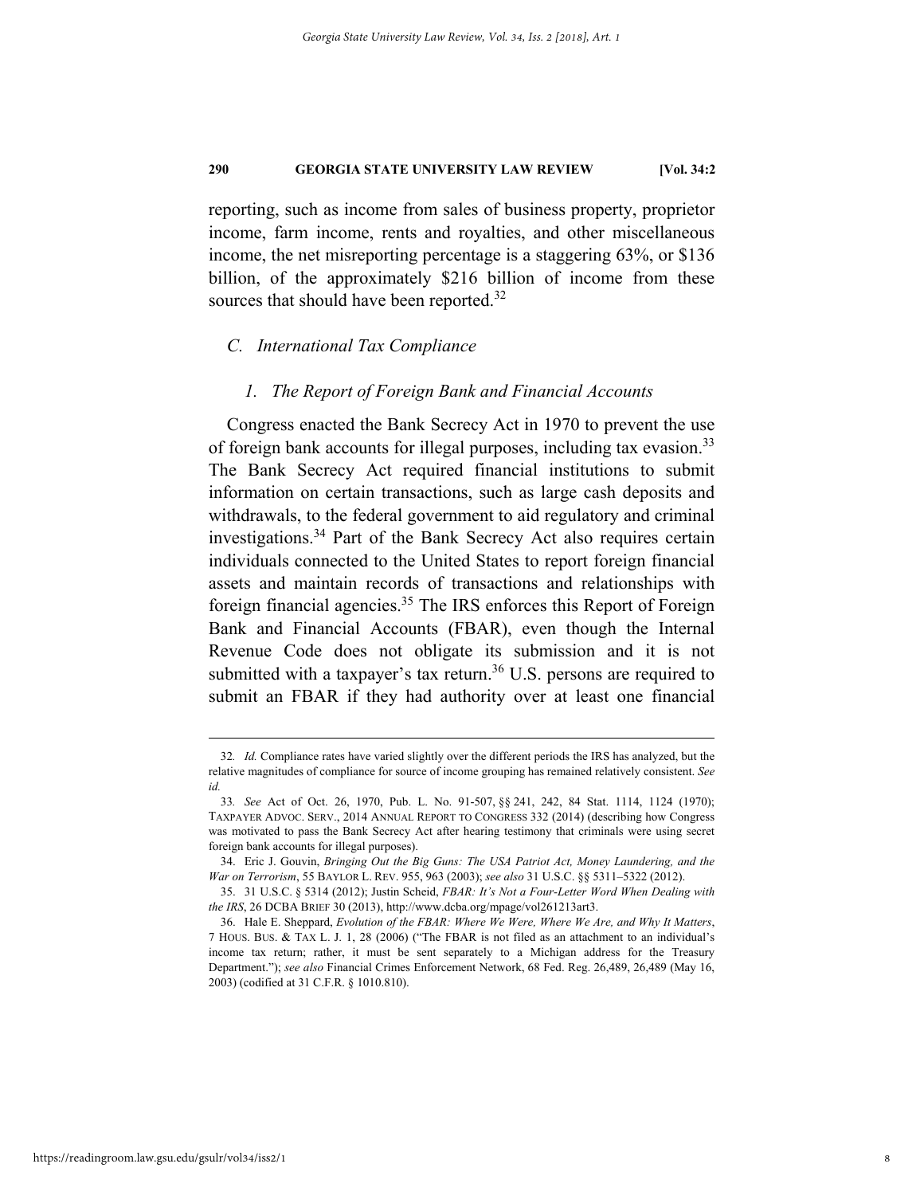reporting, such as income from sales of business property, proprietor income, farm income, rents and royalties, and other miscellaneous income, the net misreporting percentage is a staggering 63%, or $136 billion, of the approximately $216 billion of income from these sources that should have been reported.[32]

### *C. International Tax Compliance*

#### *1. The Report of Foreign Bank and Financial Accounts*

Congress enacted the Bank Secrecy Act in 1970 to prevent the use of foreign bank accounts for illegal purposes, including tax evasion.[33] The Bank Secrecy Act required financial institutions to submit information on certain transactions, such as large cash deposits and withdrawals, to the federal government to aid regulatory and criminal investigations.[34] Part of the Bank Secrecy Act also requires certain individuals connected to the United States to report foreign financial assets and maintain records of transactions and relationships with foreign financial agencies.[35] The IRS enforces this Report of Foreign Bank and Financial Accounts (FBAR), even though the Internal Revenue Code does not obligate its submission and it is not submitted with a taxpayer's tax return.[36] U.S. persons are required to submit an FBAR if they had authority over at least one financial

---

32. *Id.* Compliance rates have varied slightly over the different periods the IRS has analyzed, but the relative magnitudes of compliance for source of income grouping has remained relatively consistent. *See id.*

33. *See* Act of Oct. 26, 1970, Pub. L. No. 91-507, §§ 241, 242, 84 Stat. 1114, 1124 (1970); TAXPAYER ADVOC. SERV., 2014 ANNUAL REPORT TO CONGRESS 332 (2014) (describing how Congress was motivated to pass the Bank Secrecy Act after hearing testimony that criminals were using secret foreign bank accounts for illegal purposes).

34. Eric J. Gouvin, *Bringing Out the Big Guns: The USA Patriot Act, Money Laundering, and the War on Terrorism*, 55 BAYLOR L. REV. 955, 963 (2003); *see also* 31 U.S.C. §§ 5311–5322 (2012).

35. 31 U.S.C. § 5314 (2012); Justin Scheid, *FBAR: It's Not a Four-Letter Word When Dealing with the IRS*, 26 DCBA BRIEF 30 (2013), http://www.dcba.org/mpage/vol261213art3.

36. Hale E. Sheppard, *Evolution of the FBAR: Where We Were, Where We Are, and Why It Matters*, 7 HOUS. BUS. & TAX L. J. 1, 28 (2006) ("The FBAR is not filed as an attachment to an individual's income tax return; rather, it must be sent separately to a Michigan address for the Treasury Department."); *see also* Financial Crimes Enforcement Network, 68 Fed. Reg. 26,489, 26,489 (May 16, 2003) (codified at 31 C.F.R. § 1010.810).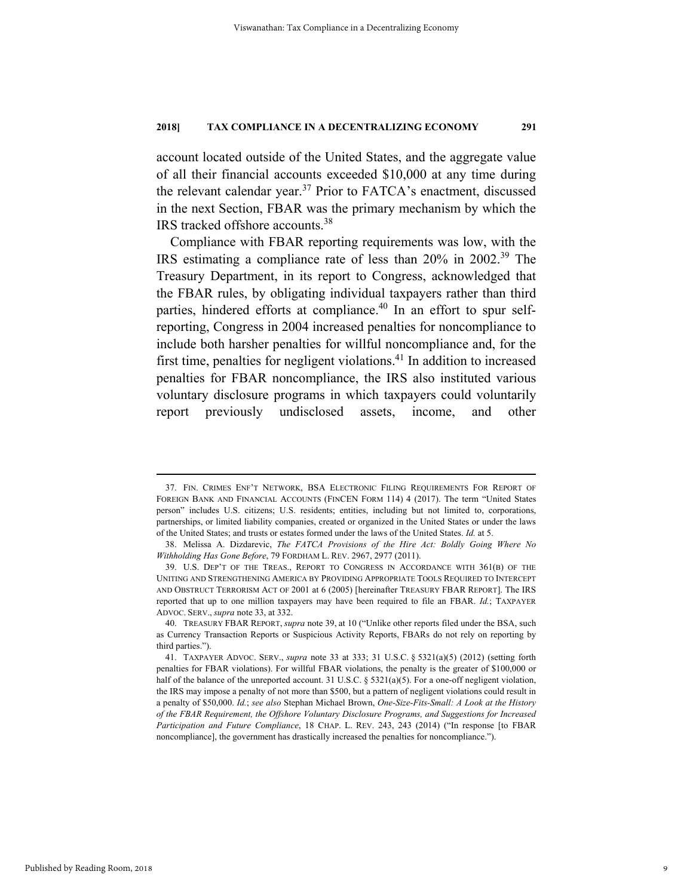account located outside of the United States, and the aggregate value of all their financial accounts exceeded $10,000 at any time during the relevant calendar year.[37] Prior to FATCA's enactment, discussed in the next Section, FBAR was the primary mechanism by which the IRS tracked offshore accounts.[38]

Compliance with FBAR reporting requirements was low, with the IRS estimating a compliance rate of less than 20% in 2002.[39] The Treasury Department, in its report to Congress, acknowledged that the FBAR rules, by obligating individual taxpayers rather than third parties, hindered efforts at compliance.[40] In an effort to spur self-reporting, Congress in 2004 increased penalties for noncompliance to include both harsher penalties for willful noncompliance and, for the first time, penalties for negligent violations.[41] In addition to increased penalties for FBAR noncompliance, the IRS also instituted various voluntary disclosure programs in which taxpayers could voluntarily report previously undisclosed assets, income, and other

---

37. FIN. CRIMES ENF'T NETWORK, BSA ELECTRONIC FILING REQUIREMENTS FOR REPORT OF FOREIGN BANK AND FINANCIAL ACCOUNTS (FINCEN FORM 114) 4 (2017). The term "United States person" includes U.S. citizens; U.S. residents; entities, including but not limited to, corporations, partnerships, or limited liability companies, created or organized in the United States or under the laws of the United States; and trusts or estates formed under the laws of the United States. *Id.* at 5.

38. Melissa A. Dizdarevic, *The FATCA Provisions of the Hire Act: Boldly Going Where No Withholding Has Gone Before*, 79 FORDHAM L. REV. 2967, 2977 (2011).

39. U.S. DEP'T OF THE TREAS., REPORT TO CONGRESS IN ACCORDANCE WITH 361(B) OF THE UNITING AND STRENGTHENING AMERICA BY PROVIDING APPROPRIATE TOOLS REQUIRED TO INTERCEPT AND OBSTRUCT TERRORISM ACT OF 2001 at 6 (2005) [hereinafter TREASURY FBAR REPORT]. The IRS reported that up to one million taxpayers may have been required to file an FBAR. *Id.*; TAXPAYER ADVOC. SERV., *supra* note 33, at 332.

40. TREASURY FBAR REPORT, *supra* note 39, at 10 ("Unlike other reports filed under the BSA, such as Currency Transaction Reports or Suspicious Activity Reports, FBARs do not rely on reporting by third parties.").

41. TAXPAYER ADVOC. SERV., *supra* note 33 at 333; 31 U.S.C. § 5321(a)(5) (2012) (setting forth penalties for FBAR violations). For willful FBAR violations, the penalty is the greater of $100,000 or half of the balance of the unreported account. 31 U.S.C. § 5321(a)(5). For a one-off negligent violation, the IRS may impose a penalty of not more than $500, but a pattern of negligent violations could result in a penalty of $50,000. *Id.*; *see also* Stephan Michael Brown, *One-Size-Fits-Small: A Look at the History of the FBAR Requirement, the Offshore Voluntary Disclosure Programs, and Suggestions for Increased Participation and Future Compliance*, 18 CHAP. L. REV. 243, 243 (2014) ("In response [to FBAR noncompliance], the government has drastically increased the penalties for noncompliance.").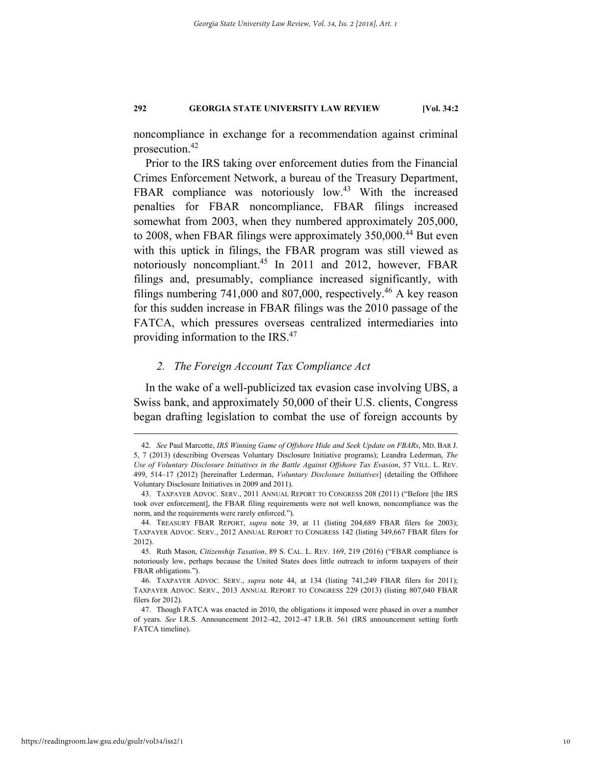noncompliance in exchange for a recommendation against criminal prosecution.[42]

Prior to the IRS taking over enforcement duties from the Financial Crimes Enforcement Network, a bureau of the Treasury Department, FBAR compliance was notoriously low.[43] With the increased penalties for FBAR noncompliance, FBAR filings increased somewhat from 2003, when they numbered approximately 205,000, to 2008, when FBAR filings were approximately 350,000.[44] But even with this uptick in filings, the FBAR program was still viewed as notoriously noncompliant.[45] In 2011 and 2012, however, FBAR filings and, presumably, compliance increased significantly, with filings numbering 741,000 and 807,000, respectively.[46] A key reason for this sudden increase in FBAR filings was the 2010 passage of the FATCA, which pressures overseas centralized intermediaries into providing information to the IRS.[47]

### 2. *The Foreign Account Tax Compliance Act*

In the wake of a well-publicized tax evasion case involving UBS, a Swiss bank, and approximately 50,000 of their U.S. clients, Congress began drafting legislation to combat the use of foreign accounts by

---

42. *See* Paul Marcotte, *IRS Winning Game of Offshore Hide and Seek Update on FBARs*, MD. BAR J. 5, 7 (2013) (describing Overseas Voluntary Disclosure Initiative programs); Leandra Lederman, *The Use of Voluntary Disclosure Initiatives in the Battle Against Offshore Tax Evasion*, 57 VILL. L. REV. 499, 514–17 (2012) [hereinafter Lederman, *Voluntary Disclosure Initiatives*] (detailing the Offshore Voluntary Disclosure Initiatives in 2009 and 2011).

43. TAXPAYER ADVOC. SERV., 2011 ANNUAL REPORT TO CONGRESS 208 (2011) ("Before [the IRS took over enforcement], the FBAR filing requirements were not well known, noncompliance was the norm, and the requirements were rarely enforced.").

44. TREASURY FBAR REPORT, *supra* note 39, at 11 (listing 204,689 FBAR filers for 2003); TAXPAYER ADVOC. SERV., 2012 ANNUAL REPORT TO CONGRESS 142 (listing 349,667 FBAR filers for 2012).

45. Ruth Mason, *Citizenship Taxation*, 89 S. CAL. L. REV. 169, 219 (2016) ("FBAR compliance is notoriously low, perhaps because the United States does little outreach to inform taxpayers of their FBAR obligations.").

46. TAXPAYER ADVOC. SERV., *supra* note 44, at 134 (listing 741,249 FBAR filers for 2011); TAXPAYER ADVOC. SERV., 2013 ANNUAL REPORT TO CONGRESS 229 (2013) (listing 807,040 FBAR filers for 2012).

47. Though FATCA was enacted in 2010, the obligations it imposed were phased in over a number of years. *See* I.R.S. Announcement 2012–42, 2012–47 I.R.B. 561 (IRS announcement setting forth FATCA timeline).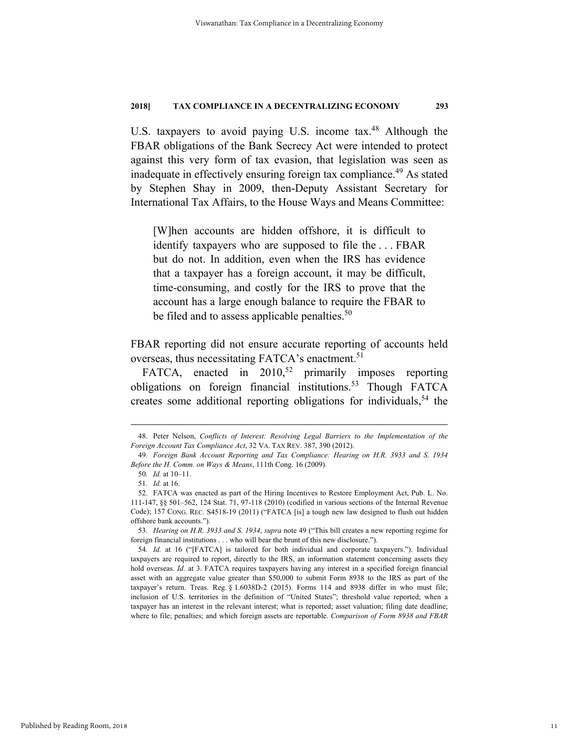U.S. taxpayers to avoid paying U.S. income tax.[48] Although the FBAR obligations of the Bank Secrecy Act were intended to protect against this very form of tax evasion, that legislation was seen as inadequate in effectively ensuring foreign tax compliance.[49] As stated by Stephen Shay in 2009, then-Deputy Assistant Secretary for International Tax Affairs, to the House Ways and Means Committee:

> [W]hen accounts are hidden offshore, it is difficult to identify taxpayers who are supposed to file the . . . FBAR but do not. In addition, even when the IRS has evidence that a taxpayer has a foreign account, it may be difficult, time-consuming, and costly for the IRS to prove that the account has a large enough balance to require the FBAR to be filed and to assess applicable penalties.[50]

FBAR reporting did not ensure accurate reporting of accounts held overseas, thus necessitating FATCA's enactment.[51]

FATCA, enacted in 2010,[52] primarily imposes reporting obligations on foreign financial institutions.[53] Though FATCA creates some additional reporting obligations for individuals,[54] the

---

48. Peter Nelson, *Conflicts of Interest: Resolving Legal Barriers to the Implementation of the Foreign Account Tax Compliance Act*, 32 VA. TAX REV. 387, 390 (2012).

49. *Foreign Bank Account Reporting and Tax Compliance: Hearing on H.R. 3933 and S. 1934 Before the H. Comm. on Ways & Means*, 111th Cong. 16 (2009).

50. *Id.* at 10–11.

51. *Id.* at 16.

52. FATCA was enacted as part of the Hiring Incentives to Restore Employment Act, Pub. L. No. 111-147, §§ 501–562, 124 Stat. 71, 97-118 (2010) (codified in various sections of the Internal Revenue Code); 157 CONG. REC. S4518-19 (2011) ("FATCA [is] a tough new law designed to flush out hidden offshore bank accounts.").

53. *Hearing on H.R. 3933 and S. 1934*, *supra* note 49 ("This bill creates a new reporting regime for foreign financial institutions . . . who will bear the brunt of this new disclosure.").

54. *Id.* at 16 ("[FATCA] is tailored for both individual and corporate taxpayers."). Individual taxpayers are required to report, directly to the IRS, an information statement concerning assets they hold overseas. *Id.* at 3. FATCA requires taxpayers having any interest in a specified foreign financial asset with an aggregate value greater than $50,000 to submit Form 8938 to the IRS as part of the taxpayer's return. Treas. Reg. § 1.6038D-2 (2015). Forms 114 and 8938 differ in who must file; inclusion of U.S. territories in the definition of "United States"; threshold value reported; when a taxpayer has an interest in the relevant interest; what is reported; asset valuation; filing date deadline; where to file; penalties; and which foreign assets are reportable. *Comparison of Form 8938 and FBAR*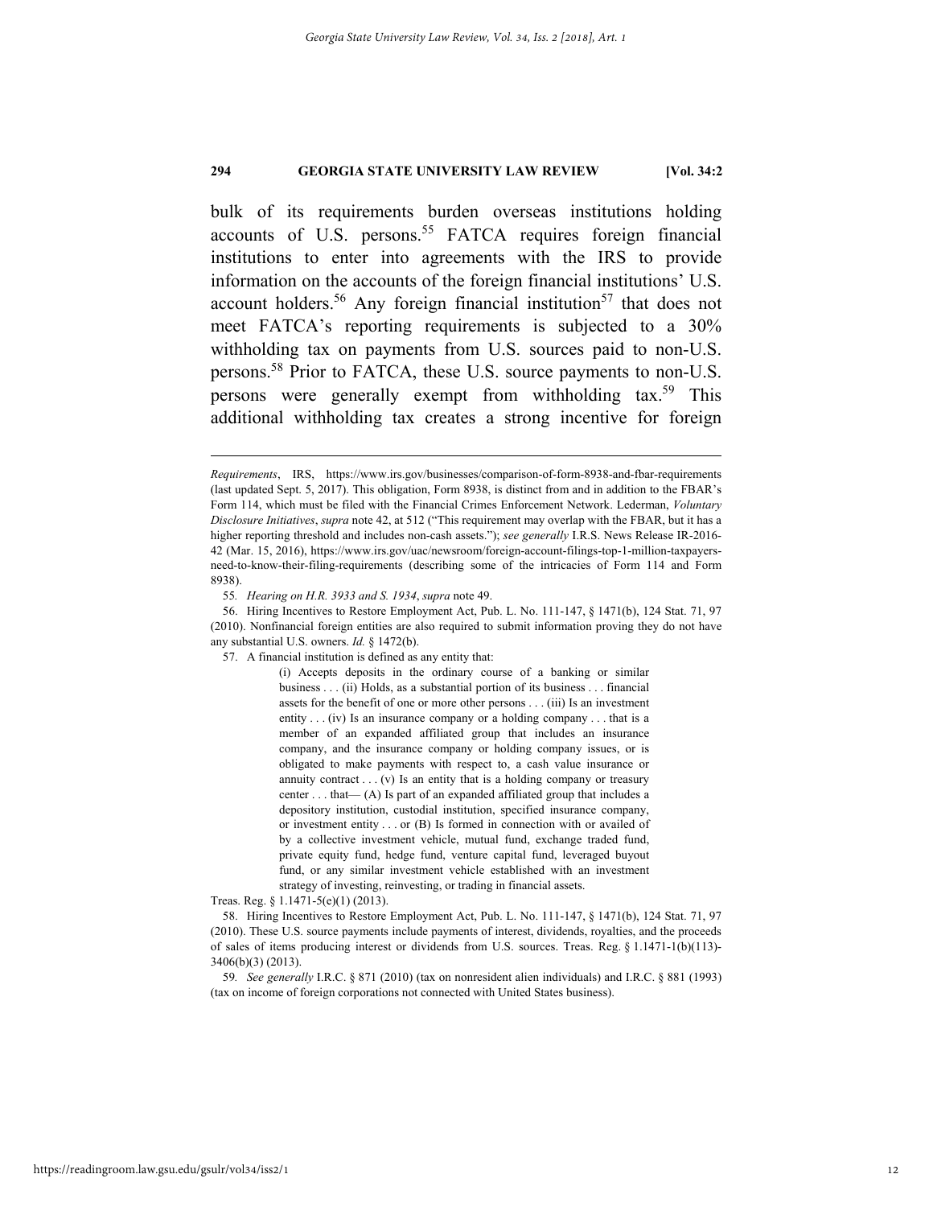bulk of its requirements burden overseas institutions holding accounts of U.S. persons.[55] FATCA requires foreign financial institutions to enter into agreements with the IRS to provide information on the accounts of the foreign financial institutions' U.S. account holders.[56] Any foreign financial institution[57] that does not meet FATCA's reporting requirements is subjected to a 30% withholding tax on payments from U.S. sources paid to non-U.S. persons.[58] Prior to FATCA, these U.S. source payments to non-U.S. persons were generally exempt from withholding tax.[59] This additional withholding tax creates a strong incentive for foreign

---

*Requirements*, IRS, https://www.irs.gov/businesses/comparison-of-form-8938-and-fbar-requirements (last updated Sept. 5, 2017). This obligation, Form 8938, is distinct from and in addition to the FBAR's Form 114, which must be filed with the Financial Crimes Enforcement Network. Lederman, *Voluntary Disclosure Initiatives*, *supra* note 42, at 512 ("This requirement may overlap with the FBAR, but it has a higher reporting threshold and includes non-cash assets."); *see generally* I.R.S. News Release IR-2016-42 (Mar. 15, 2016), https://www.irs.gov/uac/newsroom/foreign-account-filings-top-1-million-taxpayers-need-to-know-their-filing-requirements (describing some of the intricacies of Form 114 and Form 8938).

55. *Hearing on H.R. 3933 and S. 1934*, *supra* note 49.

56. Hiring Incentives to Restore Employment Act, Pub. L. No. 111-147, § 1471(b), 124 Stat. 71, 97 (2010). Nonfinancial foreign entities are also required to submit information proving they do not have any substantial U.S. owners. *Id.* § 1472(b).

57. A financial institution is defined as any entity that:

> (i) Accepts deposits in the ordinary course of a banking or similar business . . . (ii) Holds, as a substantial portion of its business . . . financial assets for the benefit of one or more other persons . . . (iii) Is an investment entity . . . (iv) Is an insurance company or a holding company . . . that is a member of an expanded affiliated group that includes an insurance company, and the insurance company or holding company issues, or is obligated to make payments with respect to, a cash value insurance or annuity contract . . . (v) Is an entity that is a holding company or treasury center . . . that— (A) Is part of an expanded affiliated group that includes a depository institution, custodial institution, specified insurance company, or investment entity . . . or (B) Is formed in connection with or availed of by a collective investment vehicle, mutual fund, exchange traded fund, private equity fund, hedge fund, venture capital fund, leveraged buyout fund, or any similar investment vehicle established with an investment strategy of investing, reinvesting, or trading in financial assets.

Treas. Reg. § 1.1471-5(e)(1) (2013).

58. Hiring Incentives to Restore Employment Act, Pub. L. No. 111-147, § 1471(b), 124 Stat. 71, 97 (2010). These U.S. source payments include payments of interest, dividends, royalties, and the proceeds of sales of items producing interest or dividends from U.S. sources. Treas. Reg. § 1.1471-1(b)(113)-3406(b)(3) (2013).

59. *See generally* I.R.C. § 871 (2010) (tax on nonresident alien individuals) and I.R.C. § 881 (1993) (tax on income of foreign corporations not connected with United States business).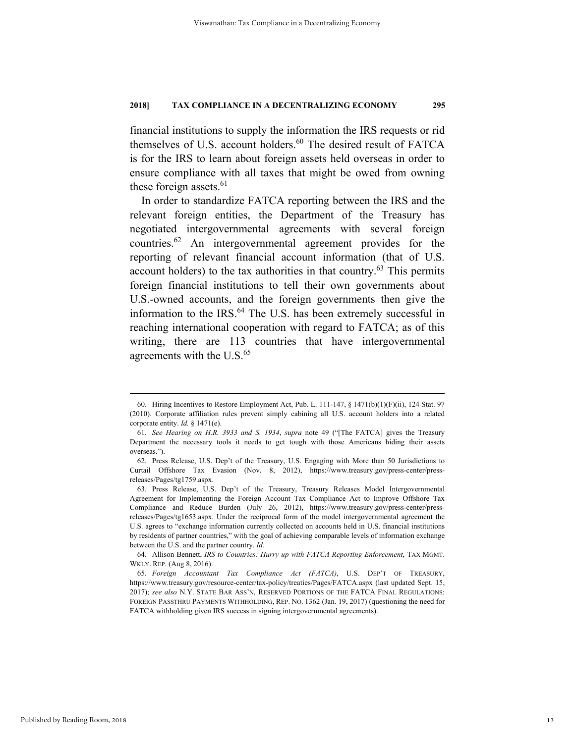financial institutions to supply the information the IRS requests or rid themselves of U.S. account holders.[60] The desired result of FATCA is for the IRS to learn about foreign assets held overseas in order to ensure compliance with all taxes that might be owed from owning these foreign assets.[61]

In order to standardize FATCA reporting between the IRS and the relevant foreign entities, the Department of the Treasury has negotiated intergovernmental agreements with several foreign countries.[62] An intergovernmental agreement provides for the reporting of relevant financial account information (that of U.S. account holders) to the tax authorities in that country.[63] This permits foreign financial institutions to tell their own governments about U.S.-owned accounts, and the foreign governments then give the information to the IRS.[64] The U.S. has been extremely successful in reaching international cooperation with regard to FATCA; as of this writing, there are 113 countries that have intergovernmental agreements with the U.S.[65]

---

60. Hiring Incentives to Restore Employment Act, Pub. L. 111-147, § 1471(b)(1)(F)(ii), 124 Stat. 97 (2010). Corporate affiliation rules prevent simply cabining all U.S. account holders into a related corporate entity. *Id.* § 1471(e).

61. *See Hearing on H.R. 3933 and S. 1934*, *supra* note 49 ("[The FATCA] gives the Treasury Department the necessary tools it needs to get tough with those Americans hiding their assets overseas.").

62. Press Release, U.S. Dep't of the Treasury, U.S. Engaging with More than 50 Jurisdictions to Curtail Offshore Tax Evasion (Nov. 8, 2012), https://www.treasury.gov/press-center/press-releases/Pages/tg1759.aspx.

63. Press Release, U.S. Dep't of the Treasury, Treasury Releases Model Intergovernmental Agreement for Implementing the Foreign Account Tax Compliance Act to Improve Offshore Tax Compliance and Reduce Burden (July 26, 2012), https://www.treasury.gov/press-center/press-releases/Pages/tg1653.aspx. Under the reciprocal form of the model intergovernmental agreement the U.S. agrees to "exchange information currently collected on accounts held in U.S. financial institutions by residents of partner countries," with the goal of achieving comparable levels of information exchange between the U.S. and the partner country. *Id.*

64. Allison Bennett, *IRS to Countries: Hurry up with FATCA Reporting Enforcement*, TAX MGMT. WKLY. REP. (Aug 8, 2016).

65. *Foreign Accountant Tax Compliance Act (FATCA)*, U.S. DEP'T OF TREASURY, https://www.treasury.gov/resource-center/tax-policy/treaties/Pages/FATCA.aspx (last updated Sept. 15, 2017); *see also* N.Y. STATE BAR ASS'N, RESERVED PORTIONS OF THE FATCA FINAL REGULATIONS: FOREIGN PASSTHRU PAYMENTS WITHHOLDING, REP. NO. 1362 (Jan. 19, 2017) (questioning the need for FATCA withholding given IRS success in signing intergovernmental agreements).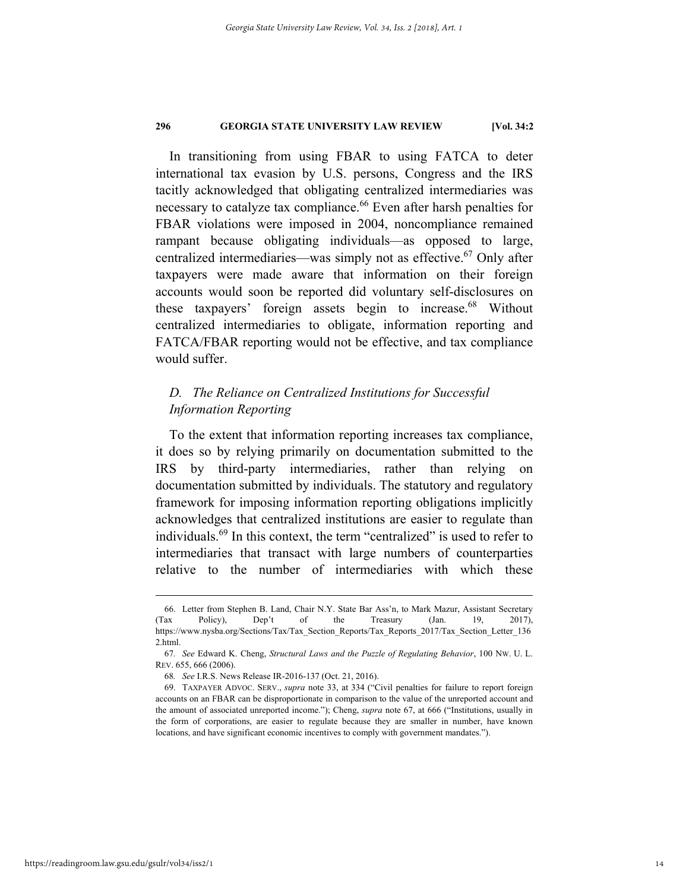In transitioning from using FBAR to using FATCA to deter international tax evasion by U.S. persons, Congress and the IRS tacitly acknowledged that obligating centralized intermediaries was necessary to catalyze tax compliance.[66] Even after harsh penalties for FBAR violations were imposed in 2004, noncompliance remained rampant because obligating individuals—as opposed to large, centralized intermediaries—was simply not as effective.[67] Only after taxpayers were made aware that information on their foreign accounts would soon be reported did voluntary self-disclosures on these taxpayers' foreign assets begin to increase.[68] Without centralized intermediaries to obligate, information reporting and FATCA/FBAR reporting would not be effective, and tax compliance would suffer.

### *D. The Reliance on Centralized Institutions for Successful Information Reporting*

To the extent that information reporting increases tax compliance, it does so by relying primarily on documentation submitted to the IRS by third-party intermediaries, rather than relying on documentation submitted by individuals. The statutory and regulatory framework for imposing information reporting obligations implicitly acknowledges that centralized institutions are easier to regulate than individuals.[69] In this context, the term "centralized" is used to refer to intermediaries that transact with large numbers of counterparties relative to the number of intermediaries with which these

---

66. Letter from Stephen B. Land, Chair N.Y. State Bar Ass'n, to Mark Mazur, Assistant Secretary (Tax Policy), Dep't of the Treasury (Jan. 19, 2017), https://www.nysba.org/Sections/Tax/Tax_Section_Reports/Tax_Reports_2017/Tax_Section_Letter_1362.html.

67. *See* Edward K. Cheng, *Structural Laws and the Puzzle of Regulating Behavior*, 100 NW. U. L. REV. 655, 666 (2006).

68. *See* I.R.S. News Release IR-2016-137 (Oct. 21, 2016).

69. TAXPAYER ADVOC. SERV., *supra* note 33, at 334 ("Civil penalties for failure to report foreign accounts on an FBAR can be disproportionate in comparison to the value of the unreported account and the amount of associated unreported income."); Cheng, *supra* note 67, at 666 ("Institutions, usually in the form of corporations, are easier to regulate because they are smaller in number, have known locations, and have significant economic incentives to comply with government mandates.").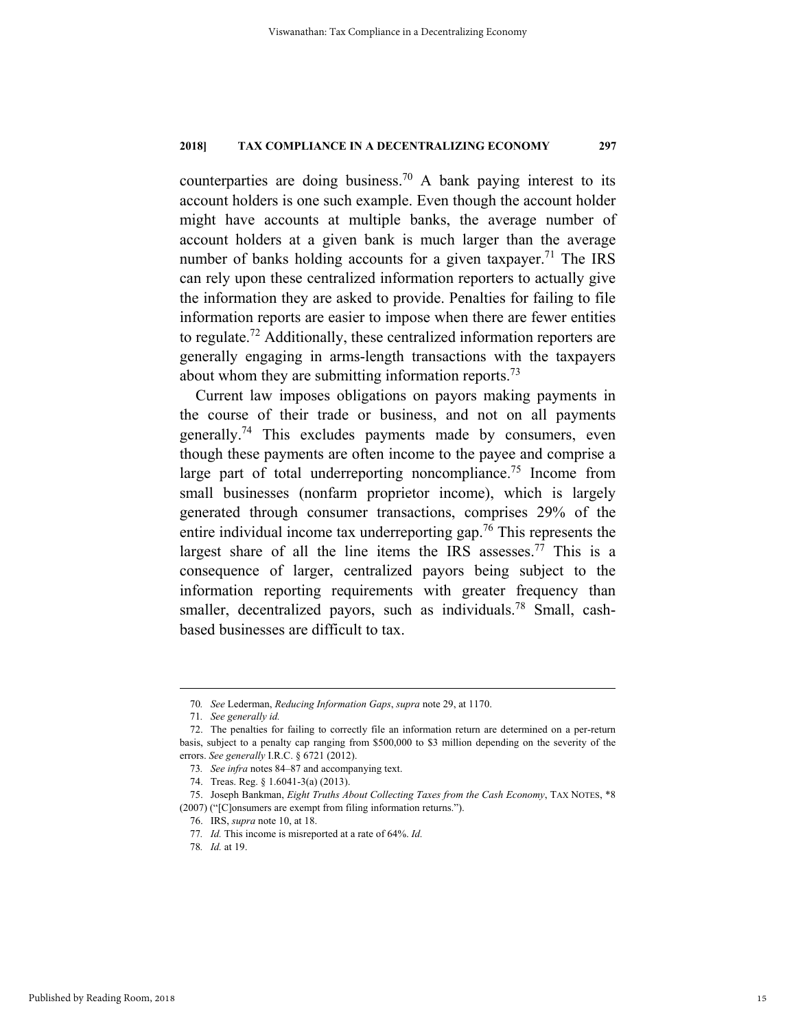counterparties are doing business.[70] A bank paying interest to its account holders is one such example. Even though the account holder might have accounts at multiple banks, the average number of account holders at a given bank is much larger than the average number of banks holding accounts for a given taxpayer.[71] The IRS can rely upon these centralized information reporters to actually give the information they are asked to provide. Penalties for failing to file information reports are easier to impose when there are fewer entities to regulate.[72] Additionally, these centralized information reporters are generally engaging in arms-length transactions with the taxpayers about whom they are submitting information reports.[73]

Current law imposes obligations on payors making payments in the course of their trade or business, and not on all payments generally.[74] This excludes payments made by consumers, even though these payments are often income to the payee and comprise a large part of total underreporting noncompliance.[75] Income from small businesses (nonfarm proprietor income), which is largely generated through consumer transactions, comprises 29% of the entire individual income tax underreporting gap.[76] This represents the largest share of all the line items the IRS assesses.[77] This is a consequence of larger, centralized payors being subject to the information reporting requirements with greater frequency than smaller, decentralized payors, such as individuals.[78] Small, cash-based businesses are difficult to tax.

---

70. *See* Lederman, *Reducing Information Gaps*, *supra* note 29, at 1170.

71. *See generally id.*

72. The penalties for failing to correctly file an information return are determined on a per-return basis, subject to a penalty cap ranging from $500,000 to $3 million depending on the severity of the errors. *See generally* I.R.C. § 6721 (2012).

73. *See infra* notes 84–87 and accompanying text.

74. Treas. Reg. § 1.6041-3(a) (2013).

75. Joseph Bankman, *Eight Truths About Collecting Taxes from the Cash Economy*, TAX NOTES, *8 (2007) ("[C]onsumers are exempt from filing information returns.").

76. IRS, *supra* note 10, at 18.

77. *Id.* This income is misreported at a rate of 64%. *Id.*

78. *Id.* at 19.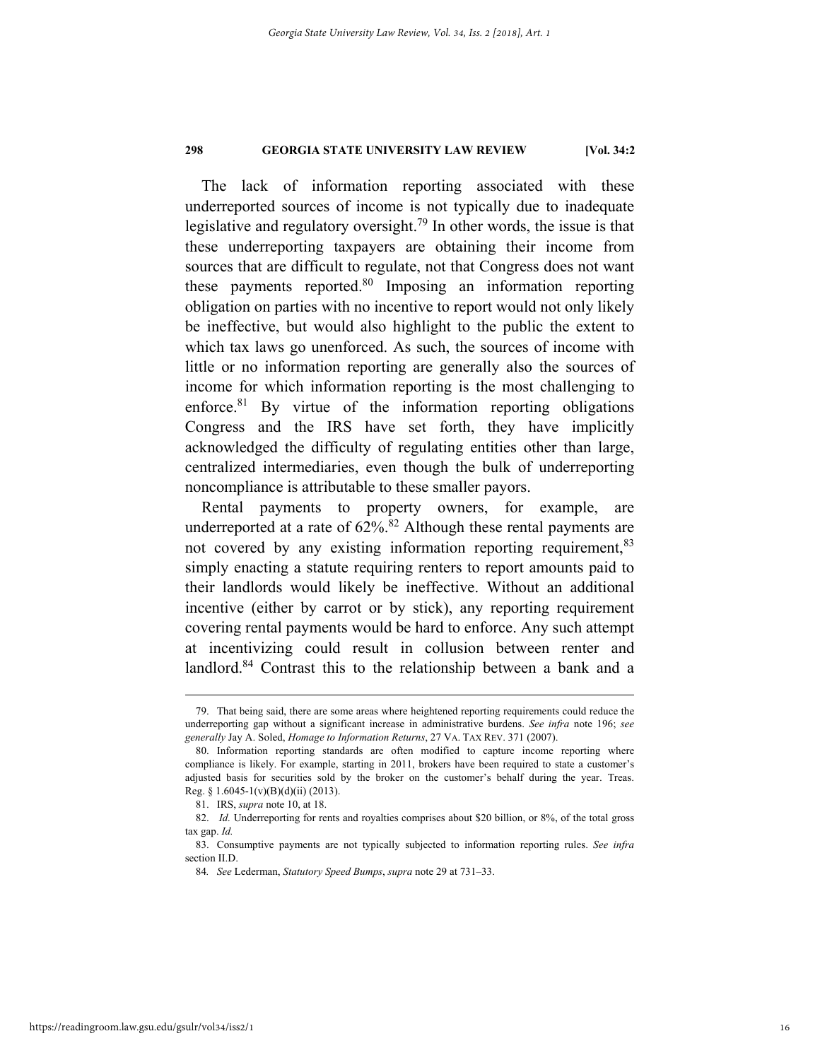The lack of information reporting associated with these underreported sources of income is not typically due to inadequate legislative and regulatory oversight.[79] In other words, the issue is that these underreporting taxpayers are obtaining their income from sources that are difficult to regulate, not that Congress does not want these payments reported.[80] Imposing an information reporting obligation on parties with no incentive to report would not only likely be ineffective, but would also highlight to the public the extent to which tax laws go unenforced. As such, the sources of income with little or no information reporting are generally also the sources of income for which information reporting is the most challenging to enforce.[81] By virtue of the information reporting obligations Congress and the IRS have set forth, they have implicitly acknowledged the difficulty of regulating entities other than large, centralized intermediaries, even though the bulk of underreporting noncompliance is attributable to these smaller payors.

Rental payments to property owners, for example, are underreported at a rate of 62%.[82] Although these rental payments are not covered by any existing information reporting requirement,[83] simply enacting a statute requiring renters to report amounts paid to their landlords would likely be ineffective. Without an additional incentive (either by carrot or by stick), any reporting requirement covering rental payments would be hard to enforce. Any such attempt at incentivizing could result in collusion between renter and landlord.[84] Contrast this to the relationship between a bank and a

---

79. That being said, there are some areas where heightened reporting requirements could reduce the underreporting gap without a significant increase in administrative burdens. *See infra* note 196; *see generally* Jay A. Soled, *Homage to Information Returns*, 27 VA. TAX REV. 371 (2007).

80. Information reporting standards are often modified to capture income reporting where compliance is likely. For example, starting in 2011, brokers have been required to state a customer's adjusted basis for securities sold by the broker on the customer's behalf during the year. Treas. Reg. § 1.6045-1(v)(B)(d)(ii) (2013).

81. IRS, *supra* note 10, at 18.

82. *Id.* Underreporting for rents and royalties comprises about $20 billion, or 8%, of the total gross tax gap. *Id.*

83. Consumptive payments are not typically subjected to information reporting rules. *See infra* section II.D.

84. *See* Lederman, *Statutory Speed Bumps*, *supra* note 29 at 731–33.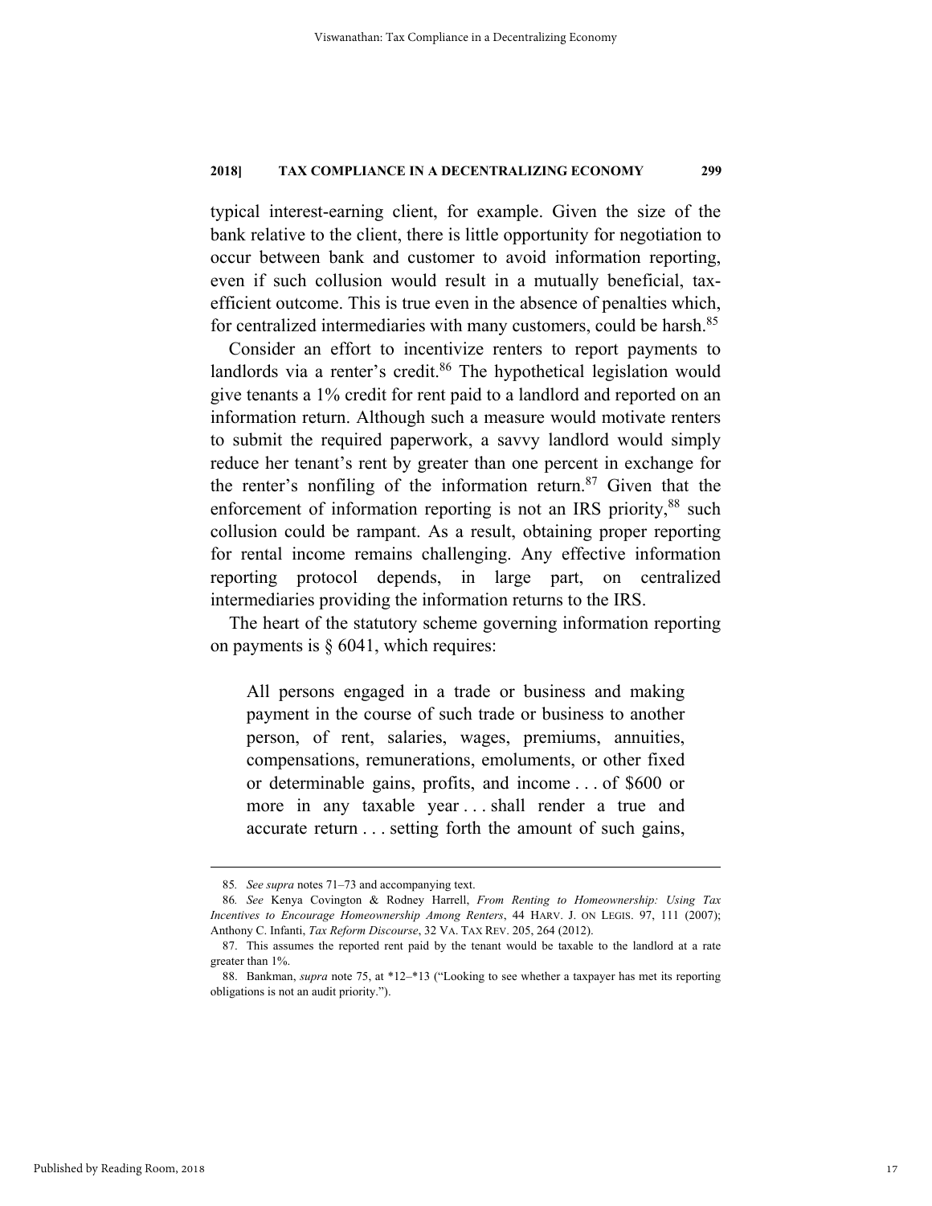typical interest-earning client, for example. Given the size of the bank relative to the client, there is little opportunity for negotiation to occur between bank and customer to avoid information reporting, even if such collusion would result in a mutually beneficial, tax-efficient outcome. This is true even in the absence of penalties which, for centralized intermediaries with many customers, could be harsh.[85]

Consider an effort to incentivize renters to report payments to landlords via a renter's credit.[86] The hypothetical legislation would give tenants a 1% credit for rent paid to a landlord and reported on an information return. Although such a measure would motivate renters to submit the required paperwork, a savvy landlord would simply reduce her tenant's rent by greater than one percent in exchange for the renter's nonfiling of the information return.[87] Given that the enforcement of information reporting is not an IRS priority,[88] such collusion could be rampant. As a result, obtaining proper reporting for rental income remains challenging. Any effective information reporting protocol depends, in large part, on centralized intermediaries providing the information returns to the IRS.

The heart of the statutory scheme governing information reporting on payments is § 6041, which requires:

> All persons engaged in a trade or business and making payment in the course of such trade or business to another person, of rent, salaries, wages, premiums, annuities, compensations, remunerations, emoluments, or other fixed or determinable gains, profits, and income . . . of $600 or more in any taxable year . . . shall render a true and accurate return . . . setting forth the amount of such gains,

---

85. *See supra* notes 71–73 and accompanying text.

86. *See* Kenya Covington & Rodney Harrell, *From Renting to Homeownership: Using Tax Incentives to Encourage Homeownership Among Renters*, 44 HARV. J. ON LEGIS. 97, 111 (2007); Anthony C. Infanti, *Tax Reform Discourse*, 32 VA. TAX REV. 205, 264 (2012).

87. This assumes the reported rent paid by the tenant would be taxable to the landlord at a rate greater than 1%.

88. Bankman, *supra* note 75, at *12–*13 ("Looking to see whether a taxpayer has met its reporting obligations is not an audit priority.").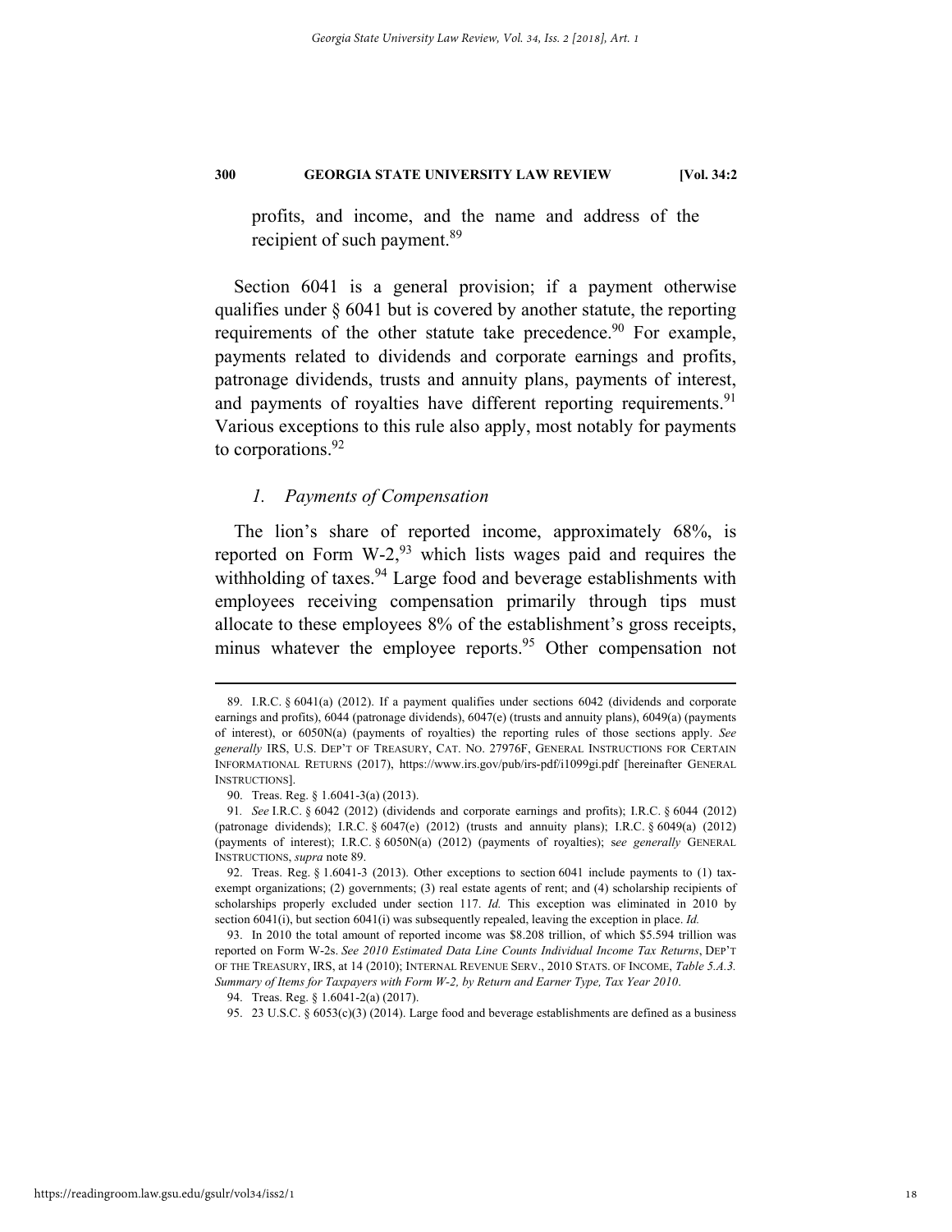profits, and income, and the name and address of the recipient of such payment.[89]

Section 6041 is a general provision; if a payment otherwise qualifies under § 6041 but is covered by another statute, the reporting requirements of the other statute take precedence.[90] For example, payments related to dividends and corporate earnings and profits, patronage dividends, trusts and annuity plans, payments of interest, and payments of royalties have different reporting requirements.[91] Various exceptions to this rule also apply, most notably for payments to corporations.[92]

### *1. Payments of Compensation*

The lion's share of reported income, approximately 68%, is reported on Form W-2,[93] which lists wages paid and requires the withholding of taxes.[94] Large food and beverage establishments with employees receiving compensation primarily through tips must allocate to these employees 8% of the establishment's gross receipts, minus whatever the employee reports.[95] Other compensation not

---

89. I.R.C. § 6041(a) (2012). If a payment qualifies under sections 6042 (dividends and corporate earnings and profits), 6044 (patronage dividends), 6047(e) (trusts and annuity plans), 6049(a) (payments of interest), or 6050N(a) (payments of royalties) the reporting rules of those sections apply. *See generally* IRS, U.S. DEP'T OF TREASURY, CAT. NO. 27976F, GENERAL INSTRUCTIONS FOR CERTAIN INFORMATIONAL RETURNS (2017), https://www.irs.gov/pub/irs-pdf/i1099gi.pdf [hereinafter GENERAL INSTRUCTIONS].

90. Treas. Reg. § 1.6041-3(a) (2013).

91. *See* I.R.C. § 6042 (2012) (dividends and corporate earnings and profits); I.R.C. § 6044 (2012) (patronage dividends); I.R.C. § 6047(e) (2012) (trusts and annuity plans); I.R.C. § 6049(a) (2012) (payments of interest); I.R.C. § 6050N(a) (2012) (payments of royalties); s*ee generally* GENERAL INSTRUCTIONS, *supra* note 89.

92. Treas. Reg. § 1.6041-3 (2013). Other exceptions to section 6041 include payments to (1) tax-exempt organizations; (2) governments; (3) real estate agents of rent; and (4) scholarship recipients of scholarships properly excluded under section 117. *Id.* This exception was eliminated in 2010 by section 6041(i), but section 6041(i) was subsequently repealed, leaving the exception in place. *Id.*

93. In 2010 the total amount of reported income was $8.208 trillion, of which $5.594 trillion was reported on Form W-2s. *See 2010 Estimated Data Line Counts Individual Income Tax Returns*, DEP'T OF THE TREASURY, IRS, at 14 (2010); INTERNAL REVENUE SERV., 2010 STATS. OF INCOME, *Table 5.A.3. Summary of Items for Taxpayers with Form W-2, by Return and Earner Type, Tax Year 2010*.

94. Treas. Reg. § 1.6041-2(a) (2017).

95. 23 U.S.C. § 6053(c)(3) (2014). Large food and beverage establishments are defined as a business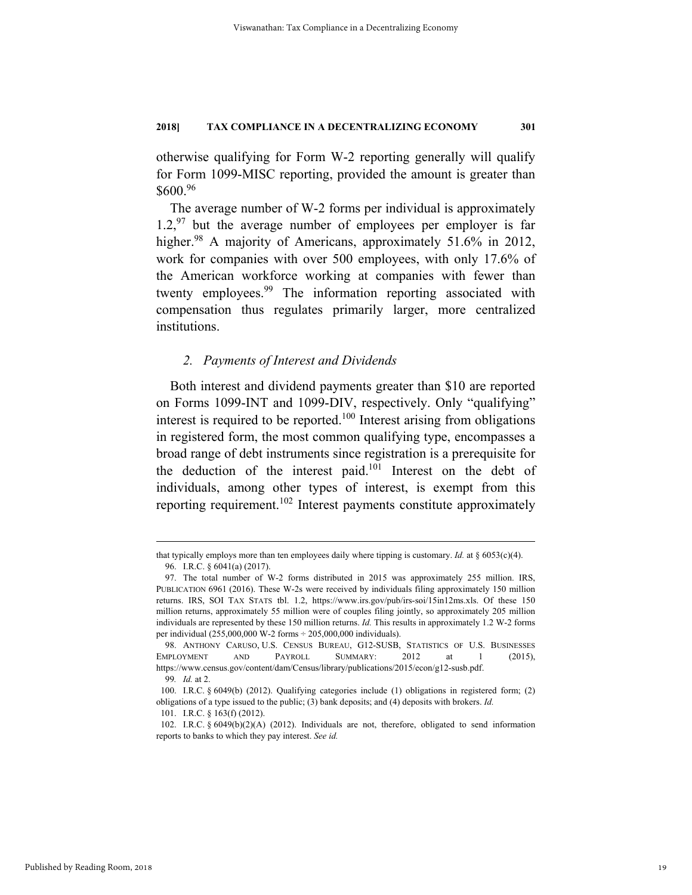otherwise qualifying for Form W-2 reporting generally will qualify for Form 1099-MISC reporting, provided the amount is greater than $600.[96]

The average number of W-2 forms per individual is approximately 1.2,[97] but the average number of employees per employer is far higher.[98] A majority of Americans, approximately 51.6% in 2012, work for companies with over 500 employees, with only 17.6% of the American workforce working at companies with fewer than twenty employees.[99] The information reporting associated with compensation thus regulates primarily larger, more centralized institutions.

### *2. Payments of Interest and Dividends*

Both interest and dividend payments greater than $10 are reported on Forms 1099-INT and 1099-DIV, respectively. Only "qualifying" interest is required to be reported.[100] Interest arising from obligations in registered form, the most common qualifying type, encompasses a broad range of debt instruments since registration is a prerequisite for the deduction of the interest paid.[101] Interest on the debt of individuals, among other types of interest, is exempt from this reporting requirement.[102] Interest payments constitute approximately

---

that typically employs more than ten employees daily where tipping is customary. *Id.* at § 6053(c)(4).

96. I.R.C. § 6041(a) (2017).

97. The total number of W-2 forms distributed in 2015 was approximately 255 million. IRS, PUBLICATION 6961 (2016). These W-2s were received by individuals filing approximately 150 million returns. IRS, SOI TAX STATS tbl. 1.2, https://www.irs.gov/pub/irs-soi/15in12ms.xls. Of these 150 million returns, approximately 55 million were of couples filing jointly, so approximately 205 million individuals are represented by these 150 million returns. *Id.* This results in approximately 1.2 W-2 forms per individual (255,000,000 W-2 forms ÷ 205,000,000 individuals).

98. ANTHONY CARUSO, U.S. CENSUS BUREAU, G12-SUSB, STATISTICS OF U.S. BUSINESSES EMPLOYMENT AND PAYROLL SUMMARY: 2012 at 1 (2015), https://www.census.gov/content/dam/Census/library/publications/2015/econ/g12-susb.pdf.

99. *Id.* at 2.

100. I.R.C. § 6049(b) (2012). Qualifying categories include (1) obligations in registered form; (2) obligations of a type issued to the public; (3) bank deposits; and (4) deposits with brokers. *Id.*

101. I.R.C. § 163(f) (2012).

102. I.R.C. § 6049(b)(2)(A) (2012). Individuals are not, therefore, obligated to send information reports to banks to which they pay interest. *See id.*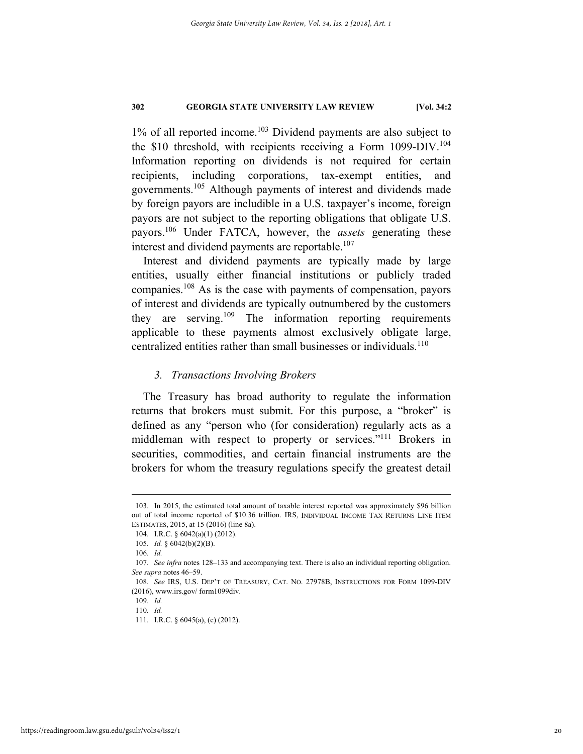1% of all reported income.[103] Dividend payments are also subject to the $10 threshold, with recipients receiving a Form 1099-DIV.[104] Information reporting on dividends is not required for certain recipients, including corporations, tax-exempt entities, and governments.[105] Although payments of interest and dividends made by foreign payors are includible in a U.S. taxpayer's income, foreign payors are not subject to the reporting obligations that obligate U.S. payors.[106] Under FATCA, however, the *assets* generating these interest and dividend payments are reportable.[107]

Interest and dividend payments are typically made by large entities, usually either financial institutions or publicly traded companies.[108] As is the case with payments of compensation, payors of interest and dividends are typically outnumbered by the customers they are serving.[109] The information reporting requirements applicable to these payments almost exclusively obligate large, centralized entities rather than small businesses or individuals.[110]

### *3. Transactions Involving Brokers*

The Treasury has broad authority to regulate the information returns that brokers must submit. For this purpose, a "broker" is defined as any "person who (for consideration) regularly acts as a middleman with respect to property or services."[111] Brokers in securities, commodities, and certain financial instruments are the brokers for whom the treasury regulations specify the greatest detail

---

103. In 2015, the estimated total amount of taxable interest reported was approximately $96 billion out of total income reported of $10.36 trillion. IRS, INDIVIDUAL INCOME TAX RETURNS LINE ITEM ESTIMATES, 2015, at 15 (2016) (line 8a).

104. I.R.C. § 6042(a)(1) (2012).

105. *Id.* § 6042(b)(2)(B).

106. *Id.*

107. *See infra* notes 128–133 and accompanying text. There is also an individual reporting obligation. *See supra* notes 46–59.

108. *See* IRS, U.S. DEP'T OF TREASURY, CAT. NO. 27978B, INSTRUCTIONS FOR FORM 1099-DIV (2016), www.irs.gov/ form1099div.

109. *Id.*

110. *Id.*

111. I.R.C. § 6045(a), (c) (2012).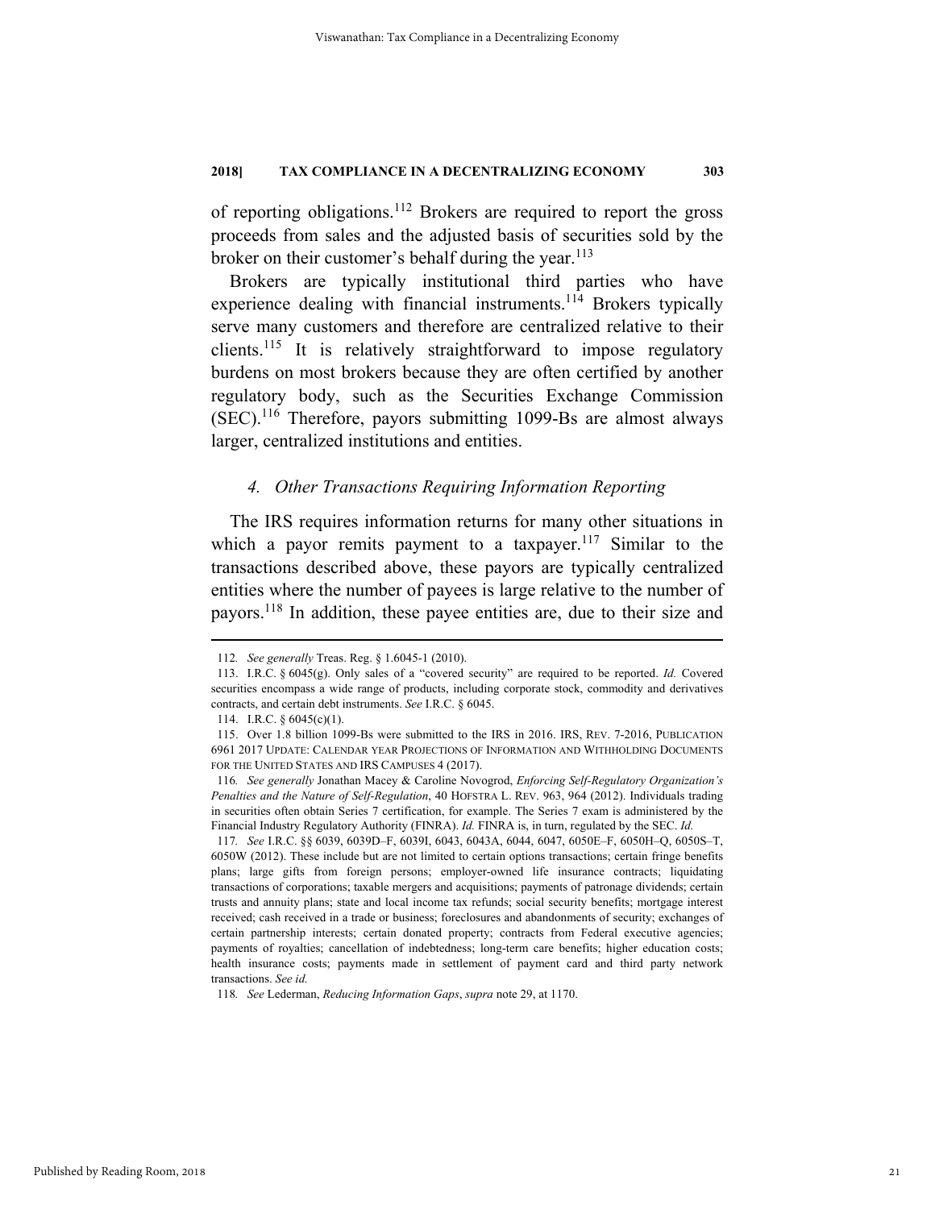of reporting obligations.[112] Brokers are required to report the gross proceeds from sales and the adjusted basis of securities sold by the broker on their customer's behalf during the year.[113]

Brokers are typically institutional third parties who have experience dealing with financial instruments.[114] Brokers typically serve many customers and therefore are centralized relative to their clients.[115] It is relatively straightforward to impose regulatory burdens on most brokers because they are often certified by another regulatory body, such as the Securities Exchange Commission (SEC).[116] Therefore, payors submitting 1099-Bs are almost always larger, centralized institutions and entities.

#### *4. Other Transactions Requiring Information Reporting*

The IRS requires information returns for many other situations in which a payor remits payment to a taxpayer.[117] Similar to the transactions described above, these payors are typically centralized entities where the number of payees is large relative to the number of payors.[118] In addition, these payee entities are, due to their size and

---

112. *See generally* Treas. Reg. § 1.6045-1 (2010).

113. I.R.C. § 6045(g). Only sales of a "covered security" are required to be reported. *Id.* Covered securities encompass a wide range of products, including corporate stock, commodity and derivatives contracts, and certain debt instruments. *See* I.R.C. § 6045.

114. I.R.C. § 6045(c)(1).

115. Over 1.8 billion 1099-Bs were submitted to the IRS in 2016. IRS, REV. 7-2016, PUBLICATION 6961 2017 UPDATE: CALENDAR YEAR PROJECTIONS OF INFORMATION AND WITHHOLDING DOCUMENTS FOR THE UNITED STATES AND IRS CAMPUSES 4 (2017).

116. *See generally* Jonathan Macey & Caroline Novogrod, *Enforcing Self-Regulatory Organization's Penalties and the Nature of Self-Regulation*, 40 HOFSTRA L. REV. 963, 964 (2012). Individuals trading in securities often obtain Series 7 certification, for example. The Series 7 exam is administered by the Financial Industry Regulatory Authority (FINRA). *Id.* FINRA is, in turn, regulated by the SEC. *Id.*

117. *See* I.R.C. §§ 6039, 6039D–F, 6039I, 6043, 6043A, 6044, 6047, 6050E–F, 6050H–Q, 6050S–T, 6050W (2012). These include but are not limited to certain options transactions; certain fringe benefits plans; large gifts from foreign persons; employer-owned life insurance contracts; liquidating transactions of corporations; taxable mergers and acquisitions; payments of patronage dividends; certain trusts and annuity plans; state and local income tax refunds; social security benefits; mortgage interest received; cash received in a trade or business; foreclosures and abandonments of security; exchanges of certain partnership interests; certain donated property; contracts from Federal executive agencies; payments of royalties; cancellation of indebtedness; long-term care benefits; higher education costs; health insurance costs; payments made in settlement of payment card and third party network transactions. *See id.*

118. *See* Lederman, *Reducing Information Gaps*, *supra* note 29, at 1170.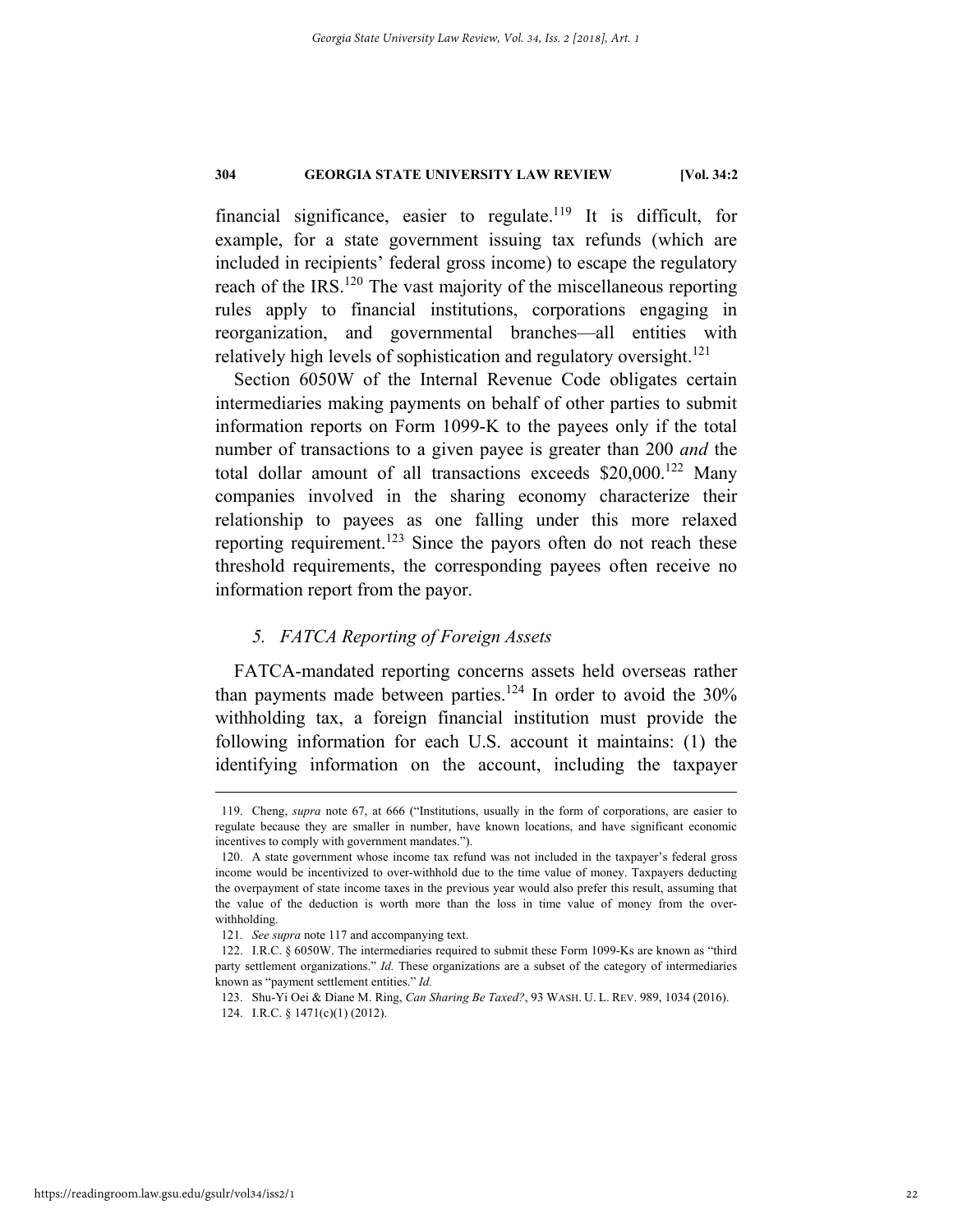financial significance, easier to regulate.[119] It is difficult, for example, for a state government issuing tax refunds (which are included in recipients' federal gross income) to escape the regulatory reach of the IRS.[120] The vast majority of the miscellaneous reporting rules apply to financial institutions, corporations engaging in reorganization, and governmental branches—all entities with relatively high levels of sophistication and regulatory oversight.[121]

Section 6050W of the Internal Revenue Code obligates certain intermediaries making payments on behalf of other parties to submit information reports on Form 1099-K to the payees only if the total number of transactions to a given payee is greater than 200 *and* the total dollar amount of all transactions exceeds $20,000.[122] Many companies involved in the sharing economy characterize their relationship to payees as one falling under this more relaxed reporting requirement.[123] Since the payors often do not reach these threshold requirements, the corresponding payees often receive no information report from the payor.

### *5. FATCA Reporting of Foreign Assets*

FATCA-mandated reporting concerns assets held overseas rather than payments made between parties.[124] In order to avoid the 30% withholding tax, a foreign financial institution must provide the following information for each U.S. account it maintains: (1) the identifying information on the account, including the taxpayer

---

119. Cheng, *supra* note 67, at 666 ("Institutions, usually in the form of corporations, are easier to regulate because they are smaller in number, have known locations, and have significant economic incentives to comply with government mandates.").

120. A state government whose income tax refund was not included in the taxpayer's federal gross income would be incentivized to over-withhold due to the time value of money. Taxpayers deducting the overpayment of state income taxes in the previous year would also prefer this result, assuming that the value of the deduction is worth more than the loss in time value of money from the over-withholding.

121. *See supra* note 117 and accompanying text.

122. I.R.C. § 6050W. The intermediaries required to submit these Form 1099-Ks are known as "third party settlement organizations." *Id.* These organizations are a subset of the category of intermediaries known as "payment settlement entities." *Id.*

123. Shu-Yi Oei & Diane M. Ring, *Can Sharing Be Taxed?*, 93 WASH. U. L. REV. 989, 1034 (2016).

124. I.R.C. § 1471(c)(1) (2012).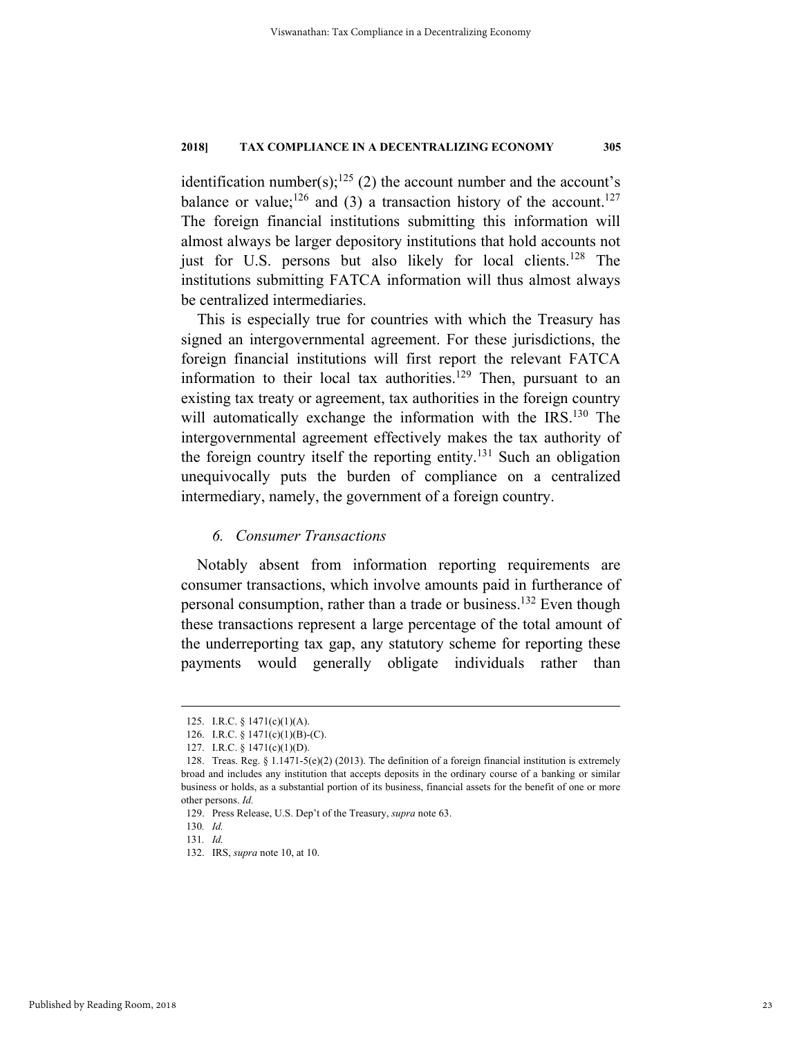identification number(s);[125] (2) the account number and the account's balance or value;[126] and (3) a transaction history of the account.[127] The foreign financial institutions submitting this information will almost always be larger depository institutions that hold accounts not just for U.S. persons but also likely for local clients.[128] The institutions submitting FATCA information will thus almost always be centralized intermediaries.

This is especially true for countries with which the Treasury has signed an intergovernmental agreement. For these jurisdictions, the foreign financial institutions will first report the relevant FATCA information to their local tax authorities.[129] Then, pursuant to an existing tax treaty or agreement, tax authorities in the foreign country will automatically exchange the information with the IRS.[130] The intergovernmental agreement effectively makes the tax authority of the foreign country itself the reporting entity.[131] Such an obligation unequivocally puts the burden of compliance on a centralized intermediary, namely, the government of a foreign country.

### *6. Consumer Transactions*

Notably absent from information reporting requirements are consumer transactions, which involve amounts paid in furtherance of personal consumption, rather than a trade or business.[132] Even though these transactions represent a large percentage of the total amount of the underreporting tax gap, any statutory scheme for reporting these payments would generally obligate individuals rather than

---

125. I.R.C. § 1471(c)(1)(A).

126. I.R.C. § 1471(c)(1)(B)-(C).

127. I.R.C. § 1471(c)(1)(D).

128. Treas. Reg. § 1.1471-5(e)(2) (2013). The definition of a foreign financial institution is extremely broad and includes any institution that accepts deposits in the ordinary course of a banking or similar business or holds, as a substantial portion of its business, financial assets for the benefit of one or more other persons. *Id.*

129. Press Release, U.S. Dep't of the Treasury, *supra* note 63.

130. *Id.*

131. *Id.*

132. IRS, *supra* note 10, at 10.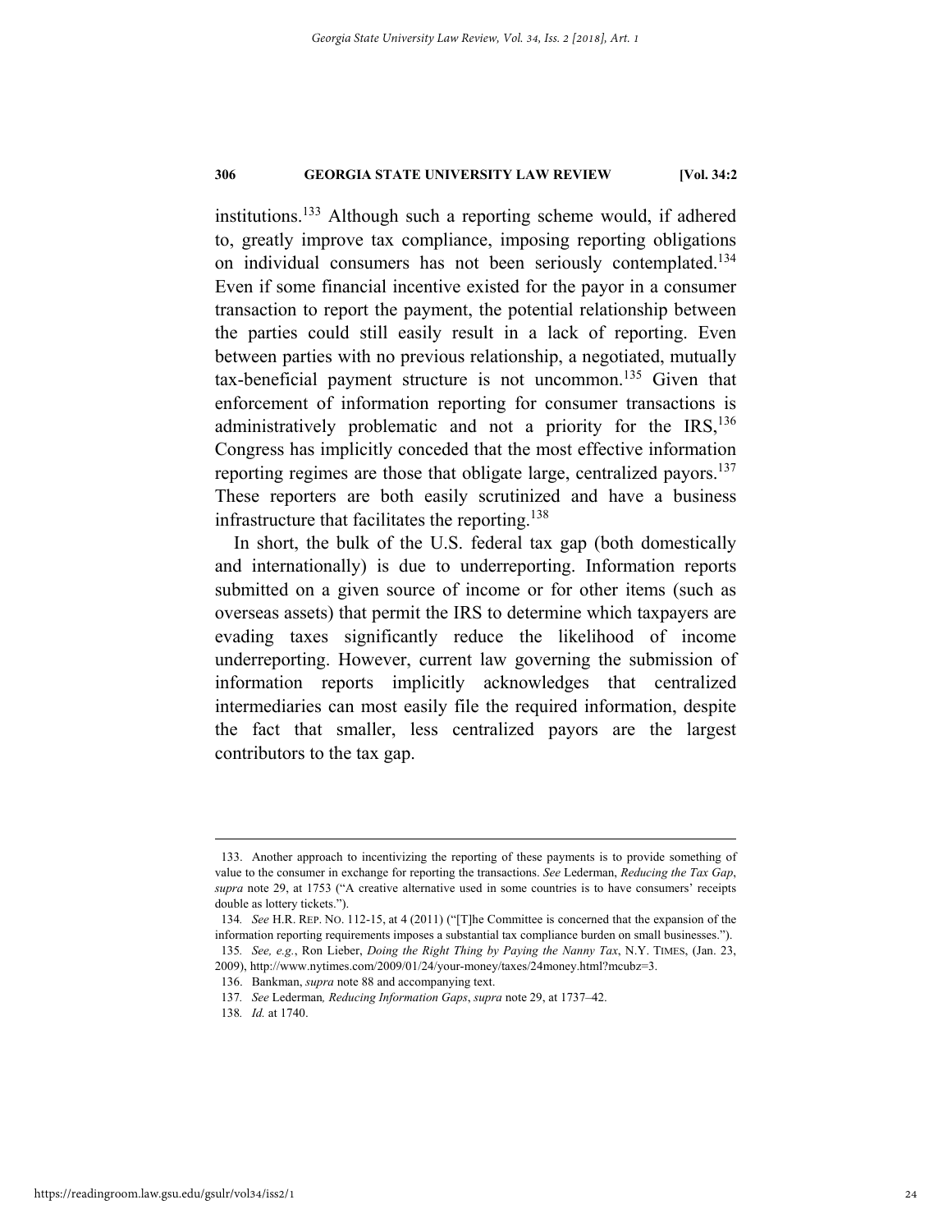institutions.[133] Although such a reporting scheme would, if adhered to, greatly improve tax compliance, imposing reporting obligations on individual consumers has not been seriously contemplated.[134] Even if some financial incentive existed for the payor in a consumer transaction to report the payment, the potential relationship between the parties could still easily result in a lack of reporting. Even between parties with no previous relationship, a negotiated, mutually tax-beneficial payment structure is not uncommon.[135] Given that enforcement of information reporting for consumer transactions is administratively problematic and not a priority for the IRS,[136] Congress has implicitly conceded that the most effective information reporting regimes are those that obligate large, centralized payors.[137] These reporters are both easily scrutinized and have a business infrastructure that facilitates the reporting.[138]

In short, the bulk of the U.S. federal tax gap (both domestically and internationally) is due to underreporting. Information reports submitted on a given source of income or for other items (such as overseas assets) that permit the IRS to determine which taxpayers are evading taxes significantly reduce the likelihood of income underreporting. However, current law governing the submission of information reports implicitly acknowledges that centralized intermediaries can most easily file the required information, despite the fact that smaller, less centralized payors are the largest contributors to the tax gap.

---

133. Another approach to incentivizing the reporting of these payments is to provide something of value to the consumer in exchange for reporting the transactions. *See* Lederman, *Reducing the Tax Gap*, *supra* note 29, at 1753 ("A creative alternative used in some countries is to have consumers' receipts double as lottery tickets.").

134. *See* H.R. REP. NO. 112-15, at 4 (2011) ("[T]he Committee is concerned that the expansion of the information reporting requirements imposes a substantial tax compliance burden on small businesses.").

135. *See, e.g.*, Ron Lieber, *Doing the Right Thing by Paying the Nanny Tax*, N.Y. TIMES, (Jan. 23, 2009), http://www.nytimes.com/2009/01/24/your-money/taxes/24money.html?mcubz=3.

136. Bankman, *supra* note 88 and accompanying text.

137. *See* Lederman*, Reducing Information Gaps*, *supra* note 29, at 1737–42.

138. *Id.* at 1740.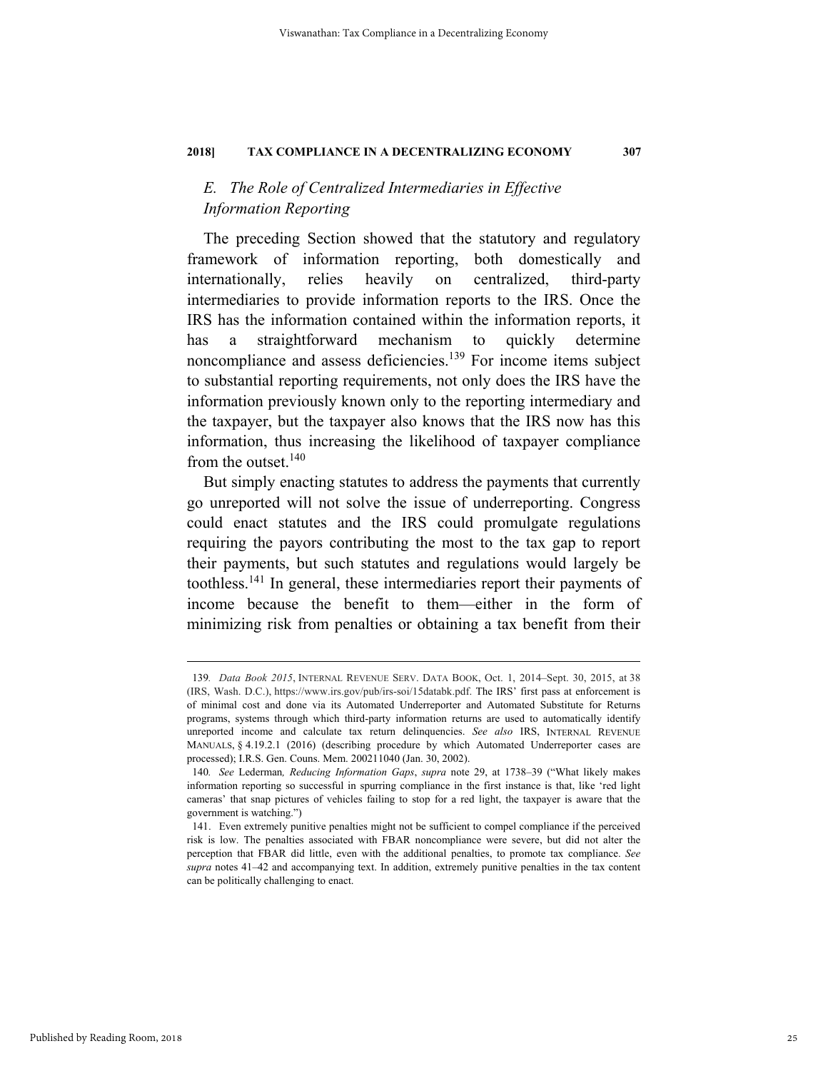### *E. The Role of Centralized Intermediaries in Effective Information Reporting*

The preceding Section showed that the statutory and regulatory framework of information reporting, both domestically and internationally, relies heavily on centralized, third-party intermediaries to provide information reports to the IRS. Once the IRS has the information contained within the information reports, it has a straightforward mechanism to quickly determine noncompliance and assess deficiencies.[139] For income items subject to substantial reporting requirements, not only does the IRS have the information previously known only to the reporting intermediary and the taxpayer, but the taxpayer also knows that the IRS now has this information, thus increasing the likelihood of taxpayer compliance from the outset.[140]

But simply enacting statutes to address the payments that currently go unreported will not solve the issue of underreporting. Congress could enact statutes and the IRS could promulgate regulations requiring the payors contributing the most to the tax gap to report their payments, but such statutes and regulations would largely be toothless.[141] In general, these intermediaries report their payments of income because the benefit to them—either in the form of minimizing risk from penalties or obtaining a tax benefit from their

---

139. *Data Book 2015*, INTERNAL REVENUE SERV. DATA BOOK, Oct. 1, 2014–Sept. 30, 2015, at 38 (IRS, Wash. D.C.), https://www.irs.gov/pub/irs-soi/15databk.pdf. The IRS' first pass at enforcement is of minimal cost and done via its Automated Underreporter and Automated Substitute for Returns programs, systems through which third-party information returns are used to automatically identify unreported income and calculate tax return delinquencies. *See also* IRS, INTERNAL REVENUE MANUALS, § 4.19.2.1 (2016) (describing procedure by which Automated Underreporter cases are processed); I.R.S. Gen. Couns. Mem. 200211040 (Jan. 30, 2002).

140. *See* Lederman, *Reducing Information Gaps*, *supra* note 29, at 1738–39 ("What likely makes information reporting so successful in spurring compliance in the first instance is that, like 'red light cameras' that snap pictures of vehicles failing to stop for a red light, the taxpayer is aware that the government is watching.")

141. Even extremely punitive penalties might not be sufficient to compel compliance if the perceived risk is low. The penalties associated with FBAR noncompliance were severe, but did not alter the perception that FBAR did little, even with the additional penalties, to promote tax compliance. *See supra* notes 41–42 and accompanying text. In addition, extremely punitive penalties in the tax content can be politically challenging to enact.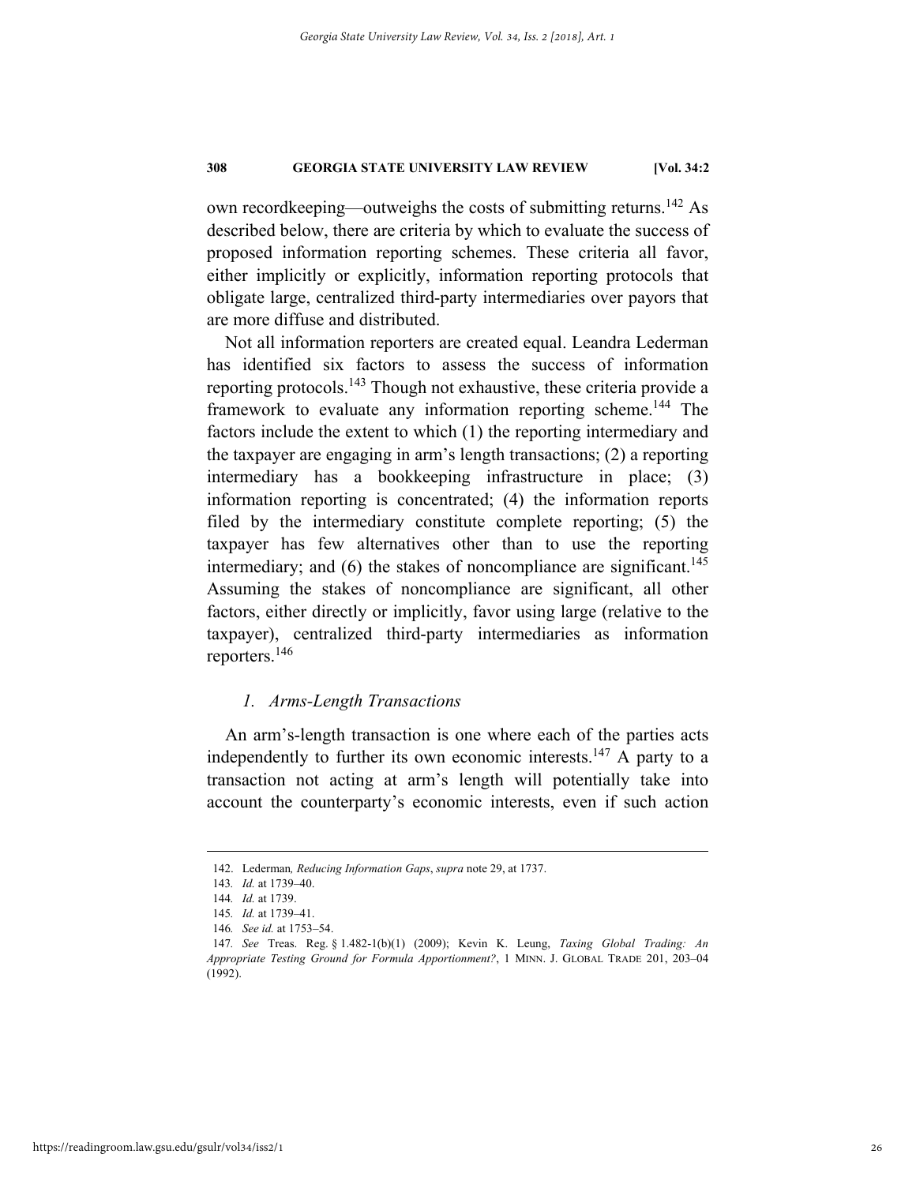own recordkeeping—outweighs the costs of submitting returns.[142] As described below, there are criteria by which to evaluate the success of proposed information reporting schemes. These criteria all favor, either implicitly or explicitly, information reporting protocols that obligate large, centralized third-party intermediaries over payors that are more diffuse and distributed.

Not all information reporters are created equal. Leandra Lederman has identified six factors to assess the success of information reporting protocols.[143] Though not exhaustive, these criteria provide a framework to evaluate any information reporting scheme.[144] The factors include the extent to which (1) the reporting intermediary and the taxpayer are engaging in arm's length transactions; (2) a reporting intermediary has a bookkeeping infrastructure in place; (3) information reporting is concentrated; (4) the information reports filed by the intermediary constitute complete reporting; (5) the taxpayer has few alternatives other than to use the reporting intermediary; and (6) the stakes of noncompliance are significant.[145] Assuming the stakes of noncompliance are significant, all other factors, either directly or implicitly, favor using large (relative to the taxpayer), centralized third-party intermediaries as information reporters.[146]

### *1. Arms-Length Transactions*

An arm's-length transaction is one where each of the parties acts independently to further its own economic interests.[147] A party to a transaction not acting at arm's length will potentially take into account the counterparty's economic interests, even if such action

---

142. Lederman*, Reducing Information Gaps*, *supra* note 29, at 1737.

143. *Id.* at 1739–40.

144. *Id.* at 1739.

145. *Id.* at 1739–41.

146. *See id.* at 1753–54.

147. *See* Treas. Reg. § 1.482-1(b)(1) (2009); Kevin K. Leung, *Taxing Global Trading: An Appropriate Testing Ground for Formula Apportionment?*, 1 MINN. J. GLOBAL TRADE 201, 203–04 (1992).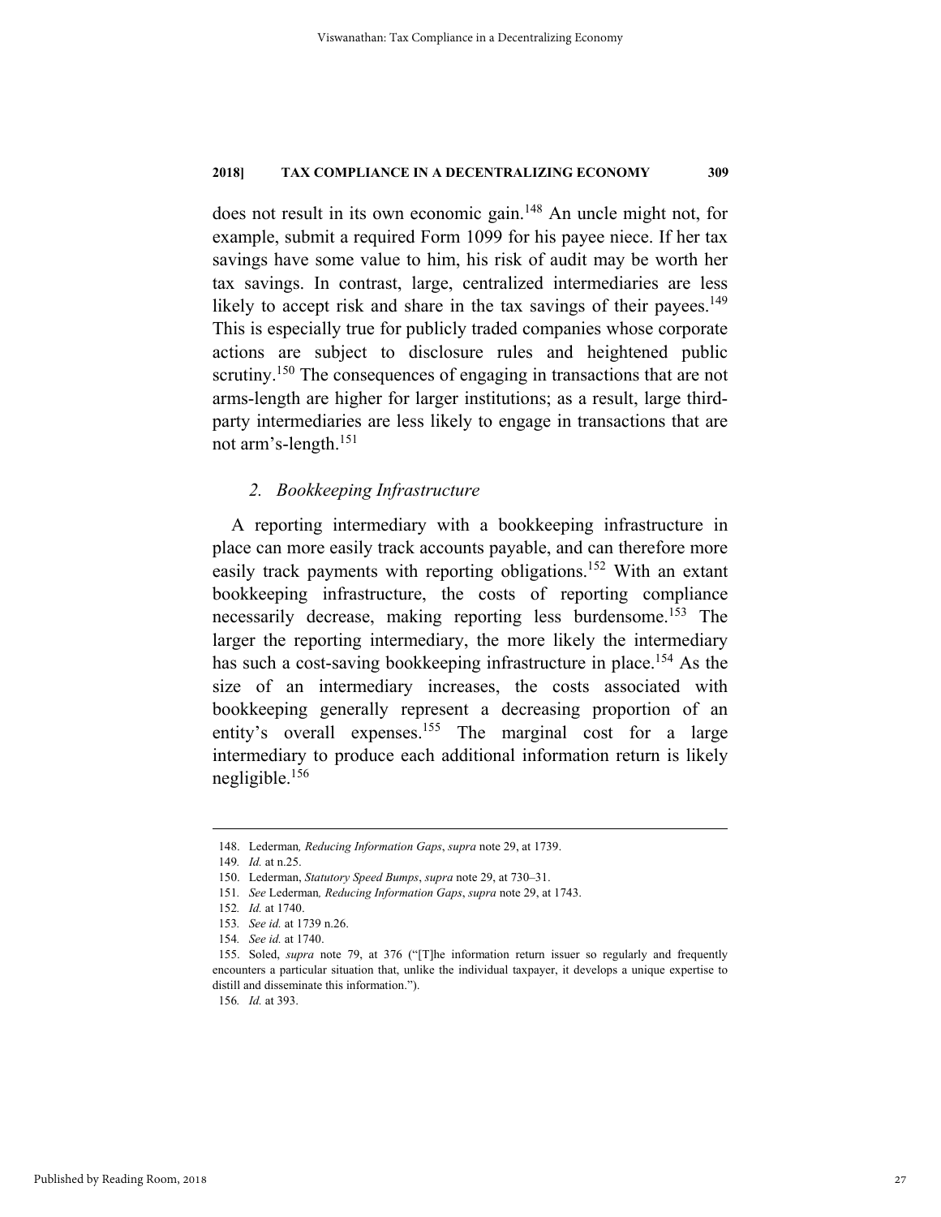does not result in its own economic gain.[148] An uncle might not, for example, submit a required Form 1099 for his payee niece. If her tax savings have some value to him, his risk of audit may be worth her tax savings. In contrast, large, centralized intermediaries are less likely to accept risk and share in the tax savings of their payees.[149] This is especially true for publicly traded companies whose corporate actions are subject to disclosure rules and heightened public scrutiny.[150] The consequences of engaging in transactions that are not arms-length are higher for larger institutions; as a result, large third-party intermediaries are less likely to engage in transactions that are not arm's-length.[151]

### *2. Bookkeeping Infrastructure*

A reporting intermediary with a bookkeeping infrastructure in place can more easily track accounts payable, and can therefore more easily track payments with reporting obligations.[152] With an extant bookkeeping infrastructure, the costs of reporting compliance necessarily decrease, making reporting less burdensome.[153] The larger the reporting intermediary, the more likely the intermediary has such a cost-saving bookkeeping infrastructure in place.[154] As the size of an intermediary increases, the costs associated with bookkeeping generally represent a decreasing proportion of an entity's overall expenses.[155] The marginal cost for a large intermediary to produce each additional information return is likely negligible.[156]

---

148. Lederman*, Reducing Information Gaps*, *supra* note 29, at 1739.

149*. Id.* at n.25.

150. Lederman, *Statutory Speed Bumps*, *supra* note 29, at 730–31.

151*. See* Lederman*, Reducing Information Gaps*, *supra* note 29, at 1743.

152*. Id.* at 1740.

153*. See id.* at 1739 n.26.

154*. See id.* at 1740.

155. Soled, *supra* note 79, at 376 ("[T]he information return issuer so regularly and frequently encounters a particular situation that, unlike the individual taxpayer, it develops a unique expertise to distill and disseminate this information.").

156*. Id.* at 393.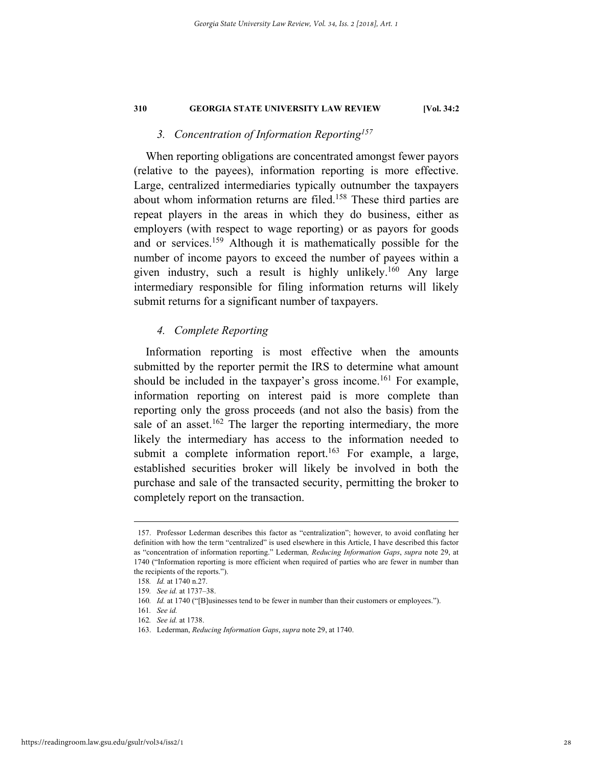### *3. Concentration of Information Reporting*[157]

When reporting obligations are concentrated amongst fewer payors (relative to the payees), information reporting is more effective. Large, centralized intermediaries typically outnumber the taxpayers about whom information returns are filed.[158] These third parties are repeat players in the areas in which they do business, either as employers (with respect to wage reporting) or as payors for goods and or services.[159] Although it is mathematically possible for the number of income payors to exceed the number of payees within a given industry, such a result is highly unlikely.[160] Any large intermediary responsible for filing information returns will likely submit returns for a significant number of taxpayers.

### *4. Complete Reporting*

Information reporting is most effective when the amounts submitted by the reporter permit the IRS to determine what amount should be included in the taxpayer's gross income.[161] For example, information reporting on interest paid is more complete than reporting only the gross proceeds (and not also the basis) from the sale of an asset.[162] The larger the reporting intermediary, the more likely the intermediary has access to the information needed to submit a complete information report.[163] For example, a large, established securities broker will likely be involved in both the purchase and sale of the transacted security, permitting the broker to completely report on the transaction.

---

157. Professor Lederman describes this factor as "centralization"; however, to avoid conflating her definition with how the term "centralized" is used elsewhere in this Article, I have described this factor as "concentration of information reporting." Lederman*, Reducing Information Gaps*, *supra* note 29, at 1740 ("Information reporting is more efficient when required of parties who are fewer in number than the recipients of the reports.").

158. *Id.* at 1740 n.27.

159. *See id.* at 1737–38.

160. *Id.* at 1740 ("[B]usinesses tend to be fewer in number than their customers or employees.").

161. *See id.*

162. *See id.* at 1738.

163. Lederman, *Reducing Information Gaps*, *supra* note 29, at 1740.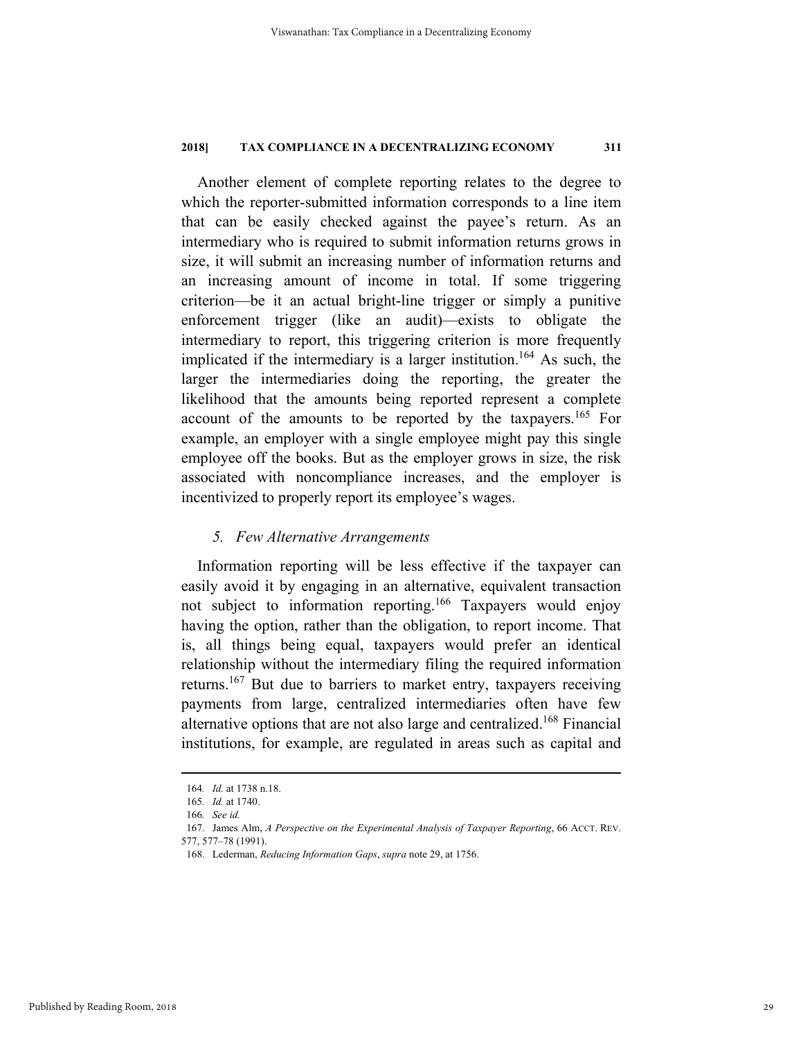Another element of complete reporting relates to the degree to which the reporter-submitted information corresponds to a line item that can be easily checked against the payee's return. As an intermediary who is required to submit information returns grows in size, it will submit an increasing number of information returns and an increasing amount of income in total. If some triggering criterion—be it an actual bright-line trigger or simply a punitive enforcement trigger (like an audit)—exists to obligate the intermediary to report, this triggering criterion is more frequently implicated if the intermediary is a larger institution.[164] As such, the larger the intermediaries doing the reporting, the greater the likelihood that the amounts being reported represent a complete account of the amounts to be reported by the taxpayers.[165] For example, an employer with a single employee might pay this single employee off the books. But as the employer grows in size, the risk associated with noncompliance increases, and the employer is incentivized to properly report its employee's wages.

### *5. Few Alternative Arrangements*

Information reporting will be less effective if the taxpayer can easily avoid it by engaging in an alternative, equivalent transaction not subject to information reporting.[166] Taxpayers would enjoy having the option, rather than the obligation, to report income. That is, all things being equal, taxpayers would prefer an identical relationship without the intermediary filing the required information returns.[167] But due to barriers to market entry, taxpayers receiving payments from large, centralized intermediaries often have few alternative options that are not also large and centralized.[168] Financial institutions, for example, are regulated in areas such as capital and

---

164. *Id.* at 1738 n.18.

165. *Id.* at 1740.

166. *See id.*

167. James Alm, *A Perspective on the Experimental Analysis of Taxpayer Reporting*, 66 ACCT. REV. 577, 577–78 (1991).

168. Lederman, *Reducing Information Gaps*, *supra* note 29, at 1756.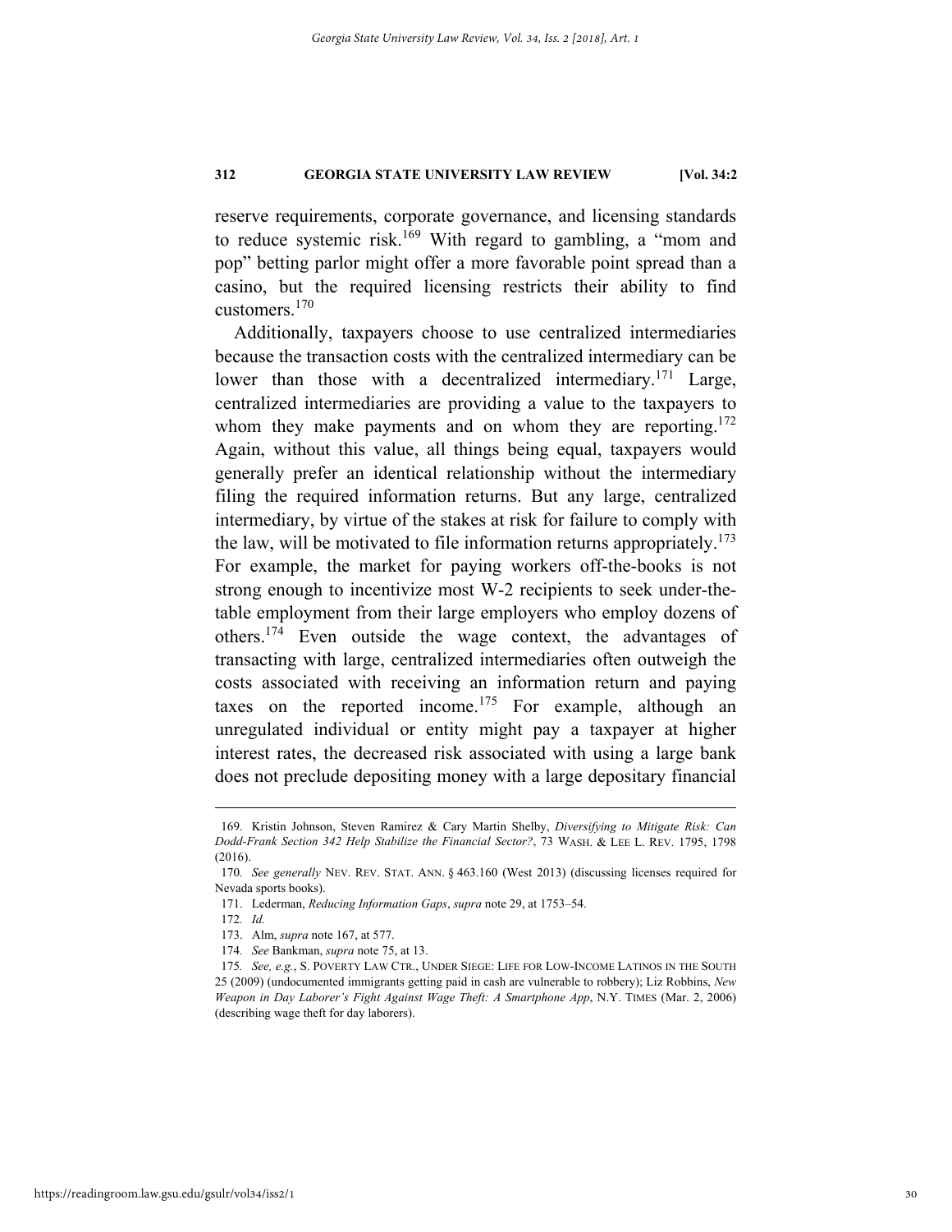reserve requirements, corporate governance, and licensing standards to reduce systemic risk.[169] With regard to gambling, a "mom and pop" betting parlor might offer a more favorable point spread than a casino, but the required licensing restricts their ability to find customers.[170]

Additionally, taxpayers choose to use centralized intermediaries because the transaction costs with the centralized intermediary can be lower than those with a decentralized intermediary.[171] Large, centralized intermediaries are providing a value to the taxpayers to whom they make payments and on whom they are reporting.[172] Again, without this value, all things being equal, taxpayers would generally prefer an identical relationship without the intermediary filing the required information returns. But any large, centralized intermediary, by virtue of the stakes at risk for failure to comply with the law, will be motivated to file information returns appropriately.[173] For example, the market for paying workers off-the-books is not strong enough to incentivize most W-2 recipients to seek under-the-table employment from their large employers who employ dozens of others.[174] Even outside the wage context, the advantages of transacting with large, centralized intermediaries often outweigh the costs associated with receiving an information return and paying taxes on the reported income.[175] For example, although an unregulated individual or entity might pay a taxpayer at higher interest rates, the decreased risk associated with using a large bank does not preclude depositing money with a large depositary financial

---

169. Kristin Johnson, Steven Ramirez & Cary Martin Shelby, *Diversifying to Mitigate Risk: Can Dodd-Frank Section 342 Help Stabilize the Financial Sector?*, 73 WASH. & LEE L. REV. 1795, 1798 (2016).

170. *See generally* NEV. REV. STAT. ANN. § 463.160 (West 2013) (discussing licenses required for Nevada sports books).

171. Lederman, *Reducing Information Gaps*, *supra* note 29, at 1753–54.

172. *Id.*

173. Alm, *supra* note 167, at 577.

174. *See* Bankman, *supra* note 75, at 13.

175. *See, e.g.*, S. POVERTY LAW CTR., UNDER SIEGE: LIFE FOR LOW-INCOME LATINOS IN THE SOUTH 25 (2009) (undocumented immigrants getting paid in cash are vulnerable to robbery); Liz Robbins, *New Weapon in Day Laborer's Fight Against Wage Theft: A Smartphone App*, N.Y. TIMES (Mar. 2, 2006) (describing wage theft for day laborers).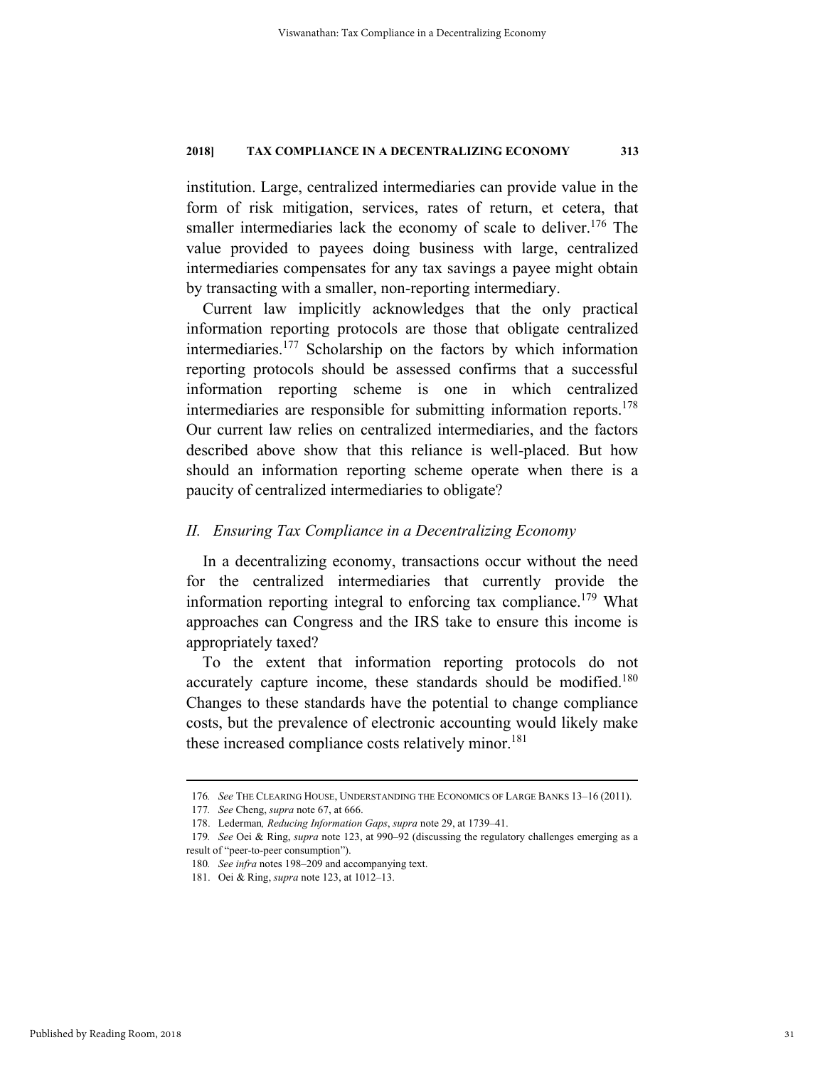institution. Large, centralized intermediaries can provide value in the form of risk mitigation, services, rates of return, et cetera, that smaller intermediaries lack the economy of scale to deliver.[176] The value provided to payees doing business with large, centralized intermediaries compensates for any tax savings a payee might obtain by transacting with a smaller, non-reporting intermediary.

Current law implicitly acknowledges that the only practical information reporting protocols are those that obligate centralized intermediaries.[177] Scholarship on the factors by which information reporting protocols should be assessed confirms that a successful information reporting scheme is one in which centralized intermediaries are responsible for submitting information reports.[178] Our current law relies on centralized intermediaries, and the factors described above show that this reliance is well-placed. But how should an information reporting scheme operate when there is a paucity of centralized intermediaries to obligate?

## *II. Ensuring Tax Compliance in a Decentralizing Economy*

In a decentralizing economy, transactions occur without the need for the centralized intermediaries that currently provide the information reporting integral to enforcing tax compliance.[179] What approaches can Congress and the IRS take to ensure this income is appropriately taxed?

To the extent that information reporting protocols do not accurately capture income, these standards should be modified.[180] Changes to these standards have the potential to change compliance costs, but the prevalence of electronic accounting would likely make these increased compliance costs relatively minor.[181]

---

176. *See* THE CLEARING HOUSE, UNDERSTANDING THE ECONOMICS OF LARGE BANKS 13–16 (2011).

177. *See* Cheng, *supra* note 67, at 666.

178. Lederman*, Reducing Information Gaps*, *supra* note 29, at 1739–41.

179. *See* Oei & Ring, *supra* note 123, at 990–92 (discussing the regulatory challenges emerging as a result of "peer-to-peer consumption").

180. *See infra* notes 198–209 and accompanying text.

181. Oei & Ring, *supra* note 123, at 1012–13.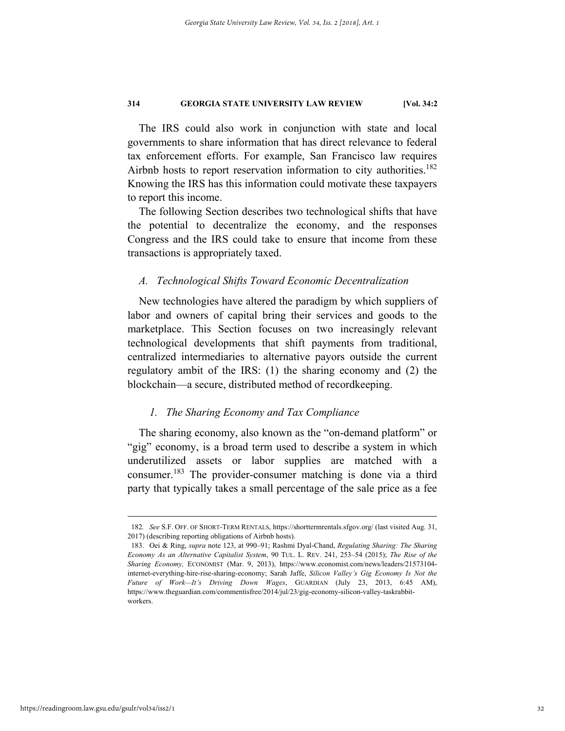The IRS could also work in conjunction with state and local governments to share information that has direct relevance to federal tax enforcement efforts. For example, San Francisco law requires Airbnb hosts to report reservation information to city authorities.[182] Knowing the IRS has this information could motivate these taxpayers to report this income.

The following Section describes two technological shifts that have the potential to decentralize the economy, and the responses Congress and the IRS could take to ensure that income from these transactions is appropriately taxed.

### *A. Technological Shifts Toward Economic Decentralization*

New technologies have altered the paradigm by which suppliers of labor and owners of capital bring their services and goods to the marketplace. This Section focuses on two increasingly relevant technological developments that shift payments from traditional, centralized intermediaries to alternative payors outside the current regulatory ambit of the IRS: (1) the sharing economy and (2) the blockchain—a secure, distributed method of recordkeeping.

#### *1. The Sharing Economy and Tax Compliance*

The sharing economy, also known as the "on-demand platform" or "gig" economy, is a broad term used to describe a system in which underutilized assets or labor supplies are matched with a consumer.[183] The provider-consumer matching is done via a third party that typically takes a small percentage of the sale price as a fee

---

182. *See* S.F. OFF. OF SHORT-TERM RENTALS, https://shorttermrentals.sfgov.org/ (last visited Aug. 31, 2017) (describing reporting obligations of Airbnb hosts).

183. Oei & Ring, *supra* note 123, at 990–91; Rashmi Dyal-Chand, *Regulating Sharing: The Sharing Economy As an Alternative Capitalist System*, 90 TUL. L. REV. 241, 253–54 (2015); *The Rise of the Sharing Economy,* ECONOMIST (Mar. 9, 2013), https://www.economist.com/news/leaders/21573104-internet-everything-hire-rise-sharing-economy; Sarah Jaffe, *Silicon Valley's Gig Economy Is Not the Future of Work—It's Driving Down Wages*, GUARDIAN (July 23, 2013, 6:45 AM), https://www.theguardian.com/commentisfree/2014/jul/23/gig-economy-silicon-valley-taskrabbit-workers.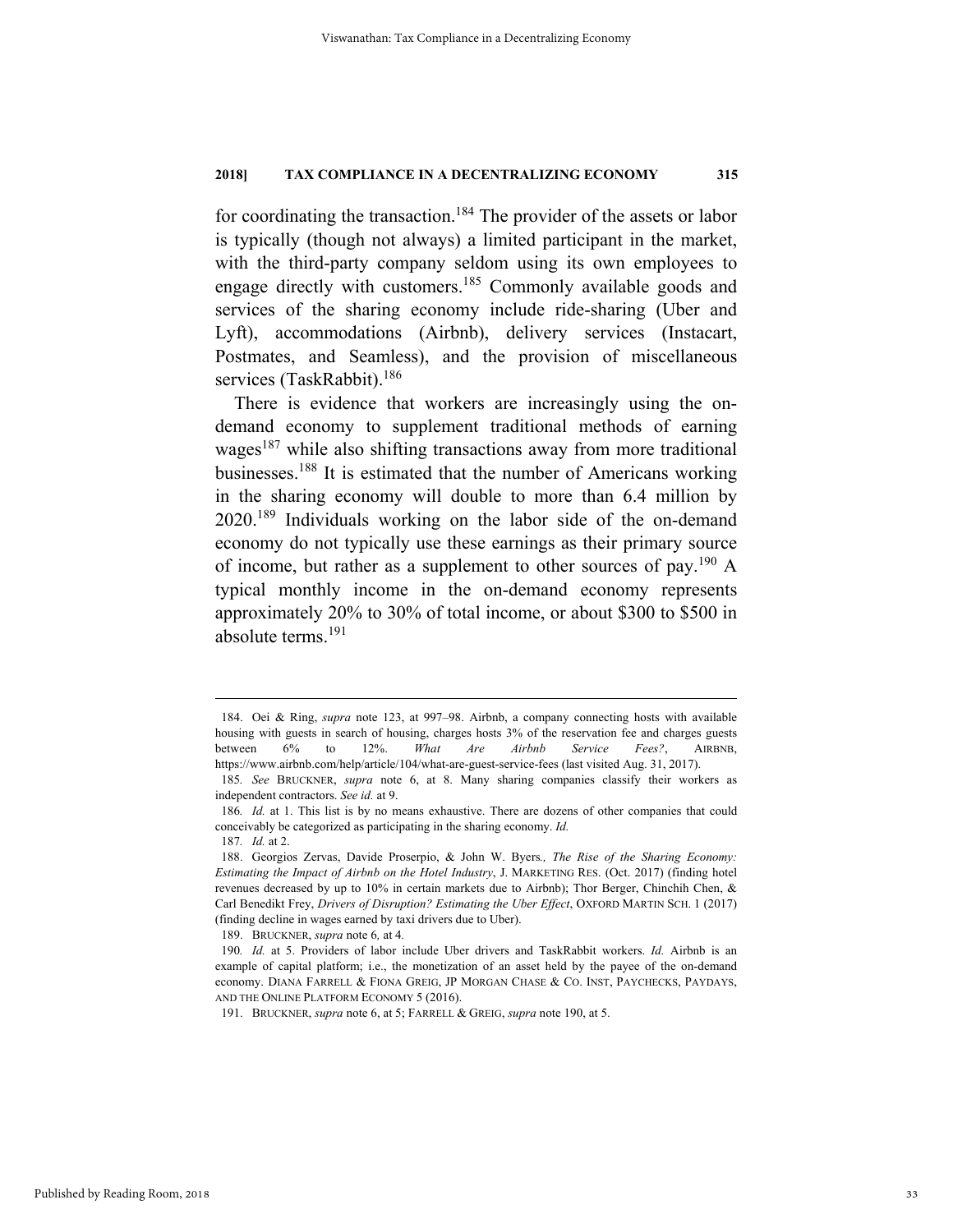for coordinating the transaction.[184] The provider of the assets or labor is typically (though not always) a limited participant in the market, with the third-party company seldom using its own employees to engage directly with customers.[185] Commonly available goods and services of the sharing economy include ride-sharing (Uber and Lyft), accommodations (Airbnb), delivery services (Instacart, Postmates, and Seamless), and the provision of miscellaneous services (TaskRabbit).[186]

There is evidence that workers are increasingly using the on-demand economy to supplement traditional methods of earning wages[187] while also shifting transactions away from more traditional businesses.[188] It is estimated that the number of Americans working in the sharing economy will double to more than 6.4 million by 2020.[189] Individuals working on the labor side of the on-demand economy do not typically use these earnings as their primary source of income, but rather as a supplement to other sources of pay.[190] A typical monthly income in the on-demand economy represents approximately 20% to 30% of total income, or about \$300 to \$500 in absolute terms.[191]

---

184. Oei & Ring, *supra* note 123, at 997–98. Airbnb, a company connecting hosts with available housing with guests in search of housing, charges hosts 3% of the reservation fee and charges guests between 6% to 12%. *What Are Airbnb Service Fees?*, AIRBNB, https://www.airbnb.com/help/article/104/what-are-guest-service-fees (last visited Aug. 31, 2017).

185. *See* BRUCKNER, *supra* note 6, at 8. Many sharing companies classify their workers as independent contractors. *See id.* at 9.

186. *Id.* at 1. This list is by no means exhaustive. There are dozens of other companies that could conceivably be categorized as participating in the sharing economy. *Id.*

187. *Id.* at 2.

188. Georgios Zervas, Davide Proserpio, & John W. Byers*., The Rise of the Sharing Economy: Estimating the Impact of Airbnb on the Hotel Industry*, J. MARKETING RES. (Oct. 2017) (finding hotel revenues decreased by up to 10% in certain markets due to Airbnb); Thor Berger, Chinchih Chen, & Carl Benedikt Frey, *Drivers of Disruption? Estimating the Uber Effect*, OXFORD MARTIN SCH. 1 (2017) (finding decline in wages earned by taxi drivers due to Uber).

189. BRUCKNER, *supra* note 6*,* at 4.

190. *Id.* at 5. Providers of labor include Uber drivers and TaskRabbit workers. *Id.* Airbnb is an example of capital platform; i.e., the monetization of an asset held by the payee of the on-demand economy. DIANA FARRELL & FIONA GREIG, JP MORGAN CHASE & CO. INST, PAYCHECKS, PAYDAYS, AND THE ONLINE PLATFORM ECONOMY 5 (2016).

191. BRUCKNER, *supra* note 6, at 5; FARRELL & GREIG, *supra* note 190, at 5.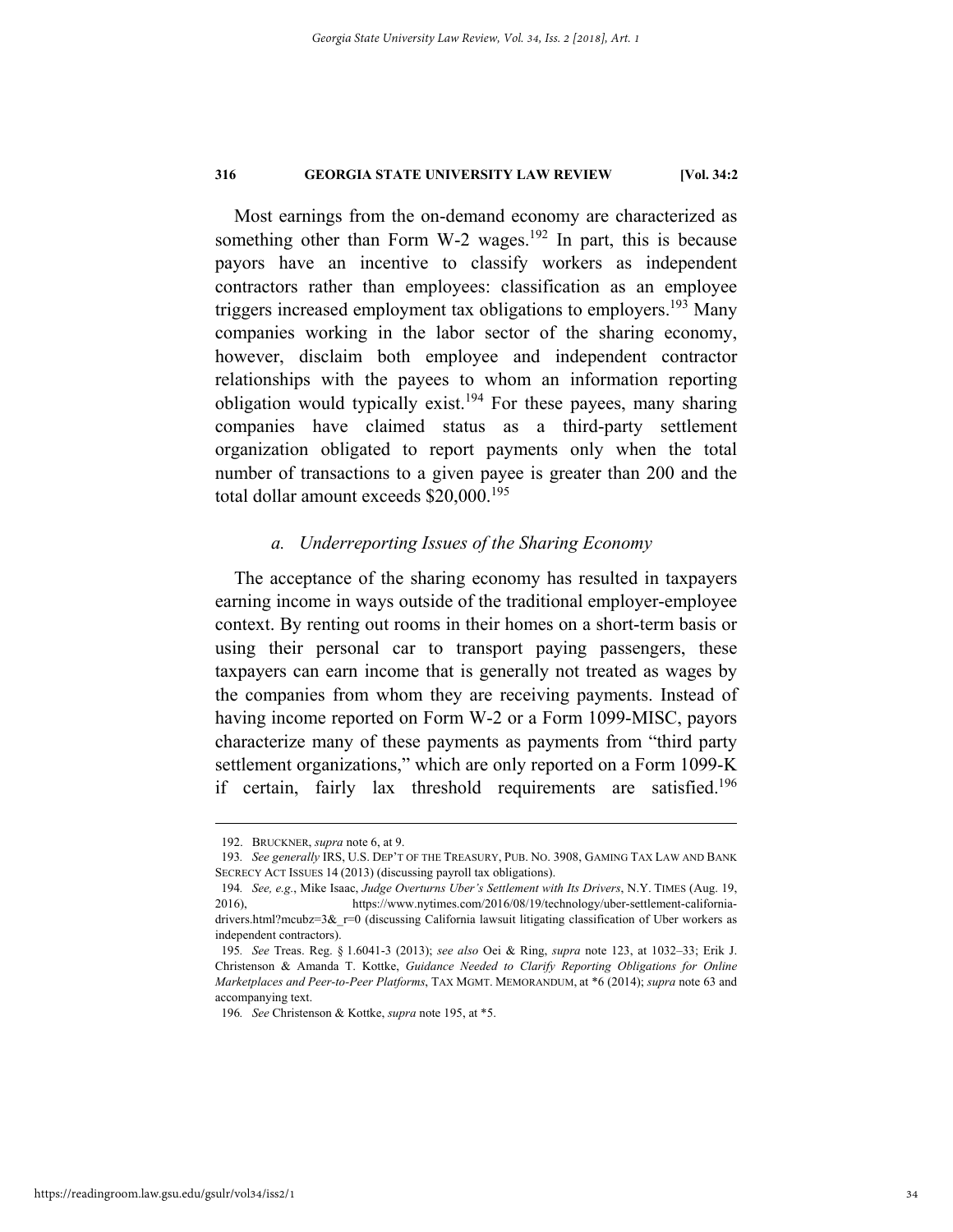Most earnings from the on-demand economy are characterized as something other than Form W-2 wages.[192] In part, this is because payors have an incentive to classify workers as independent contractors rather than employees: classification as an employee triggers increased employment tax obligations to employers.[193] Many companies working in the labor sector of the sharing economy, however, disclaim both employee and independent contractor relationships with the payees to whom an information reporting obligation would typically exist.[194] For these payees, many sharing companies have claimed status as a third-party settlement organization obligated to report payments only when the total number of transactions to a given payee is greater than 200 and the total dollar amount exceeds $20,000.[195]

### *a. Underreporting Issues of the Sharing Economy*

The acceptance of the sharing economy has resulted in taxpayers earning income in ways outside of the traditional employer-employee context. By renting out rooms in their homes on a short-term basis or using their personal car to transport paying passengers, these taxpayers can earn income that is generally not treated as wages by the companies from whom they are receiving payments. Instead of having income reported on Form W-2 or a Form 1099-MISC, payors characterize many of these payments as payments from "third party settlement organizations," which are only reported on a Form 1099-K if certain, fairly lax threshold requirements are satisfied.[196]

---

192. BRUCKNER, *supra* note 6, at 9.

193. *See generally* IRS, U.S. DEP'T OF THE TREASURY, PUB. NO. 3908, GAMING TAX LAW AND BANK SECRECY ACT ISSUES 14 (2013) (discussing payroll tax obligations).

194. *See, e.g.*, Mike Isaac, *Judge Overturns Uber's Settlement with Its Drivers*, N.Y. TIMES (Aug. 19, 2016), https://www.nytimes.com/2016/08/19/technology/uber-settlement-california-drivers.html?mcubz=3&_r=0 (discussing California lawsuit litigating classification of Uber workers as independent contractors).

195. *See* Treas. Reg. § 1.6041-3 (2013); *see also* Oei & Ring, *supra* note 123, at 1032–33; Erik J. Christenson & Amanda T. Kottke, *Guidance Needed to Clarify Reporting Obligations for Online Marketplaces and Peer-to-Peer Platforms*, TAX MGMT. MEMORANDUM, at *6 (2014); *supra* note 63 and accompanying text.

196. *See* Christenson & Kottke, *supra* note 195, at *5.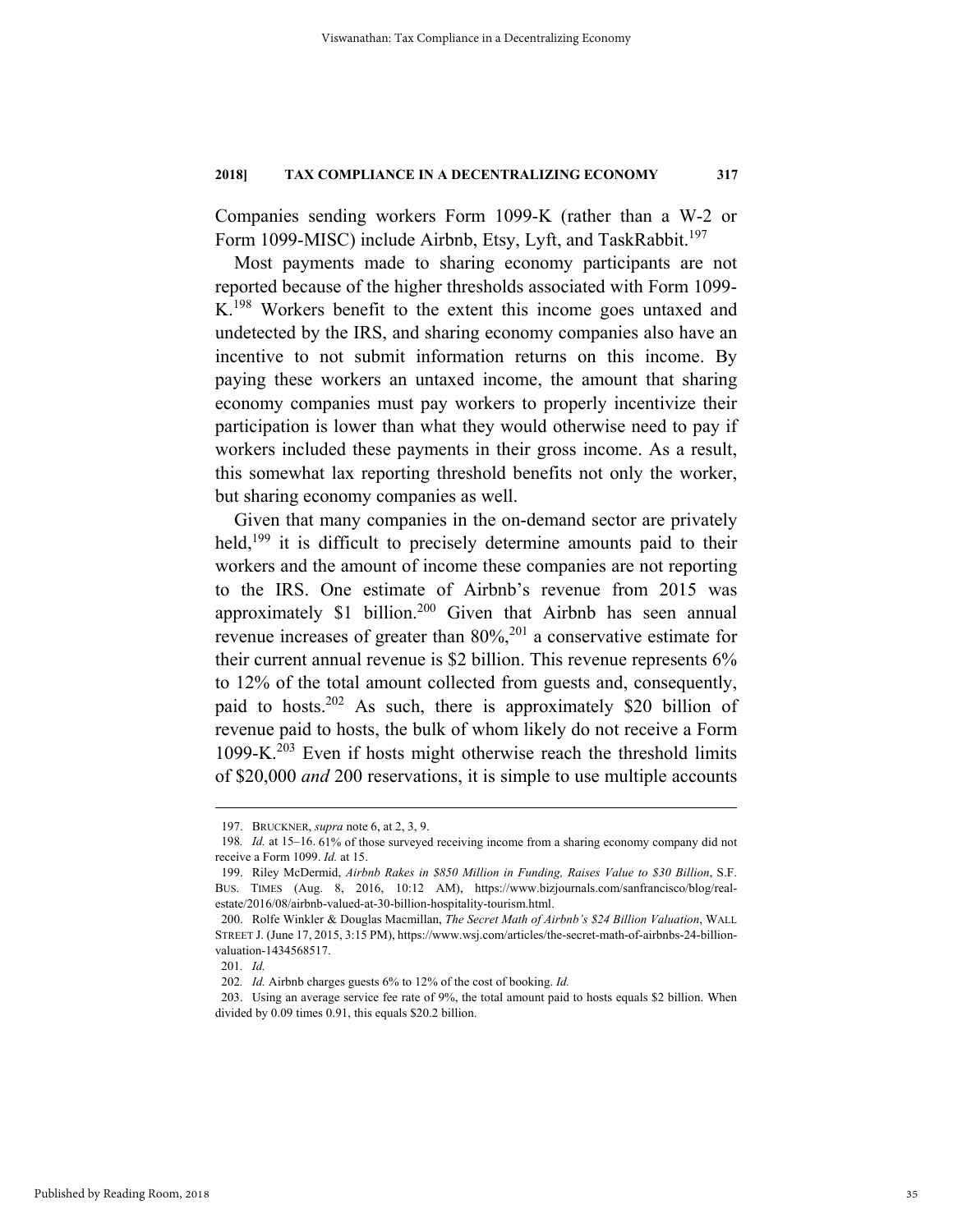Companies sending workers Form 1099-K (rather than a W-2 or Form 1099-MISC) include Airbnb, Etsy, Lyft, and TaskRabbit.[197]

Most payments made to sharing economy participants are not reported because of the higher thresholds associated with Form 1099-K.[198] Workers benefit to the extent this income goes untaxed and undetected by the IRS, and sharing economy companies also have an incentive to not submit information returns on this income. By paying these workers an untaxed income, the amount that sharing economy companies must pay workers to properly incentivize their participation is lower than what they would otherwise need to pay if workers included these payments in their gross income. As a result, this somewhat lax reporting threshold benefits not only the worker, but sharing economy companies as well.

Given that many companies in the on-demand sector are privately held,[199] it is difficult to precisely determine amounts paid to their workers and the amount of income these companies are not reporting to the IRS. One estimate of Airbnb's revenue from 2015 was approximately $1 billion.[200] Given that Airbnb has seen annual revenue increases of greater than 80%,[201] a conservative estimate for their current annual revenue is $2 billion. This revenue represents 6% to 12% of the total amount collected from guests and, consequently, paid to hosts.[202] As such, there is approximately $20 billion of revenue paid to hosts, the bulk of whom likely do not receive a Form 1099-K.[203] Even if hosts might otherwise reach the threshold limits of $20,000 *and* 200 reservations, it is simple to use multiple accounts

---

197. BRUCKNER, *supra* note 6, at 2, 3, 9.

198. *Id.* at 15–16. 61% of those surveyed receiving income from a sharing economy company did not receive a Form 1099. *Id.* at 15.

199. Riley McDermid, *Airbnb Rakes in $850 Million in Funding, Raises Value to $30 Billion*, S.F. BUS. TIMES (Aug. 8, 2016, 10:12 AM), https://www.bizjournals.com/sanfrancisco/blog/real-estate/2016/08/airbnb-valued-at-30-billion-hospitality-tourism.html.

200. Rolfe Winkler & Douglas Macmillan, *The Secret Math of Airbnb's $24 Billion Valuation*, WALL STREET J. (June 17, 2015, 3:15 PM), https://www.wsj.com/articles/the-secret-math-of-airbnbs-24-billion-valuation-1434568517.

201. *Id.*

202. *Id.* Airbnb charges guests 6% to 12% of the cost of booking. *Id.*

203. Using an average service fee rate of 9%, the total amount paid to hosts equals $2 billion. When divided by 0.09 times 0.91, this equals $20.2 billion.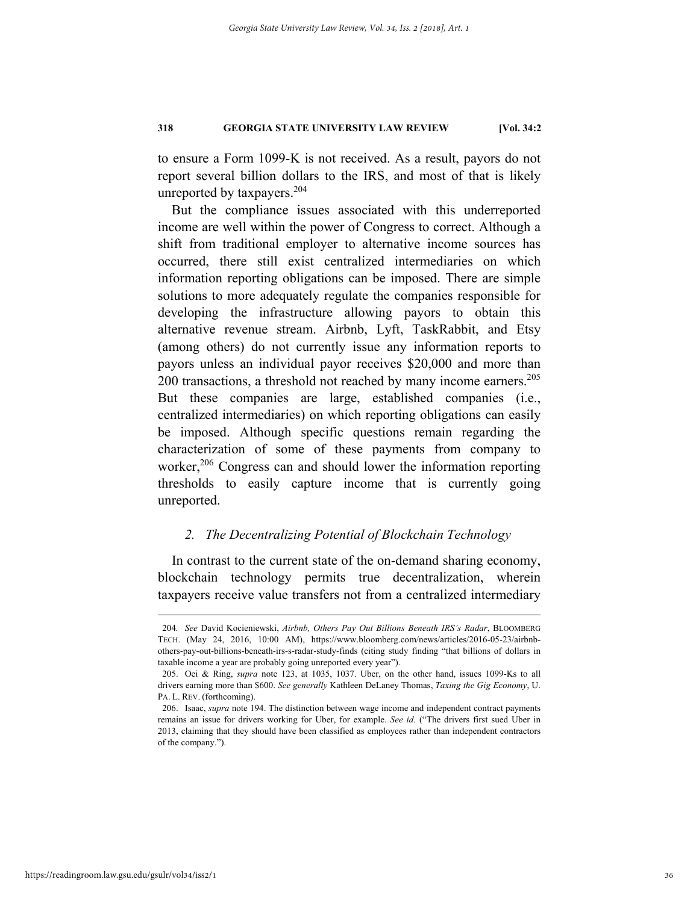to ensure a Form 1099-K is not received. As a result, payors do not report several billion dollars to the IRS, and most of that is likely unreported by taxpayers.[204]

But the compliance issues associated with this underreported income are well within the power of Congress to correct. Although a shift from traditional employer to alternative income sources has occurred, there still exist centralized intermediaries on which information reporting obligations can be imposed. There are simple solutions to more adequately regulate the companies responsible for developing the infrastructure allowing payors to obtain this alternative revenue stream. Airbnb, Lyft, TaskRabbit, and Etsy (among others) do not currently issue any information reports to payors unless an individual payor receives $20,000 and more than 200 transactions, a threshold not reached by many income earners.[205] But these companies are large, established companies (i.e., centralized intermediaries) on which reporting obligations can easily be imposed. Although specific questions remain regarding the characterization of some of these payments from company to worker,[206] Congress can and should lower the information reporting thresholds to easily capture income that is currently going unreported.

### *2. The Decentralizing Potential of Blockchain Technology*

In contrast to the current state of the on-demand sharing economy, blockchain technology permits true decentralization, wherein taxpayers receive value transfers not from a centralized intermediary

---

204. *See* David Kocieniewski, *Airbnb, Others Pay Out Billions Beneath IRS's Radar*, BLOOMBERG TECH. (May 24, 2016, 10:00 AM), https://www.bloomberg.com/news/articles/2016-05-23/airbnb-others-pay-out-billions-beneath-irs-s-radar-study-finds (citing study finding "that billions of dollars in taxable income a year are probably going unreported every year").

205. Oei & Ring, *supra* note 123, at 1035, 1037. Uber, on the other hand, issues 1099-Ks to all drivers earning more than $600. *See generally* Kathleen DeLaney Thomas, *Taxing the Gig Economy*, U. PA. L. REV. (forthcoming).

206. Isaac, *supra* note 194. The distinction between wage income and independent contract payments remains an issue for drivers working for Uber, for example. *See id.* ("The drivers first sued Uber in 2013, claiming that they should have been classified as employees rather than independent contractors of the company.").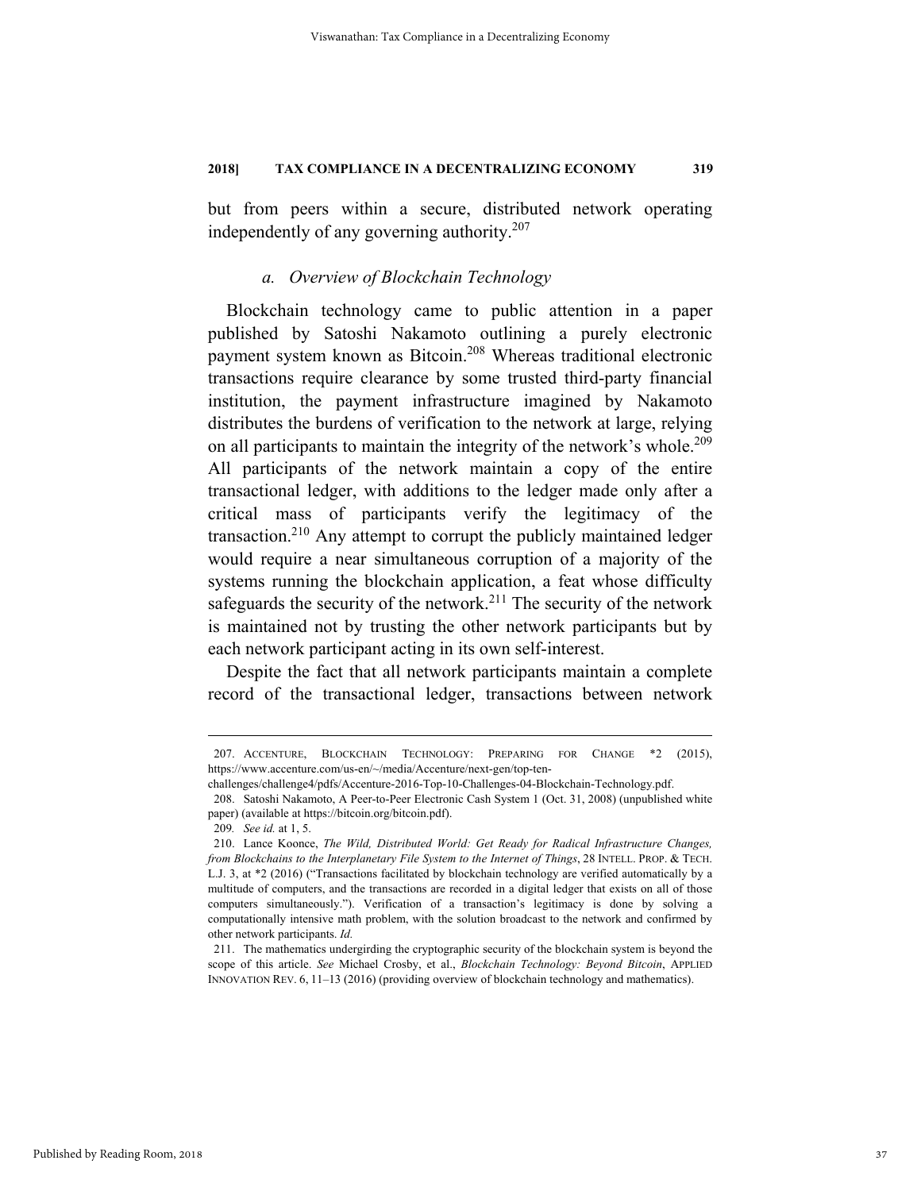but from peers within a secure, distributed network operating independently of any governing authority.[207]

### a. Overview of Blockchain Technology

Blockchain technology came to public attention in a paper published by Satoshi Nakamoto outlining a purely electronic payment system known as Bitcoin.[208] Whereas traditional electronic transactions require clearance by some trusted third-party financial institution, the payment infrastructure imagined by Nakamoto distributes the burdens of verification to the network at large, relying on all participants to maintain the integrity of the network's whole.[209] All participants of the network maintain a copy of the entire transactional ledger, with additions to the ledger made only after a critical mass of participants verify the legitimacy of the transaction.[210] Any attempt to corrupt the publicly maintained ledger would require a near simultaneous corruption of a majority of the systems running the blockchain application, a feat whose difficulty safeguards the security of the network.[211] The security of the network is maintained not by trusting the other network participants but by each network participant acting in its own self-interest.

Despite the fact that all network participants maintain a complete record of the transactional ledger, transactions between network

---

207. ACCENTURE, BLOCKCHAIN TECHNOLOGY: PREPARING FOR CHANGE *2 (2015), https://www.accenture.com/us-en/~/media/Accenture/next-gen/top-ten-challenges/challenge4/pdfs/Accenture-2016-Top-10-Challenges-04-Blockchain-Technology.pdf.

208. Satoshi Nakamoto, A Peer-to-Peer Electronic Cash System 1 (Oct. 31, 2008) (unpublished white paper) (available at https://bitcoin.org/bitcoin.pdf).

209. *See id.* at 1, 5.

210. Lance Koonce, *The Wild, Distributed World: Get Ready for Radical Infrastructure Changes, from Blockchains to the Interplanetary File System to the Internet of Things*, 28 INTELL. PROP. & TECH. L.J. 3, at *2 (2016) ("Transactions facilitated by blockchain technology are verified automatically by a multitude of computers, and the transactions are recorded in a digital ledger that exists on all of those computers simultaneously."). Verification of a transaction's legitimacy is done by solving a computationally intensive math problem, with the solution broadcast to the network and confirmed by other network participants. *Id.*

211. The mathematics undergirding the cryptographic security of the blockchain system is beyond the scope of this article. *See* Michael Crosby, et al., *Blockchain Technology: Beyond Bitcoin*, APPLIED INNOVATION REV. 6, 11–13 (2016) (providing overview of blockchain technology and mathematics).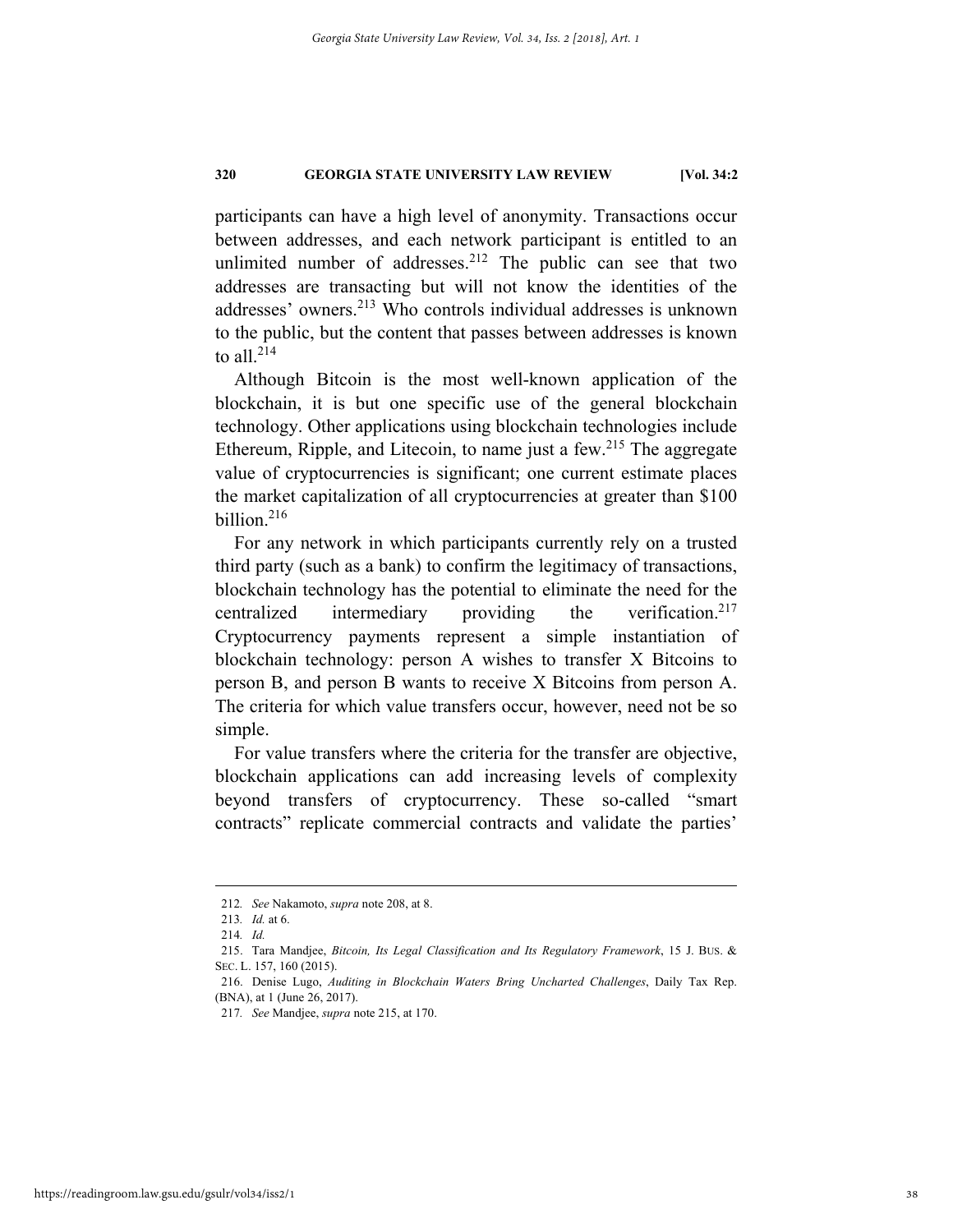participants can have a high level of anonymity. Transactions occur between addresses, and each network participant is entitled to an unlimited number of addresses.[212] The public can see that two addresses are transacting but will not know the identities of the addresses' owners.[213] Who controls individual addresses is unknown to the public, but the content that passes between addresses is known to all.[214]

Although Bitcoin is the most well-known application of the blockchain, it is but one specific use of the general blockchain technology. Other applications using blockchain technologies include Ethereum, Ripple, and Litecoin, to name just a few.[215] The aggregate value of cryptocurrencies is significant; one current estimate places the market capitalization of all cryptocurrencies at greater than $100 billion.[216]

For any network in which participants currently rely on a trusted third party (such as a bank) to confirm the legitimacy of transactions, blockchain technology has the potential to eliminate the need for the centralized intermediary providing the verification.[217] Cryptocurrency payments represent a simple instantiation of blockchain technology: person A wishes to transfer X Bitcoins to person B, and person B wants to receive X Bitcoins from person A. The criteria for which value transfers occur, however, need not be so simple.

For value transfers where the criteria for the transfer are objective, blockchain applications can add increasing levels of complexity beyond transfers of cryptocurrency. These so-called "smart contracts" replicate commercial contracts and validate the parties'

---

212. *See* Nakamoto, *supra* note 208, at 8.

213. *Id.* at 6.

214. *Id.*

215. Tara Mandjee, *Bitcoin, Its Legal Classification and Its Regulatory Framework*, 15 J. BUS. & SEC. L. 157, 160 (2015).

216. Denise Lugo, *Auditing in Blockchain Waters Bring Uncharted Challenges*, Daily Tax Rep. (BNA), at 1 (June 26, 2017).

217. *See* Mandjee, *supra* note 215, at 170.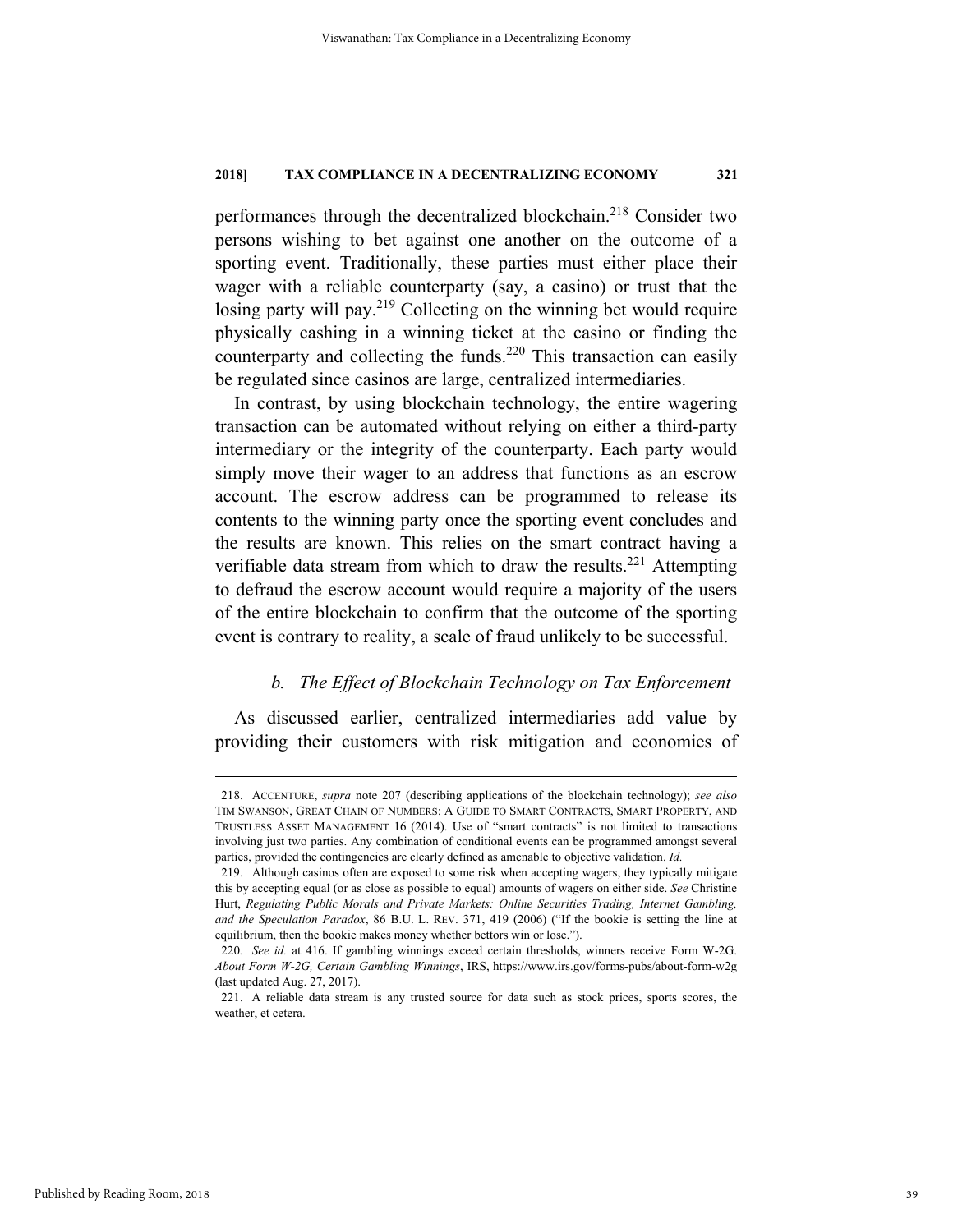performances through the decentralized blockchain.[218] Consider two persons wishing to bet against one another on the outcome of a sporting event. Traditionally, these parties must either place their wager with a reliable counterparty (say, a casino) or trust that the losing party will pay.[219] Collecting on the winning bet would require physically cashing in a winning ticket at the casino or finding the counterparty and collecting the funds.[220] This transaction can easily be regulated since casinos are large, centralized intermediaries.

In contrast, by using blockchain technology, the entire wagering transaction can be automated without relying on either a third-party intermediary or the integrity of the counterparty. Each party would simply move their wager to an address that functions as an escrow account. The escrow address can be programmed to release its contents to the winning party once the sporting event concludes and the results are known. This relies on the smart contract having a verifiable data stream from which to draw the results.[221] Attempting to defraud the escrow account would require a majority of the users of the entire blockchain to confirm that the outcome of the sporting event is contrary to reality, a scale of fraud unlikely to be successful.

#### *b. The Effect of Blockchain Technology on Tax Enforcement*

As discussed earlier, centralized intermediaries add value by providing their customers with risk mitigation and economies of

---

218. ACCENTURE, *supra* note 207 (describing applications of the blockchain technology); *see also* TIM SWANSON, GREAT CHAIN OF NUMBERS: A GUIDE TO SMART CONTRACTS, SMART PROPERTY, AND TRUSTLESS ASSET MANAGEMENT 16 (2014). Use of "smart contracts" is not limited to transactions involving just two parties. Any combination of conditional events can be programmed amongst several parties, provided the contingencies are clearly defined as amenable to objective validation. *Id.*

219. Although casinos often are exposed to some risk when accepting wagers, they typically mitigate this by accepting equal (or as close as possible to equal) amounts of wagers on either side. *See* Christine Hurt, *Regulating Public Morals and Private Markets: Online Securities Trading, Internet Gambling, and the Speculation Paradox*, 86 B.U. L. REV. 371, 419 (2006) ("If the bookie is setting the line at equilibrium, then the bookie makes money whether bettors win or lose.").

220. *See id.* at 416. If gambling winnings exceed certain thresholds, winners receive Form W-2G. *About Form W-2G, Certain Gambling Winnings*, IRS, https://www.irs.gov/forms-pubs/about-form-w2g (last updated Aug. 27, 2017).

221. A reliable data stream is any trusted source for data such as stock prices, sports scores, the weather, et cetera.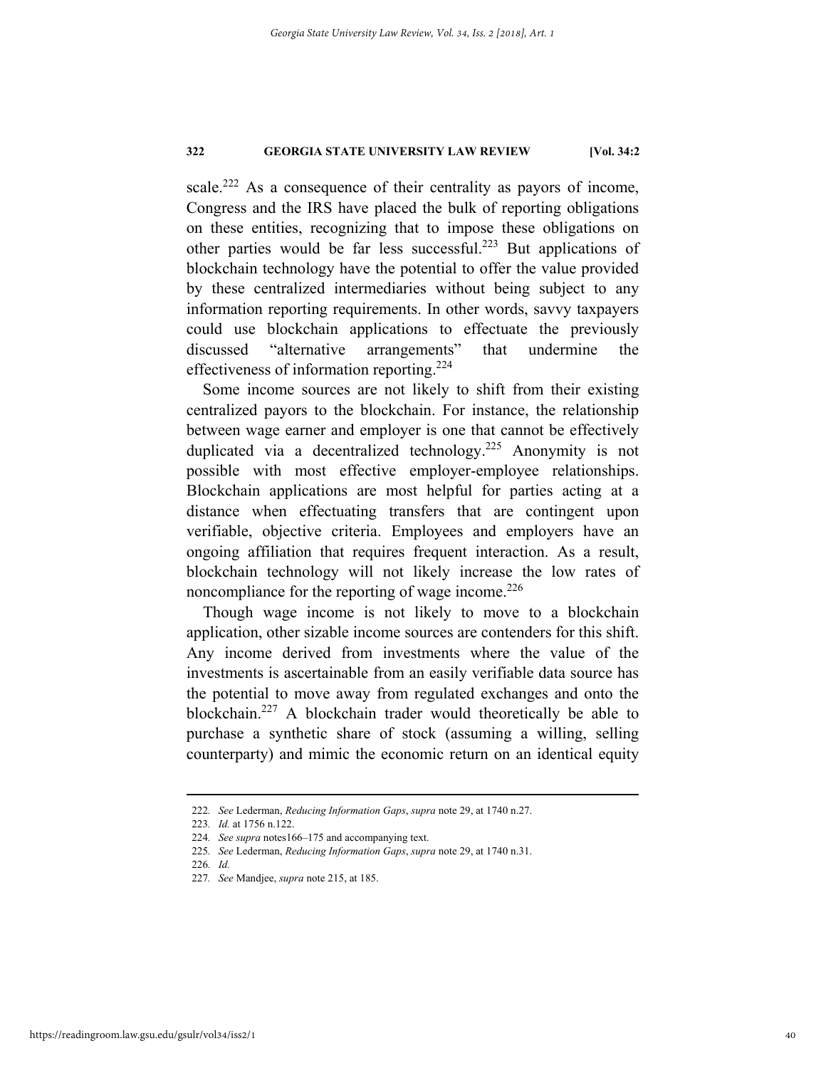scale.[222] As a consequence of their centrality as payors of income, Congress and the IRS have placed the bulk of reporting obligations on these entities, recognizing that to impose these obligations on other parties would be far less successful.[223] But applications of blockchain technology have the potential to offer the value provided by these centralized intermediaries without being subject to any information reporting requirements. In other words, savvy taxpayers could use blockchain applications to effectuate the previously discussed "alternative arrangements" that undermine the effectiveness of information reporting.[224]

Some income sources are not likely to shift from their existing centralized payors to the blockchain. For instance, the relationship between wage earner and employer is one that cannot be effectively duplicated via a decentralized technology.[225] Anonymity is not possible with most effective employer-employee relationships. Blockchain applications are most helpful for parties acting at a distance when effectuating transfers that are contingent upon verifiable, objective criteria. Employees and employers have an ongoing affiliation that requires frequent interaction. As a result, blockchain technology will not likely increase the low rates of noncompliance for the reporting of wage income.[226]

Though wage income is not likely to move to a blockchain application, other sizable income sources are contenders for this shift. Any income derived from investments where the value of the investments is ascertainable from an easily verifiable data source has the potential to move away from regulated exchanges and onto the blockchain.[227] A blockchain trader would theoretically be able to purchase a synthetic share of stock (assuming a willing, selling counterparty) and mimic the economic return on an identical equity

---

222. *See* Lederman, *Reducing Information Gaps*, *supra* note 29, at 1740 n.27.

223. *Id.* at 1756 n.122.

224. *See supra* notes166–175 and accompanying text.

225. *See* Lederman, *Reducing Information Gaps*, *supra* note 29, at 1740 n.31.

226. *Id.*

227. *See* Mandjee, *supra* note 215, at 185.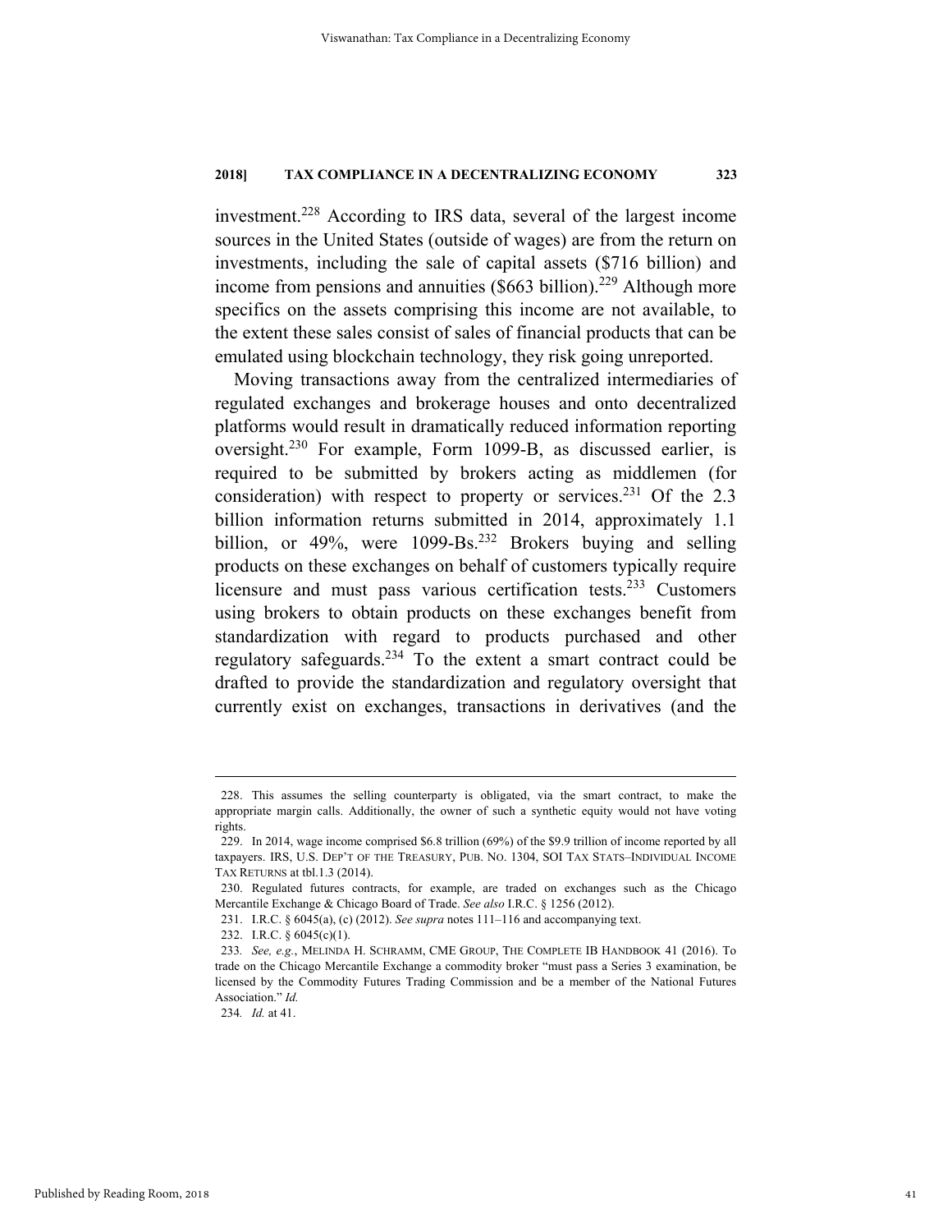investment.[228] According to IRS data, several of the largest income sources in the United States (outside of wages) are from the return on investments, including the sale of capital assets ($716 billion) and income from pensions and annuities ($663 billion).[229] Although more specifics on the assets comprising this income are not available, to the extent these sales consist of sales of financial products that can be emulated using blockchain technology, they risk going unreported.

Moving transactions away from the centralized intermediaries of regulated exchanges and brokerage houses and onto decentralized platforms would result in dramatically reduced information reporting oversight.[230] For example, Form 1099-B, as discussed earlier, is required to be submitted by brokers acting as middlemen (for consideration) with respect to property or services.[231] Of the 2.3 billion information returns submitted in 2014, approximately 1.1 billion, or 49%, were 1099-Bs.[232] Brokers buying and selling products on these exchanges on behalf of customers typically require licensure and must pass various certification tests.[233] Customers using brokers to obtain products on these exchanges benefit from standardization with regard to products purchased and other regulatory safeguards.[234] To the extent a smart contract could be drafted to provide the standardization and regulatory oversight that currently exist on exchanges, transactions in derivatives (and the

---

228. This assumes the selling counterparty is obligated, via the smart contract, to make the appropriate margin calls. Additionally, the owner of such a synthetic equity would not have voting rights.

229. In 2014, wage income comprised $6.8 trillion (69%) of the $9.9 trillion of income reported by all taxpayers. IRS, U.S. DEP'T OF THE TREASURY, PUB. NO. 1304, SOI TAX STATS–INDIVIDUAL INCOME TAX RETURNS at tbl.1.3 (2014).

230. Regulated futures contracts, for example, are traded on exchanges such as the Chicago Mercantile Exchange & Chicago Board of Trade. *See also* I.R.C. § 1256 (2012).

231. I.R.C. § 6045(a), (c) (2012). *See supra* notes 111–116 and accompanying text.

232. I.R.C. § 6045(c)(1).

233. *See, e.g.*, MELINDA H. SCHRAMM, CME GROUP, THE COMPLETE IB HANDBOOK 41 (2016). To trade on the Chicago Mercantile Exchange a commodity broker "must pass a Series 3 examination, be licensed by the Commodity Futures Trading Commission and be a member of the National Futures Association." *Id.*

234. *Id.* at 41.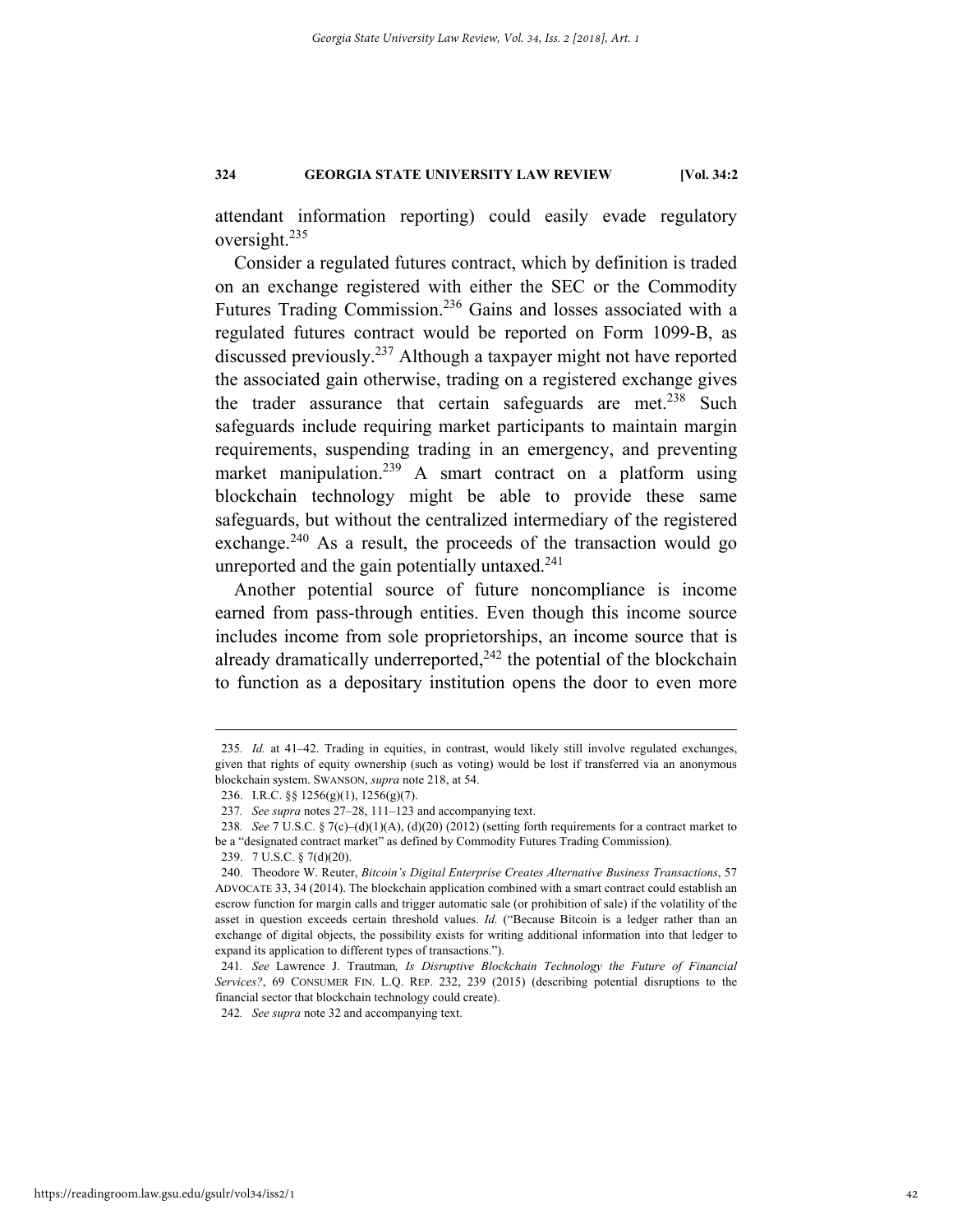attendant information reporting) could easily evade regulatory oversight.[235]

Consider a regulated futures contract, which by definition is traded on an exchange registered with either the SEC or the Commodity Futures Trading Commission.[236] Gains and losses associated with a regulated futures contract would be reported on Form 1099-B, as discussed previously.[237] Although a taxpayer might not have reported the associated gain otherwise, trading on a registered exchange gives the trader assurance that certain safeguards are met.[238] Such safeguards include requiring market participants to maintain margin requirements, suspending trading in an emergency, and preventing market manipulation.[239] A smart contract on a platform using blockchain technology might be able to provide these same safeguards, but without the centralized intermediary of the registered exchange.[240] As a result, the proceeds of the transaction would go unreported and the gain potentially untaxed.[241]

Another potential source of future noncompliance is income earned from pass-through entities. Even though this income source includes income from sole proprietorships, an income source that is already dramatically underreported,[242] the potential of the blockchain to function as a depositary institution opens the door to even more

---

235. *Id.* at 41–42. Trading in equities, in contrast, would likely still involve regulated exchanges, given that rights of equity ownership (such as voting) would be lost if transferred via an anonymous blockchain system. SWANSON, *supra* note 218, at 54.

236. I.R.C. §§ 1256(g)(1), 1256(g)(7).

237. *See supra* notes 27–28, 111–123 and accompanying text.

238. *See* 7 U.S.C. § 7(c)–(d)(1)(A), (d)(20) (2012) (setting forth requirements for a contract market to be a "designated contract market" as defined by Commodity Futures Trading Commission).

239. 7 U.S.C. § 7(d)(20).

240. Theodore W. Reuter, *Bitcoin's Digital Enterprise Creates Alternative Business Transactions*, 57 ADVOCATE 33, 34 (2014). The blockchain application combined with a smart contract could establish an escrow function for margin calls and trigger automatic sale (or prohibition of sale) if the volatility of the asset in question exceeds certain threshold values. *Id.* ("Because Bitcoin is a ledger rather than an exchange of digital objects, the possibility exists for writing additional information into that ledger to expand its application to different types of transactions.").

241. *See* Lawrence J. Trautman*, Is Disruptive Blockchain Technology the Future of Financial Services?*, 69 CONSUMER FIN. L.Q. REP. 232, 239 (2015) (describing potential disruptions to the financial sector that blockchain technology could create).

242. *See supra* note 32 and accompanying text.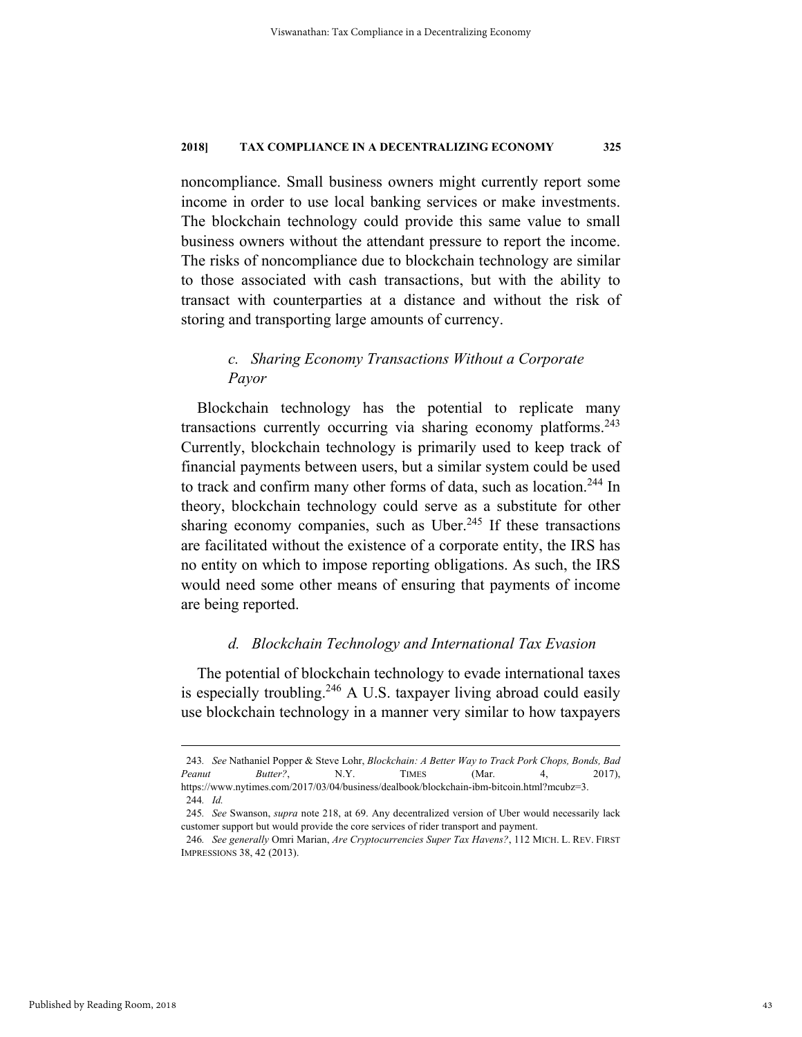noncompliance. Small business owners might currently report some income in order to use local banking services or make investments. The blockchain technology could provide this same value to small business owners without the attendant pressure to report the income. The risks of noncompliance due to blockchain technology are similar to those associated with cash transactions, but with the ability to transact with counterparties at a distance and without the risk of storing and transporting large amounts of currency.

### *c. Sharing Economy Transactions Without a Corporate Payor*

Blockchain technology has the potential to replicate many transactions currently occurring via sharing economy platforms.[243] Currently, blockchain technology is primarily used to keep track of financial payments between users, but a similar system could be used to track and confirm many other forms of data, such as location.[244] In theory, blockchain technology could serve as a substitute for other sharing economy companies, such as Uber.[245] If these transactions are facilitated without the existence of a corporate entity, the IRS has no entity on which to impose reporting obligations. As such, the IRS would need some other means of ensuring that payments of income are being reported.

### *d. Blockchain Technology and International Tax Evasion*

The potential of blockchain technology to evade international taxes is especially troubling.[246] A U.S. taxpayer living abroad could easily use blockchain technology in a manner very similar to how taxpayers

---

243. *See* Nathaniel Popper & Steve Lohr, *Blockchain: A Better Way to Track Pork Chops, Bonds, Bad Peanut Butter?*, N.Y. TIMES (Mar. 4, 2017), https://www.nytimes.com/2017/03/04/business/dealbook/blockchain-ibm-bitcoin.html?mcubz=3.

244. *Id.*

245. *See* Swanson, *supra* note 218, at 69. Any decentralized version of Uber would necessarily lack customer support but would provide the core services of rider transport and payment.

246. *See generally* Omri Marian, *Are Cryptocurrencies Super Tax Havens?*, 112 MICH. L. REV. FIRST IMPRESSIONS 38, 42 (2013).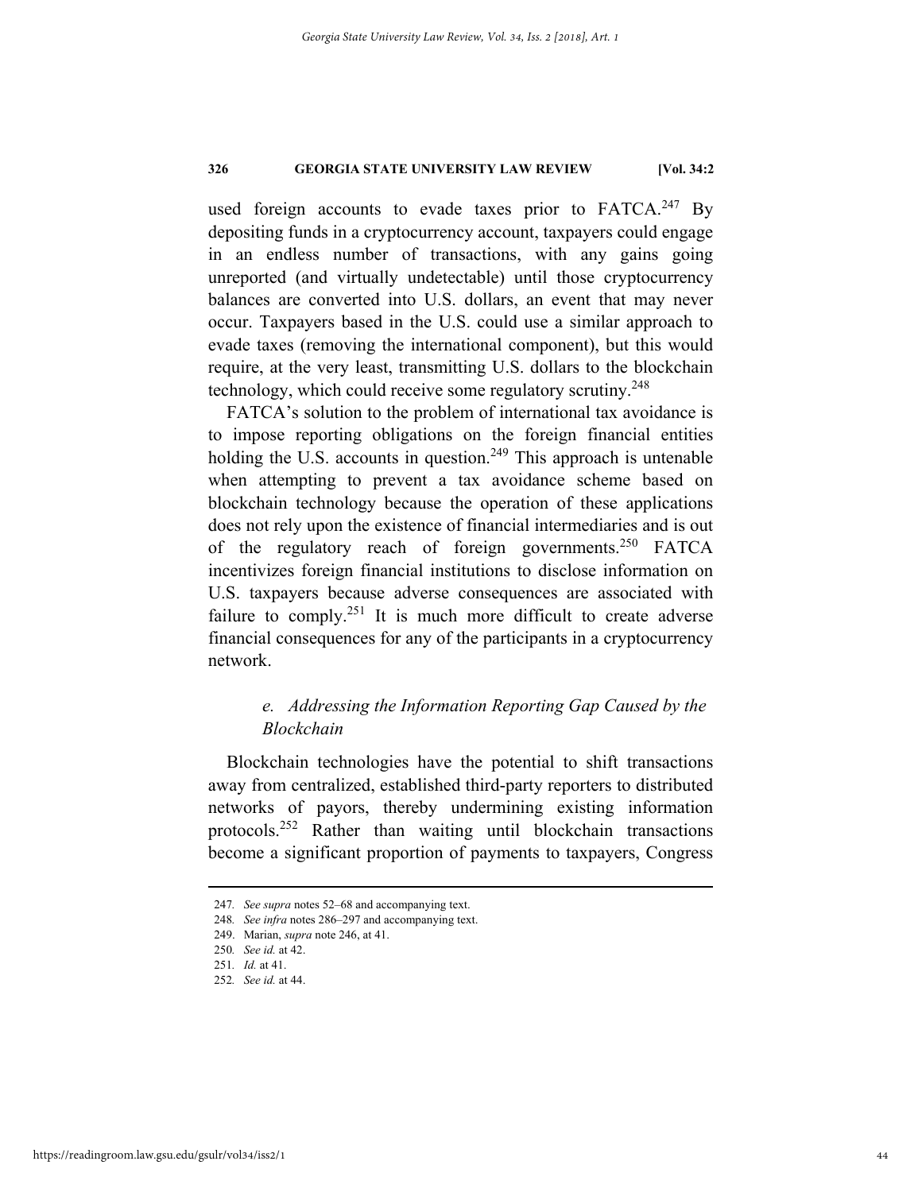used foreign accounts to evade taxes prior to FATCA.[247] By depositing funds in a cryptocurrency account, taxpayers could engage in an endless number of transactions, with any gains going unreported (and virtually undetectable) until those cryptocurrency balances are converted into U.S. dollars, an event that may never occur. Taxpayers based in the U.S. could use a similar approach to evade taxes (removing the international component), but this would require, at the very least, transmitting U.S. dollars to the blockchain technology, which could receive some regulatory scrutiny.[248]

FATCA's solution to the problem of international tax avoidance is to impose reporting obligations on the foreign financial entities holding the U.S. accounts in question.[249] This approach is untenable when attempting to prevent a tax avoidance scheme based on blockchain technology because the operation of these applications does not rely upon the existence of financial intermediaries and is out of the regulatory reach of foreign governments.[250] FATCA incentivizes foreign financial institutions to disclose information on U.S. taxpayers because adverse consequences are associated with failure to comply.[251] It is much more difficult to create adverse financial consequences for any of the participants in a cryptocurrency network.

#### *e. Addressing the Information Reporting Gap Caused by the Blockchain*

Blockchain technologies have the potential to shift transactions away from centralized, established third-party reporters to distributed networks of payors, thereby undermining existing information protocols.[252] Rather than waiting until blockchain transactions become a significant proportion of payments to taxpayers, Congress

---

247. *See supra* notes 52–68 and accompanying text.

248. *See infra* notes 286–297 and accompanying text.

249. Marian, *supra* note 246, at 41.

250. *See id.* at 42.

251. *Id.* at 41.

252. *See id.* at 44.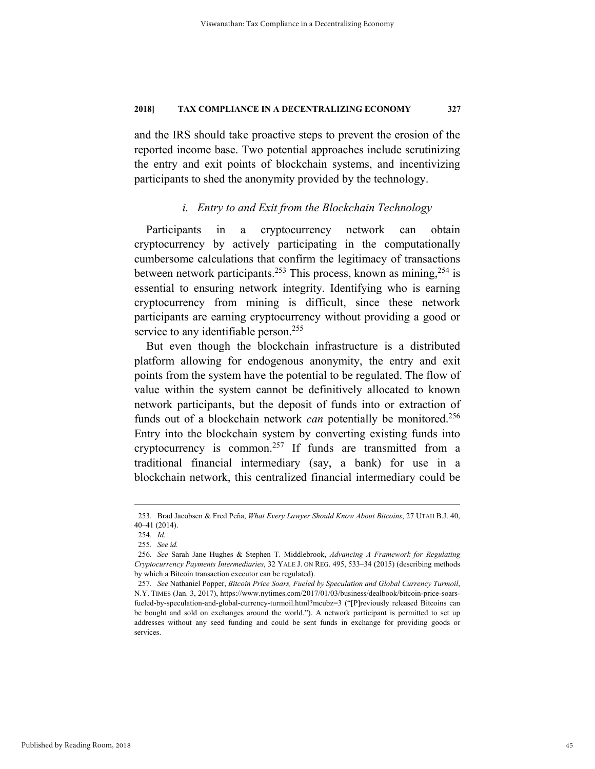and the IRS should take proactive steps to prevent the erosion of the reported income base. Two potential approaches include scrutinizing the entry and exit points of blockchain systems, and incentivizing participants to shed the anonymity provided by the technology.

### *i. Entry to and Exit from the Blockchain Technology*

Participants in a cryptocurrency network can obtain cryptocurrency by actively participating in the computationally cumbersome calculations that confirm the legitimacy of transactions between network participants.[253] This process, known as mining,[254] is essential to ensuring network integrity. Identifying who is earning cryptocurrency from mining is difficult, since these network participants are earning cryptocurrency without providing a good or service to any identifiable person.[255]

But even though the blockchain infrastructure is a distributed platform allowing for endogenous anonymity, the entry and exit points from the system have the potential to be regulated. The flow of value within the system cannot be definitively allocated to known network participants, but the deposit of funds into or extraction of funds out of a blockchain network *can* potentially be monitored.[256] Entry into the blockchain system by converting existing funds into cryptocurrency is common.[257] If funds are transmitted from a traditional financial intermediary (say, a bank) for use in a blockchain network, this centralized financial intermediary could be

---

253. Brad Jacobsen & Fred Peña, *What Every Lawyer Should Know About Bitcoins*, 27 UTAH B.J. 40, 40–41 (2014).

254. *Id.*

255. *See id.*

256. *See* Sarah Jane Hughes & Stephen T. Middlebrook, *Advancing A Framework for Regulating Cryptocurrency Payments Intermediaries*, 32 YALE J. ON REG. 495, 533–34 (2015) (describing methods by which a Bitcoin transaction executor can be regulated).

257. *See* Nathaniel Popper, *Bitcoin Price Soars, Fueled by Speculation and Global Currency Turmoil*, N.Y. TIMES (Jan. 3, 2017), https://www.nytimes.com/2017/01/03/business/dealbook/bitcoin-price-soars-fueled-by-speculation-and-global-currency-turmoil.html?mcubz=3 ("[P]reviously released Bitcoins can be bought and sold on exchanges around the world."). A network participant is permitted to set up addresses without any seed funding and could be sent funds in exchange for providing goods or services.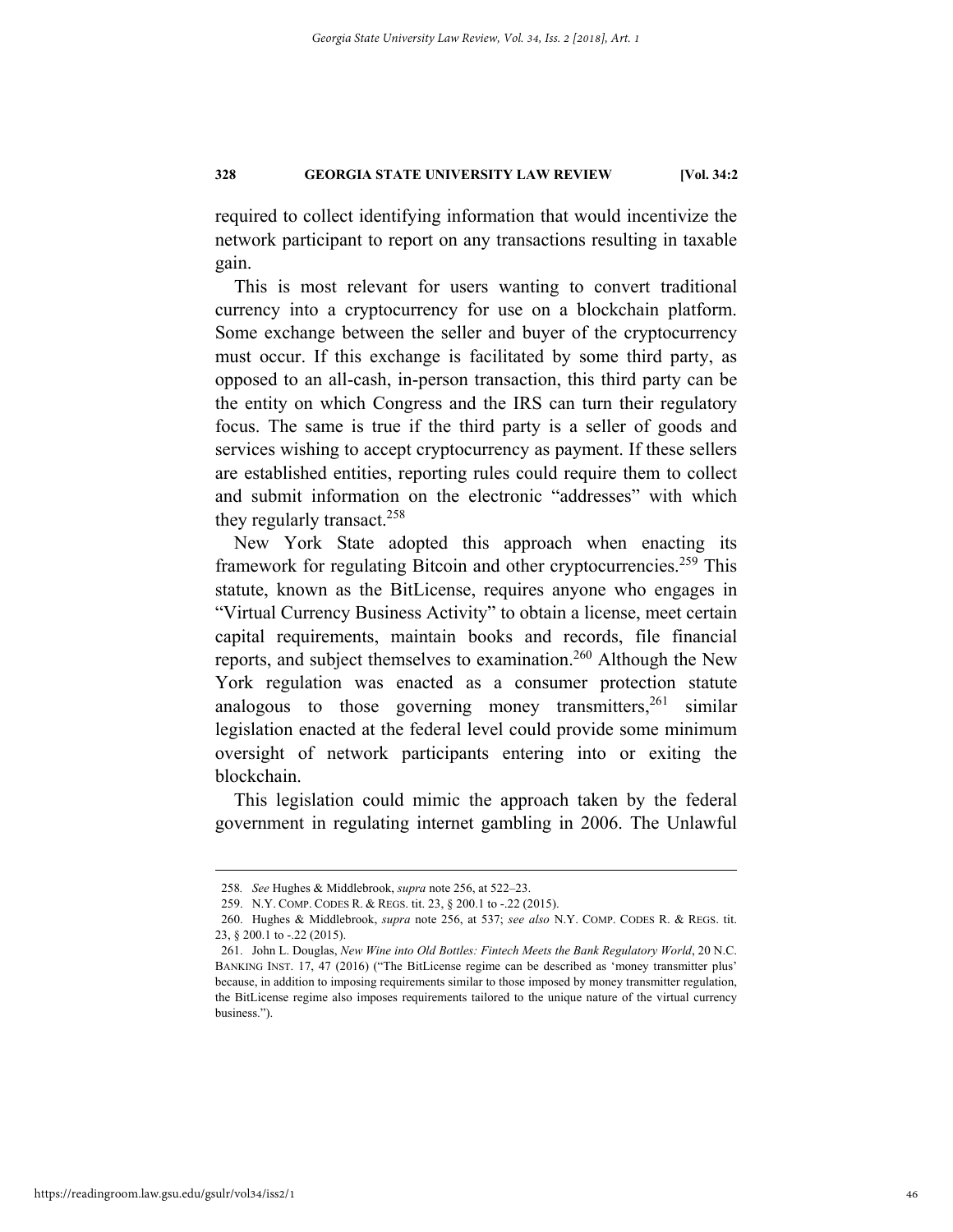required to collect identifying information that would incentivize the network participant to report on any transactions resulting in taxable gain.

This is most relevant for users wanting to convert traditional currency into a cryptocurrency for use on a blockchain platform. Some exchange between the seller and buyer of the cryptocurrency must occur. If this exchange is facilitated by some third party, as opposed to an all-cash, in-person transaction, this third party can be the entity on which Congress and the IRS can turn their regulatory focus. The same is true if the third party is a seller of goods and services wishing to accept cryptocurrency as payment. If these sellers are established entities, reporting rules could require them to collect and submit information on the electronic "addresses" with which they regularly transact.[258]

New York State adopted this approach when enacting its framework for regulating Bitcoin and other cryptocurrencies.[259] This statute, known as the BitLicense, requires anyone who engages in "Virtual Currency Business Activity" to obtain a license, meet certain capital requirements, maintain books and records, file financial reports, and subject themselves to examination.[260] Although the New York regulation was enacted as a consumer protection statute analogous to those governing money transmitters,[261] similar legislation enacted at the federal level could provide some minimum oversight of network participants entering into or exiting the blockchain.

This legislation could mimic the approach taken by the federal government in regulating internet gambling in 2006. The Unlawful

---

258. *See* Hughes & Middlebrook, *supra* note 256, at 522–23.

259. N.Y. COMP. CODES R. & REGS. tit. 23, § 200.1 to -.22 (2015).

260. Hughes & Middlebrook, *supra* note 256, at 537; *see also* N.Y. COMP. CODES R. & REGS. tit. 23, § 200.1 to -.22 (2015).

261. John L. Douglas, *New Wine into Old Bottles: Fintech Meets the Bank Regulatory World*, 20 N.C. BANKING INST. 17, 47 (2016) ("The BitLicense regime can be described as 'money transmitter plus' because, in addition to imposing requirements similar to those imposed by money transmitter regulation, the BitLicense regime also imposes requirements tailored to the unique nature of the virtual currency business.").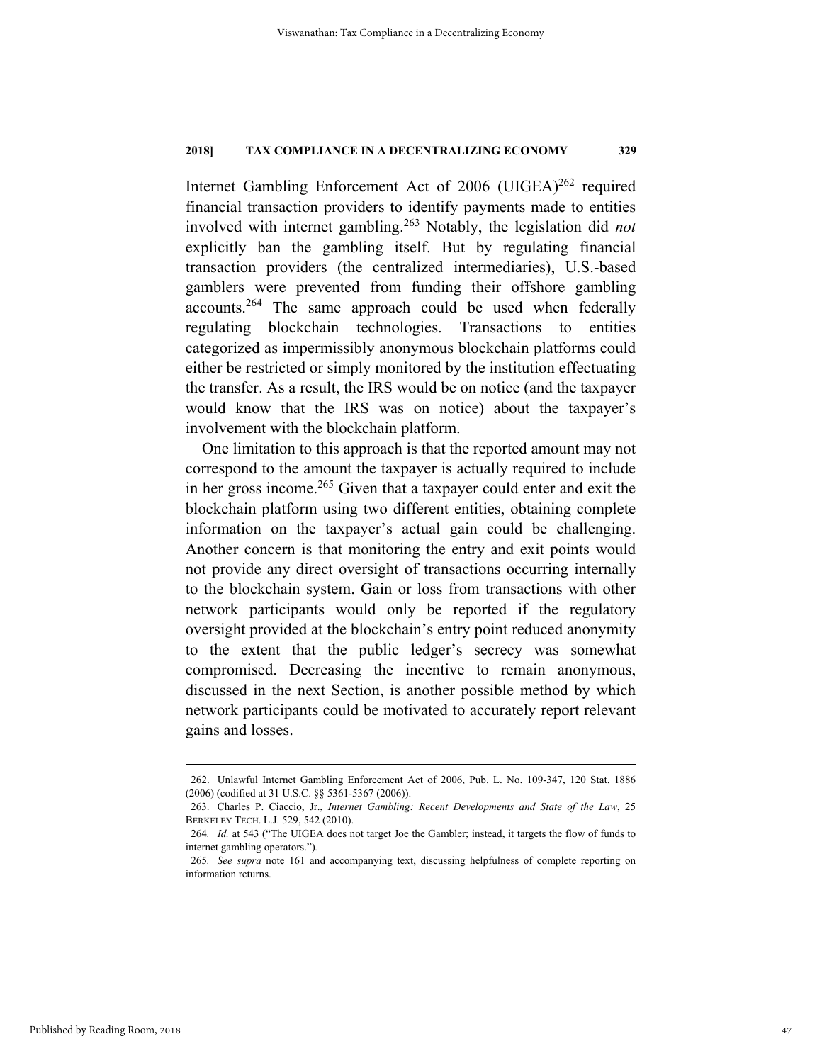Internet Gambling Enforcement Act of 2006 (UIGEA)[262] required financial transaction providers to identify payments made to entities involved with internet gambling.[263] Notably, the legislation did *not* explicitly ban the gambling itself. But by regulating financial transaction providers (the centralized intermediaries), U.S.-based gamblers were prevented from funding their offshore gambling accounts.[264] The same approach could be used when federally regulating blockchain technologies. Transactions to entities categorized as impermissibly anonymous blockchain platforms could either be restricted or simply monitored by the institution effectuating the transfer. As a result, the IRS would be on notice (and the taxpayer would know that the IRS was on notice) about the taxpayer's involvement with the blockchain platform.

One limitation to this approach is that the reported amount may not correspond to the amount the taxpayer is actually required to include in her gross income.[265] Given that a taxpayer could enter and exit the blockchain platform using two different entities, obtaining complete information on the taxpayer's actual gain could be challenging. Another concern is that monitoring the entry and exit points would not provide any direct oversight of transactions occurring internally to the blockchain system. Gain or loss from transactions with other network participants would only be reported if the regulatory oversight provided at the blockchain's entry point reduced anonymity to the extent that the public ledger's secrecy was somewhat compromised. Decreasing the incentive to remain anonymous, discussed in the next Section, is another possible method by which network participants could be motivated to accurately report relevant gains and losses.

---

262. Unlawful Internet Gambling Enforcement Act of 2006, Pub. L. No. 109-347, 120 Stat. 1886 (2006) (codified at 31 U.S.C. §§ 5361-5367 (2006)).

263. Charles P. Ciaccio, Jr., *Internet Gambling: Recent Developments and State of the Law*, 25 BERKELEY TECH. L.J. 529, 542 (2010).

264. *Id.* at 543 ("The UIGEA does not target Joe the Gambler; instead, it targets the flow of funds to internet gambling operators.").

265. *See supra* note 161 and accompanying text, discussing helpfulness of complete reporting on information returns.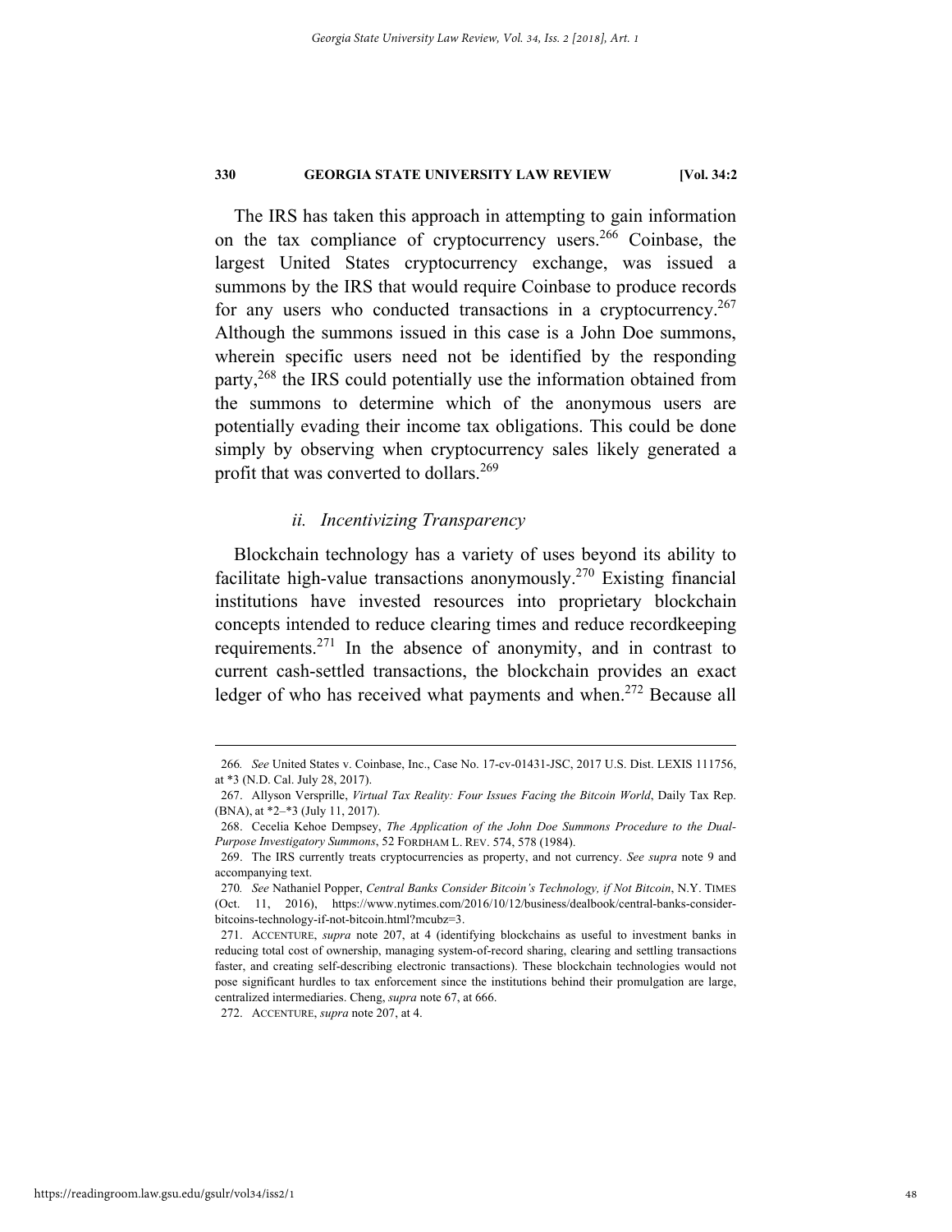The IRS has taken this approach in attempting to gain information on the tax compliance of cryptocurrency users.[266] Coinbase, the largest United States cryptocurrency exchange, was issued a summons by the IRS that would require Coinbase to produce records for any users who conducted transactions in a cryptocurrency.[267] Although the summons issued in this case is a John Doe summons, wherein specific users need not be identified by the responding party,[268] the IRS could potentially use the information obtained from the summons to determine which of the anonymous users are potentially evading their income tax obligations. This could be done simply by observing when cryptocurrency sales likely generated a profit that was converted to dollars.[269]

### *ii. Incentivizing Transparency*

Blockchain technology has a variety of uses beyond its ability to facilitate high-value transactions anonymously.[270] Existing financial institutions have invested resources into proprietary blockchain concepts intended to reduce clearing times and reduce recordkeeping requirements.[271] In the absence of anonymity, and in contrast to current cash-settled transactions, the blockchain provides an exact ledger of who has received what payments and when.[272] Because all

---

266. *See* United States v. Coinbase, Inc., Case No. 17-cv-01431-JSC, 2017 U.S. Dist. LEXIS 111756, at *3 (N.D. Cal. July 28, 2017).

267. Allyson Versprille, *Virtual Tax Reality: Four Issues Facing the Bitcoin World*, Daily Tax Rep. (BNA), at *2–*3 (July 11, 2017).

268. Cecelia Kehoe Dempsey, *The Application of the John Doe Summons Procedure to the Dual-Purpose Investigatory Summons*, 52 FORDHAM L. REV. 574, 578 (1984).

269. The IRS currently treats cryptocurrencies as property, and not currency. *See supra* note 9 and accompanying text.

270. *See* Nathaniel Popper, *Central Banks Consider Bitcoin's Technology, if Not Bitcoin*, N.Y. TIMES (Oct. 11, 2016), https://www.nytimes.com/2016/10/12/business/dealbook/central-banks-consider-bitcoins-technology-if-not-bitcoin.html?mcubz=3.

271. ACCENTURE, *supra* note 207, at 4 (identifying blockchains as useful to investment banks in reducing total cost of ownership, managing system-of-record sharing, clearing and settling transactions faster, and creating self-describing electronic transactions). These blockchain technologies would not pose significant hurdles to tax enforcement since the institutions behind their promulgation are large, centralized intermediaries. Cheng, *supra* note 67, at 666.

272. ACCENTURE, *supra* note 207, at 4.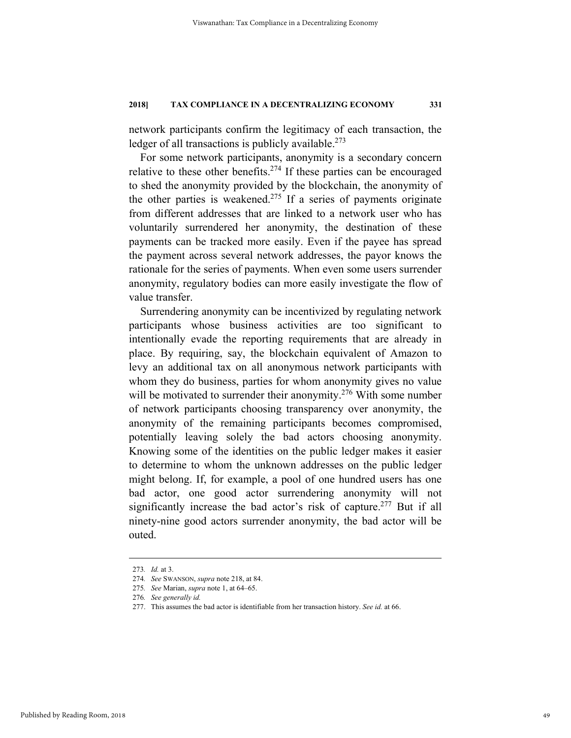network participants confirm the legitimacy of each transaction, the ledger of all transactions is publicly available.[273]

For some network participants, anonymity is a secondary concern relative to these other benefits.[274] If these parties can be encouraged to shed the anonymity provided by the blockchain, the anonymity of the other parties is weakened.[275] If a series of payments originate from different addresses that are linked to a network user who has voluntarily surrendered her anonymity, the destination of these payments can be tracked more easily. Even if the payee has spread the payment across several network addresses, the payor knows the rationale for the series of payments. When even some users surrender anonymity, regulatory bodies can more easily investigate the flow of value transfer.

Surrendering anonymity can be incentivized by regulating network participants whose business activities are too significant to intentionally evade the reporting requirements that are already in place. By requiring, say, the blockchain equivalent of Amazon to levy an additional tax on all anonymous network participants with whom they do business, parties for whom anonymity gives no value will be motivated to surrender their anonymity.[276] With some number of network participants choosing transparency over anonymity, the anonymity of the remaining participants becomes compromised, potentially leaving solely the bad actors choosing anonymity. Knowing some of the identities on the public ledger makes it easier to determine to whom the unknown addresses on the public ledger might belong. If, for example, a pool of one hundred users has one bad actor, one good actor surrendering anonymity will not significantly increase the bad actor's risk of capture.[277] But if all ninety-nine good actors surrender anonymity, the bad actor will be outed.

---

273. *Id.* at 3.

274. *See* SWANSON, *supra* note 218, at 84.

275. *See* Marian, *supra* note 1, at 64–65.

276. *See generally id.*

277. This assumes the bad actor is identifiable from her transaction history. *See id.* at 66.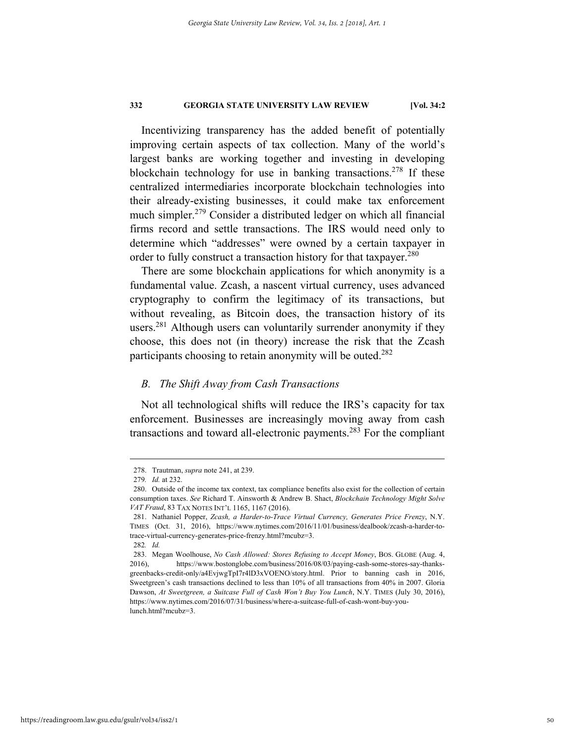Incentivizing transparency has the added benefit of potentially improving certain aspects of tax collection. Many of the world's largest banks are working together and investing in developing blockchain technology for use in banking transactions.[278] If these centralized intermediaries incorporate blockchain technologies into their already-existing businesses, it could make tax enforcement much simpler.[279] Consider a distributed ledger on which all financial firms record and settle transactions. The IRS would need only to determine which "addresses" were owned by a certain taxpayer in order to fully construct a transaction history for that taxpayer.[280]

There are some blockchain applications for which anonymity is a fundamental value. Zcash, a nascent virtual currency, uses advanced cryptography to confirm the legitimacy of its transactions, but without revealing, as Bitcoin does, the transaction history of its users.[281] Although users can voluntarily surrender anonymity if they choose, this does not (in theory) increase the risk that the Zcash participants choosing to retain anonymity will be outed.[282]

### *B. The Shift Away from Cash Transactions*

Not all technological shifts will reduce the IRS's capacity for tax enforcement. Businesses are increasingly moving away from cash transactions and toward all-electronic payments.[283] For the compliant

---

278. Trautman, *supra* note 241, at 239.

279. *Id.* at 232.

280. Outside of the income tax context, tax compliance benefits also exist for the collection of certain consumption taxes. *See* Richard T. Ainsworth & Andrew B. Shact, *Blockchain Technology Might Solve VAT Fraud*, 83 TAX NOTES INT'L 1165, 1167 (2016).

281. Nathaniel Popper, *Zcash, a Harder-to-Trace Virtual Currency, Generates Price Frenzy*, N.Y. TIMES (Oct. 31, 2016), https://www.nytimes.com/2016/11/01/business/dealbook/zcash-a-harder-to-trace-virtual-currency-generates-price-frenzy.html?mcubz=3.

282. *Id.*

283. Megan Woolhouse, *No Cash Allowed: Stores Refusing to Accept Money*, BOS. GLOBE (Aug. 4, 2016), https://www.bostonglobe.com/business/2016/08/03/paying-cash-some-stores-say-thanks-greenbacks-credit-only/a4EvjwgTpI7r4lD3xVOENO/story.html. Prior to banning cash in 2016, Sweetgreen's cash transactions declined to less than 10% of all transactions from 40% in 2007. Gloria Dawson, *At Sweetgreen, a Suitcase Full of Cash Won't Buy You Lunch*, N.Y. TIMES (July 30, 2016), https://www.nytimes.com/2016/07/31/business/where-a-suitcase-full-of-cash-wont-buy-you-lunch.html?mcubz=3.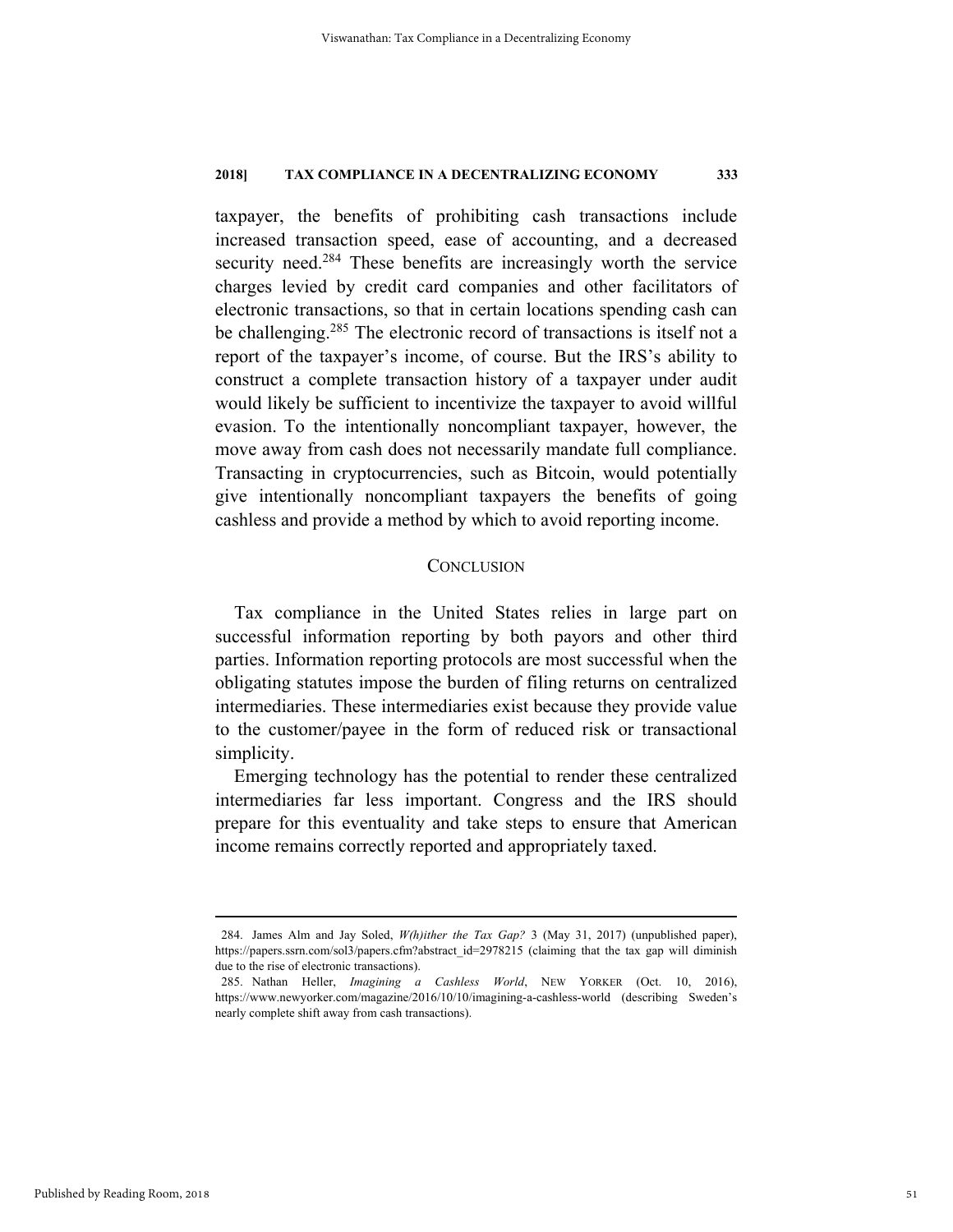taxpayer, the benefits of prohibiting cash transactions include increased transaction speed, ease of accounting, and a decreased security need.[284] These benefits are increasingly worth the service charges levied by credit card companies and other facilitators of electronic transactions, so that in certain locations spending cash can be challenging.[285] The electronic record of transactions is itself not a report of the taxpayer's income, of course. But the IRS's ability to construct a complete transaction history of a taxpayer under audit would likely be sufficient to incentivize the taxpayer to avoid willful evasion. To the intentionally noncompliant taxpayer, however, the move away from cash does not necessarily mandate full compliance. Transacting in cryptocurrencies, such as Bitcoin, would potentially give intentionally noncompliant taxpayers the benefits of going cashless and provide a method by which to avoid reporting income.

## CONCLUSION

Tax compliance in the United States relies in large part on successful information reporting by both payors and other third parties. Information reporting protocols are most successful when the obligating statutes impose the burden of filing returns on centralized intermediaries. These intermediaries exist because they provide value to the customer/payee in the form of reduced risk or transactional simplicity.

Emerging technology has the potential to render these centralized intermediaries far less important. Congress and the IRS should prepare for this eventuality and take steps to ensure that American income remains correctly reported and appropriately taxed.

---

284. James Alm and Jay Soled, *W(h)ither the Tax Gap?* 3 (May 31, 2017) (unpublished paper), https://papers.ssrn.com/sol3/papers.cfm?abstract_id=2978215 (claiming that the tax gap will diminish due to the rise of electronic transactions).

285. Nathan Heller, *Imagining a Cashless World*, NEW YORKER (Oct. 10, 2016), https://www.newyorker.com/magazine/2016/10/10/imagining-a-cashless-world (describing Sweden's nearly complete shift away from cash transactions).